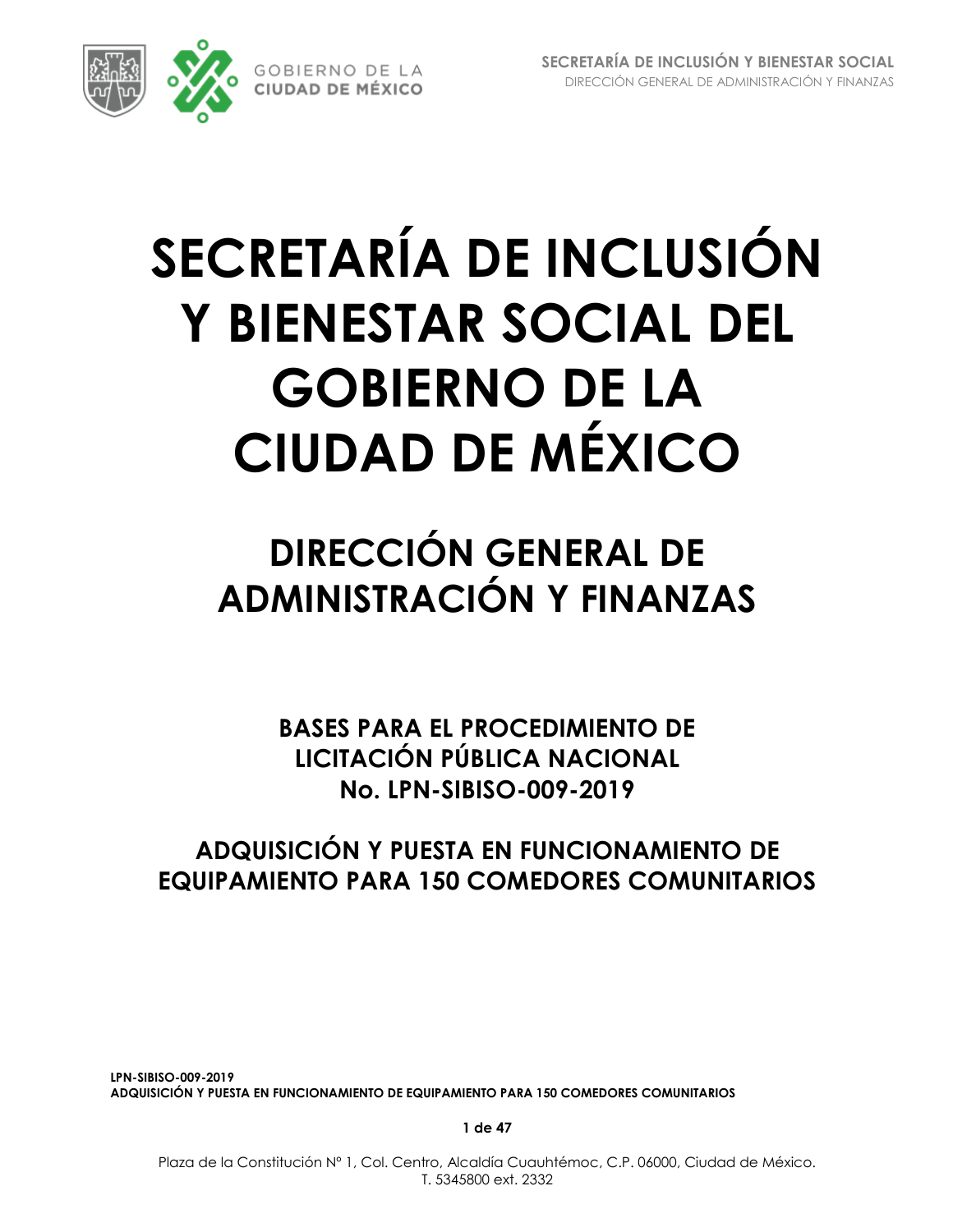# SECRETARÍA DE INCLUSIÓN Y BIENESTAR SOCIAL DEL GOBIERNO DE LA CIUDAD DE MÉXICO

## DIRECCIÓN GENERAL DE ADMINISTRACIÓN Y FINANZAS

### BASES PARA EL PROCEDIMIENTO DE LICITACIÓN PÚBLICA NACIONAL No. LPN-SIBISO-009-2019

### ADQUISICIÓN Y PUESTA EN FUNCIONAMIENTO DE EQUIPAMIENTO PARA 150 COMEDORES COMUNITARIOS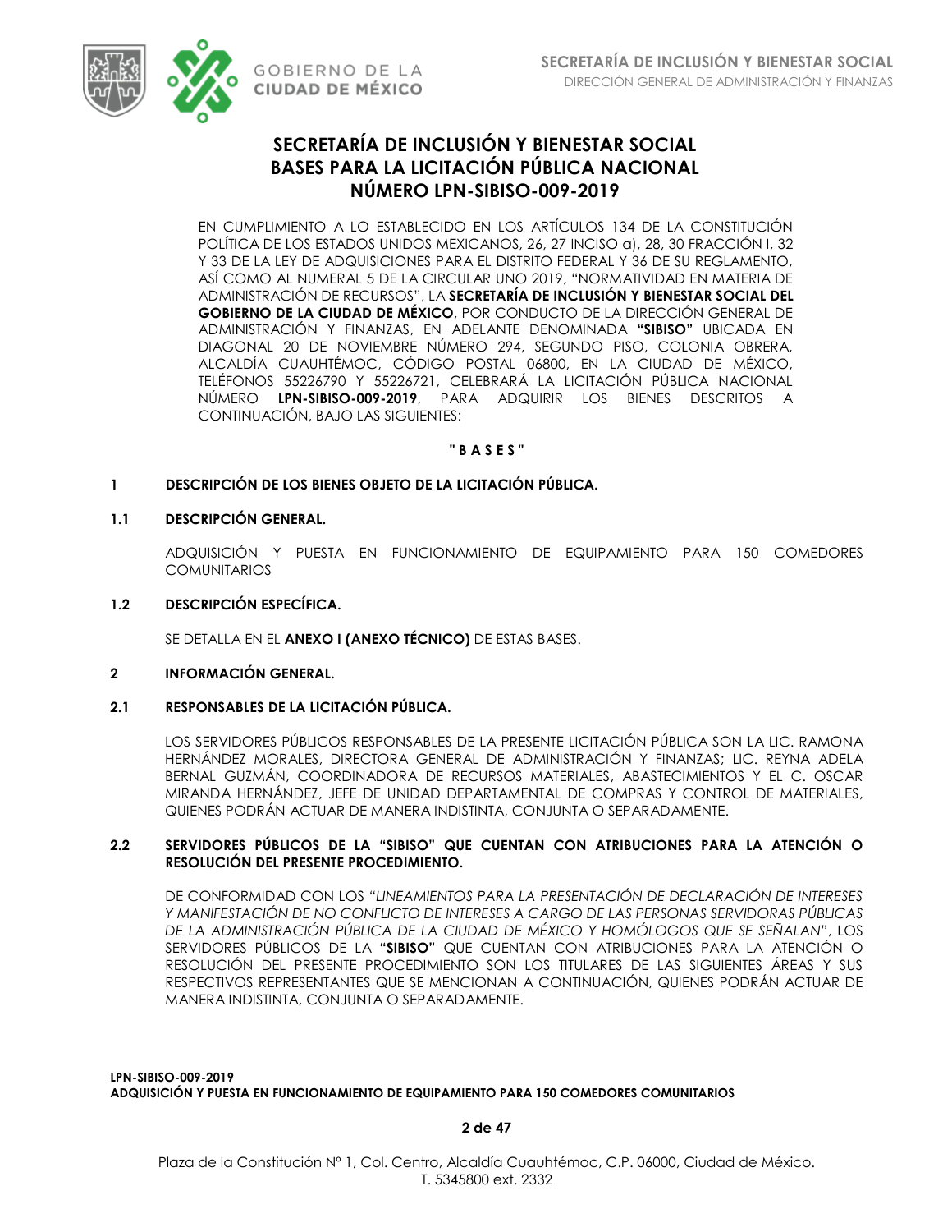# SECRETARÍA DE INCLUSIÓN Y BIENESTAR SOCIAL
# BASES PARA LA LICITACIÓN PÚBLICA NACIONAL
# NÚMERO LPN-SIBISO-009-2019

EN CUMPLIMIENTO A LO ESTABLECIDO EN LOS ARTÍCULOS 134 DE LA CONSTITUCIÓN POLÍTICA DE LOS ESTADOS UNIDOS MEXICANOS, 26, 27 INCISO a), 28, 30 FRACCIÓN I, 32 Y 33 DE LA LEY DE ADQUISICIONES PARA EL DISTRITO FEDERAL Y 36 DE SU REGLAMENTO, ASÍ COMO AL NUMERAL 5 DE LA CIRCULAR UNO 2019, "NORMATIVIDAD EN MATERIA DE ADMINISTRACIÓN DE RECURSOS", LA **SECRETARÍA DE INCLUSIÓN Y BIENESTAR SOCIAL DEL GOBIERNO DE LA CIUDAD DE MÉXICO**, POR CONDUCTO DE LA DIRECCIÓN GENERAL DE ADMINISTRACIÓN Y FINANZAS, EN ADELANTE DENOMINADA **"SIBISO"** UBICADA EN DIAGONAL 20 DE NOVIEMBRE NÚMERO 294, SEGUNDO PISO, COLONIA OBRERA, ALCALDÍA CUAUHTÉMOC, CÓDIGO POSTAL 06800, EN LA CIUDAD DE MÉXICO, TELÉFONOS 55226790 Y 55226721, CELEBRARÁ LA LICITACIÓN PÚBLICA NACIONAL NÚMERO **LPN-SIBISO-009-2019**, PARA ADQUIRIR LOS BIENES DESCRITOS A CONTINUACIÓN, BAJO LAS SIGUIENTES:

**" B A S E S "**

## 1 DESCRIPCIÓN DE LOS BIENES OBJETO DE LA LICITACIÓN PÚBLICA.

### 1.1 DESCRIPCIÓN GENERAL.

ADQUISICIÓN Y PUESTA EN FUNCIONAMIENTO DE EQUIPAMIENTO PARA 150 COMEDORES COMUNITARIOS

### 1.2 DESCRIPCIÓN ESPECÍFICA.

SE DETALLA EN EL **ANEXO I (ANEXO TÉCNICO)** DE ESTAS BASES.

## 2 INFORMACIÓN GENERAL.

### 2.1 RESPONSABLES DE LA LICITACIÓN PÚBLICA.

LOS SERVIDORES PÚBLICOS RESPONSABLES DE LA PRESENTE LICITACIÓN PÚBLICA SON LA LIC. RAMONA HERNÁNDEZ MORALES, DIRECTORA GENERAL DE ADMINISTRACIÓN Y FINANZAS; LIC. REYNA ADELA BERNAL GUZMÁN, COORDINADORA DE RECURSOS MATERIALES, ABASTECIMIENTOS Y EL C. OSCAR MIRANDA HERNÁNDEZ, JEFE DE UNIDAD DEPARTAMENTAL DE COMPRAS Y CONTROL DE MATERIALES, QUIENES PODRÁN ACTUAR DE MANERA INDISTINTA, CONJUNTA O SEPARADAMENTE.

### 2.2 SERVIDORES PÚBLICOS DE LA "SIBISO" QUE CUENTAN CON ATRIBUCIONES PARA LA ATENCIÓN O RESOLUCIÓN DEL PRESENTE PROCEDIMIENTO.

DE CONFORMIDAD CON LOS *"LINEAMIENTOS PARA LA PRESENTACIÓN DE DECLARACIÓN DE INTERESES Y MANIFESTACIÓN DE NO CONFLICTO DE INTERESES A CARGO DE LAS PERSONAS SERVIDORAS PÚBLICAS DE LA ADMINISTRACIÓN PÚBLICA DE LA CIUDAD DE MÉXICO Y HOMÓLOGOS QUE SE SEÑALAN"*, LOS SERVIDORES PÚBLICOS DE LA **"SIBISO"** QUE CUENTAN CON ATRIBUCIONES PARA LA ATENCIÓN O RESOLUCIÓN DEL PRESENTE PROCEDIMIENTO SON LOS TITULARES DE LAS SIGUIENTES ÁREAS Y SUS RESPECTIVOS REPRESENTANTES QUE SE MENCIONAN A CONTINUACIÓN, QUIENES PODRÁN ACTUAR DE MANERA INDISTINTA, CONJUNTA O SEPARADAMENTE.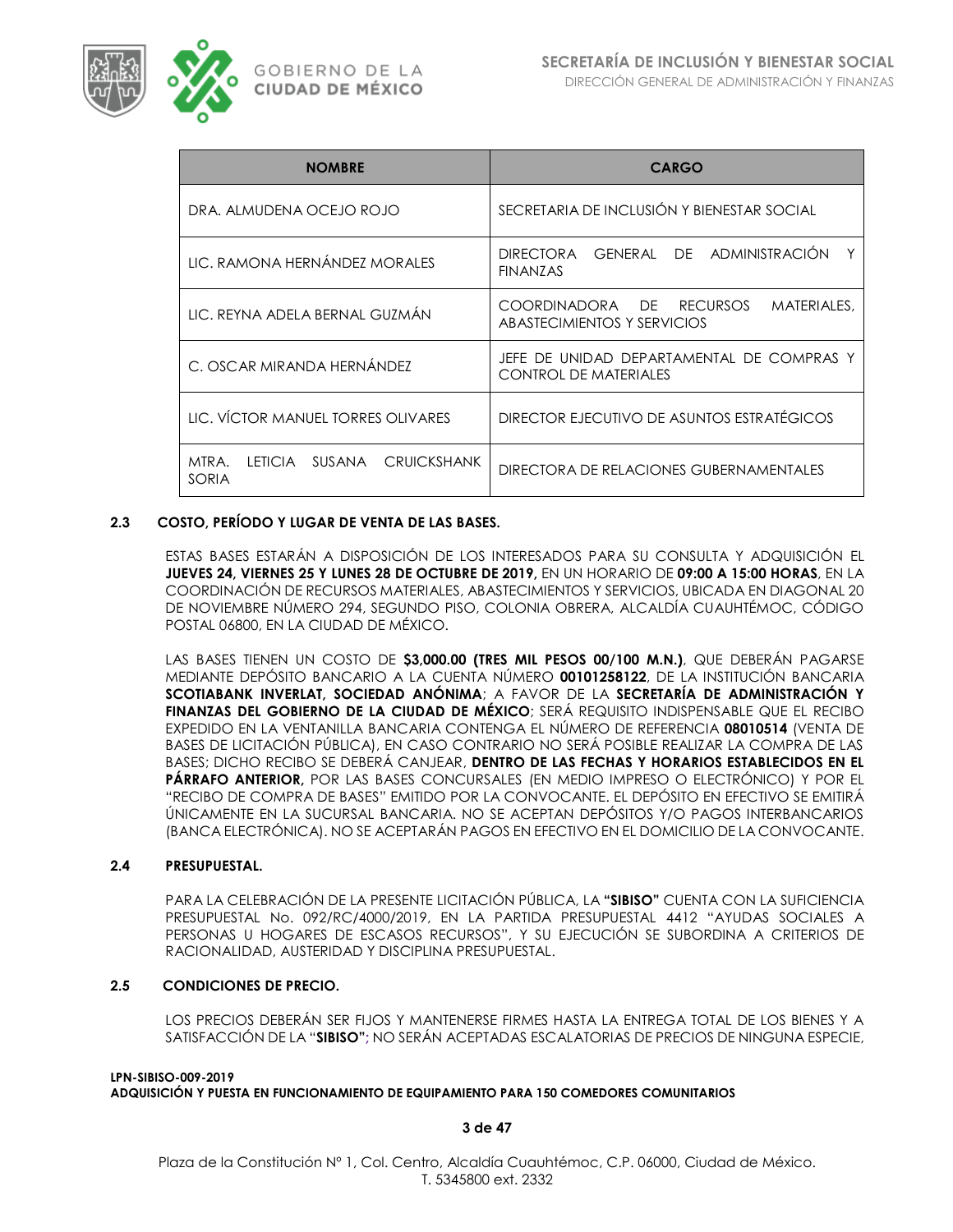| NOMBRE | CARGO |
|---|---|
| DRA. ALMUDENA OCEJO ROJO | SECRETARIA DE INCLUSIÓN Y BIENESTAR SOCIAL |
| LIC. RAMONA HERNÁNDEZ MORALES | DIRECTORA GENERAL DE ADMINISTRACIÓN Y FINANZAS |
| LIC. REYNA ADELA BERNAL GUZMÁN | COORDINADORA DE RECURSOS MATERIALES, ABASTECIMIENTOS Y SERVICIOS |
| C. OSCAR MIRANDA HERNÁNDEZ | JEFE DE UNIDAD DEPARTAMENTAL DE COMPRAS Y CONTROL DE MATERIALES |
| LIC. VÍCTOR MANUEL TORRES OLIVARES | DIRECTOR EJECUTIVO DE ASUNTOS ESTRATÉGICOS |
| MTRA. LETICIA SUSANA CRUICKSHANK SORIA | DIRECTORA DE RELACIONES GUBERNAMENTALES |

### 2.3 COSTO, PERÍODO Y LUGAR DE VENTA DE LAS BASES.

ESTAS BASES ESTARÁN A DISPOSICIÓN DE LOS INTERESADOS PARA SU CONSULTA Y ADQUISICIÓN EL **JUEVES 24, VIERNES 25 Y LUNES 28 DE OCTUBRE DE 2019,** EN UN HORARIO DE **09:00 A 15:00 HORAS**, EN LA COORDINACIÓN DE RECURSOS MATERIALES, ABASTECIMIENTOS Y SERVICIOS, UBICADA EN DIAGONAL 20 DE NOVIEMBRE NÚMERO 294, SEGUNDO PISO, COLONIA OBRERA, ALCALDÍA CUAUHTÉMOC, CÓDIGO POSTAL 06800, EN LA CIUDAD DE MÉXICO.

LAS BASES TIENEN UN COSTO DE **$3,000.00 (TRES MIL PESOS 00/100 M.N.)**, QUE DEBERÁN PAGARSE MEDIANTE DEPÓSITO BANCARIO A LA CUENTA NÚMERO **00101258122**, DE LA INSTITUCIÓN BANCARIA **SCOTIABANK INVERLAT, SOCIEDAD ANÓNIMA**; A FAVOR DE LA **SECRETARÍA DE ADMINISTRACIÓN Y FINANZAS DEL GOBIERNO DE LA CIUDAD DE MÉXICO**; SERÁ REQUISITO INDISPENSABLE QUE EL RECIBO EXPEDIDO EN LA VENTANILLA BANCARIA CONTENGA EL NÚMERO DE REFERENCIA **08010514** (VENTA DE BASES DE LICITACIÓN PÚBLICA), EN CASO CONTRARIO NO SERÁ POSIBLE REALIZAR LA COMPRA DE LAS BASES; DICHO RECIBO SE DEBERÁ CANJEAR, **DENTRO DE LAS FECHAS Y HORARIOS ESTABLECIDOS EN EL PÁRRAFO ANTERIOR,** POR LAS BASES CONCURSALES (EN MEDIO IMPRESO O ELECTRÓNICO) Y POR EL "RECIBO DE COMPRA DE BASES" EMITIDO POR LA CONVOCANTE. EL DEPÓSITO EN EFECTIVO SE EMITIRÁ ÚNICAMENTE EN LA SUCURSAL BANCARIA. NO SE ACEPTAN DEPÓSITOS Y/O PAGOS INTERBANCARIOS (BANCA ELECTRÓNICA). NO SE ACEPTARÁN PAGOS EN EFECTIVO EN EL DOMICILIO DE LA CONVOCANTE.

### 2.4 PRESUPUESTAL.

PARA LA CELEBRACIÓN DE LA PRESENTE LICITACIÓN PÚBLICA, LA **"SIBISO"** CUENTA CON LA SUFICIENCIA PRESUPUESTAL No. 092/RC/4000/2019, EN LA PARTIDA PRESUPUESTAL 4412 "AYUDAS SOCIALES A PERSONAS U HOGARES DE ESCASOS RECURSOS", Y SU EJECUCIÓN SE SUBORDINA A CRITERIOS DE RACIONALIDAD, AUSTERIDAD Y DISCIPLINA PRESUPUESTAL.

### 2.5 CONDICIONES DE PRECIO.

LOS PRECIOS DEBERÁN SER FIJOS Y MANTENERSE FIRMES HASTA LA ENTREGA TOTAL DE LOS BIENES Y A SATISFACCIÓN DE LA "**SIBISO"**; NO SERÁN ACEPTADAS ESCALATORIAS DE PRECIOS DE NINGUNA ESPECIE,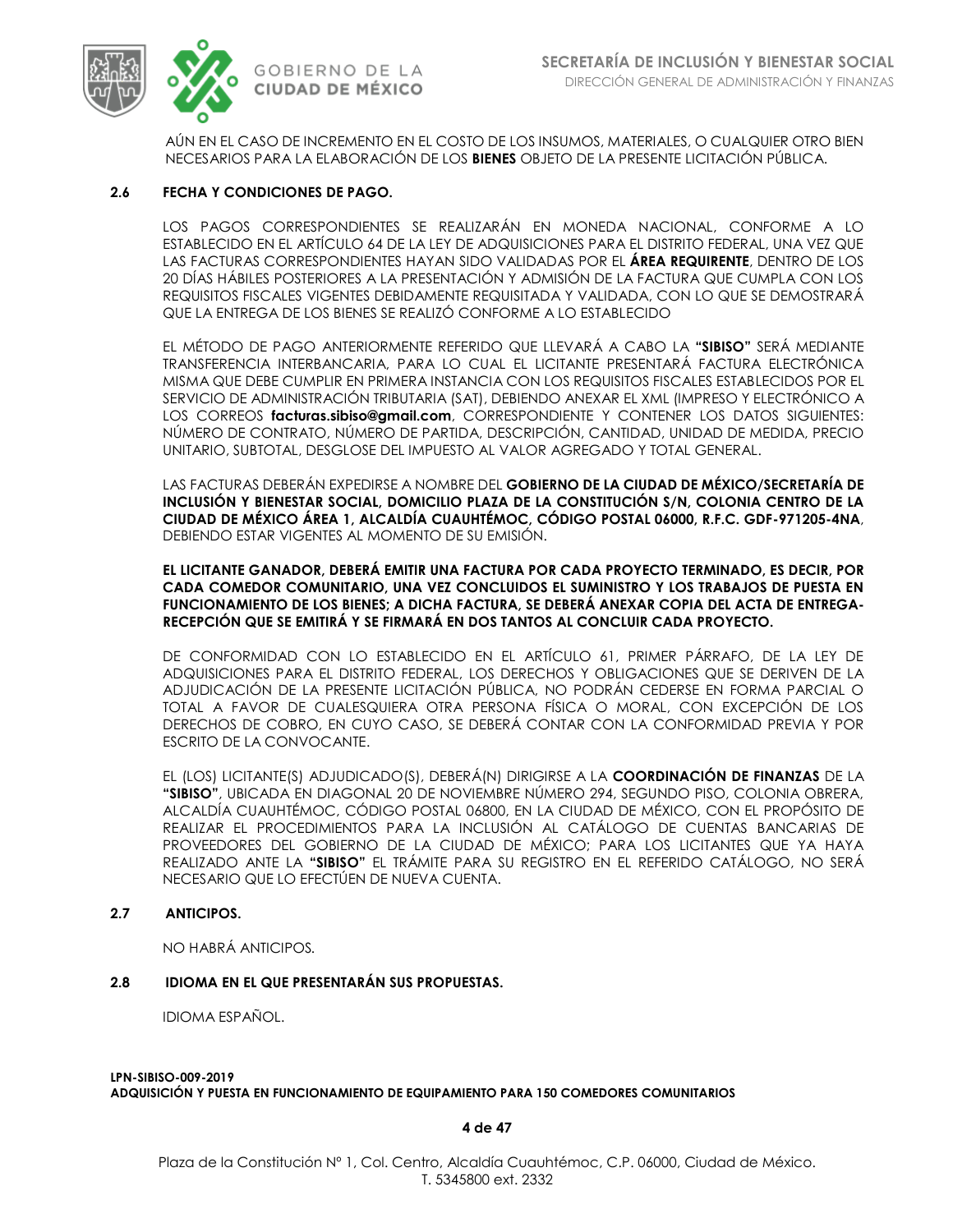AÚN EN EL CASO DE INCREMENTO EN EL COSTO DE LOS INSUMOS, MATERIALES, O CUALQUIER OTRO BIEN NECESARIOS PARA LA ELABORACIÓN DE LOS **BIENES** OBJETO DE LA PRESENTE LICITACIÓN PÚBLICA.

### 2.6 FECHA Y CONDICIONES DE PAGO.

LOS PAGOS CORRESPONDIENTES SE REALIZARÁN EN MONEDA NACIONAL, CONFORME A LO ESTABLECIDO EN EL ARTÍCULO 64 DE LA LEY DE ADQUISICIONES PARA EL DISTRITO FEDERAL, UNA VEZ QUE LAS FACTURAS CORRESPONDIENTES HAYAN SIDO VALIDADAS POR EL **ÁREA REQUIRENTE**, DENTRO DE LOS 20 DÍAS HÁBILES POSTERIORES A LA PRESENTACIÓN Y ADMISIÓN DE LA FACTURA QUE CUMPLA CON LOS REQUISITOS FISCALES VIGENTES DEBIDAMENTE REQUISITADA Y VALIDADA, CON LO QUE SE DEMOSTRARÁ QUE LA ENTREGA DE LOS BIENES SE REALIZÓ CONFORME A LO ESTABLECIDO

EL MÉTODO DE PAGO ANTERIORMENTE REFERIDO QUE LLEVARÁ A CABO LA **"SIBISO"** SERÁ MEDIANTE TRANSFERENCIA INTERBANCARIA, PARA LO CUAL EL LICITANTE PRESENTARÁ FACTURA ELECTRÓNICA MISMA QUE DEBE CUMPLIR EN PRIMERA INSTANCIA CON LOS REQUISITOS FISCALES ESTABLECIDOS POR EL SERVICIO DE ADMINISTRACIÓN TRIBUTARIA (SAT), DEBIENDO ANEXAR EL XML (IMPRESO Y ELECTRÓNICO A LOS CORREOS **facturas.sibiso@gmail.com**, CORRESPONDIENTE Y CONTENER LOS DATOS SIGUIENTES: NÚMERO DE CONTRATO, NÚMERO DE PARTIDA, DESCRIPCIÓN, CANTIDAD, UNIDAD DE MEDIDA, PRECIO UNITARIO, SUBTOTAL, DESGLOSE DEL IMPUESTO AL VALOR AGREGADO Y TOTAL GENERAL.

LAS FACTURAS DEBERÁN EXPEDIRSE A NOMBRE DEL **GOBIERNO DE LA CIUDAD DE MÉXICO/SECRETARÍA DE INCLUSIÓN Y BIENESTAR SOCIAL, DOMICILIO PLAZA DE LA CONSTITUCIÓN S/N, COLONIA CENTRO DE LA CIUDAD DE MÉXICO ÁREA 1, ALCALDÍA CUAUHTÉMOC, CÓDIGO POSTAL 06000, R.F.C. GDF-971205-4NA**, DEBIENDO ESTAR VIGENTES AL MOMENTO DE SU EMISIÓN.

**EL LICITANTE GANADOR, DEBERÁ EMITIR UNA FACTURA POR CADA PROYECTO TERMINADO, ES DECIR, POR CADA COMEDOR COMUNITARIO, UNA VEZ CONCLUIDOS EL SUMINISTRO Y LOS TRABAJOS DE PUESTA EN FUNCIONAMIENTO DE LOS BIENES; A DICHA FACTURA, SE DEBERÁ ANEXAR COPIA DEL ACTA DE ENTREGA-RECEPCIÓN QUE SE EMITIRÁ Y SE FIRMARÁ EN DOS TANTOS AL CONCLUIR CADA PROYECTO.**

DE CONFORMIDAD CON LO ESTABLECIDO EN EL ARTÍCULO 61, PRIMER PÁRRAFO, DE LA LEY DE ADQUISICIONES PARA EL DISTRITO FEDERAL, LOS DERECHOS Y OBLIGACIONES QUE SE DERIVEN DE LA ADJUDICACIÓN DE LA PRESENTE LICITACIÓN PÚBLICA, NO PODRÁN CEDERSE EN FORMA PARCIAL O TOTAL A FAVOR DE CUALESQUIERA OTRA PERSONA FÍSICA O MORAL, CON EXCEPCIÓN DE LOS DERECHOS DE COBRO, EN CUYO CASO, SE DEBERÁ CONTAR CON LA CONFORMIDAD PREVIA Y POR ESCRITO DE LA CONVOCANTE.

EL (LOS) LICITANTE(S) ADJUDICADO(S), DEBERÁ(N) DIRIGIRSE A LA **COORDINACIÓN DE FINANZAS** DE LA **"SIBISO"**, UBICADA EN DIAGONAL 20 DE NOVIEMBRE NÚMERO 294, SEGUNDO PISO, COLONIA OBRERA, ALCALDÍA CUAUHTÉMOC, CÓDIGO POSTAL 06800, EN LA CIUDAD DE MÉXICO, CON EL PROPÓSITO DE REALIZAR EL PROCEDIMIENTOS PARA LA INCLUSIÓN AL CATÁLOGO DE CUENTAS BANCARIAS DE PROVEEDORES DEL GOBIERNO DE LA CIUDAD DE MÉXICO; PARA LOS LICITANTES QUE YA HAYA REALIZADO ANTE LA **"SIBISO"** EL TRÁMITE PARA SU REGISTRO EN EL REFERIDO CATÁLOGO, NO SERÁ NECESARIO QUE LO EFECTÚEN DE NUEVA CUENTA.

### 2.7 ANTICIPOS.

NO HABRÁ ANTICIPOS.

### 2.8 IDIOMA EN EL QUE PRESENTARÁN SUS PROPUESTAS.

IDIOMA ESPAÑOL.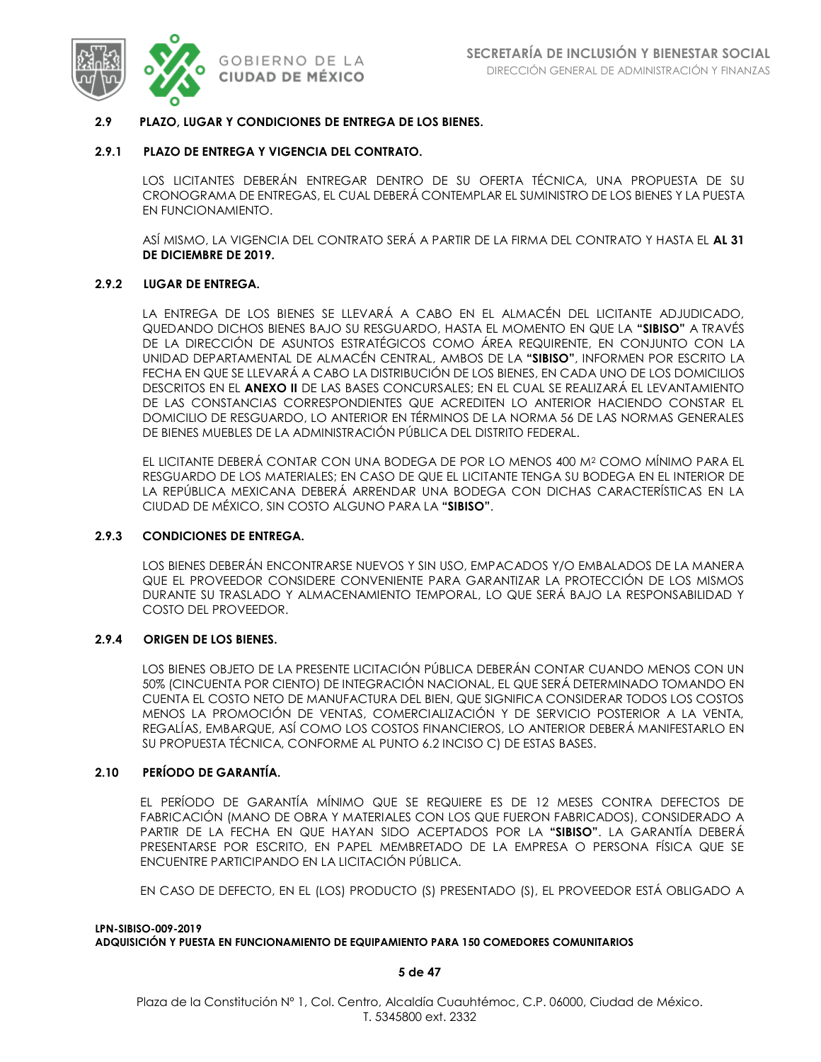## 2.9 PLAZO, LUGAR Y CONDICIONES DE ENTREGA DE LOS BIENES.

### 2.9.1 PLAZO DE ENTREGA Y VIGENCIA DEL CONTRATO.

LOS LICITANTES DEBERÁN ENTREGAR DENTRO DE SU OFERTA TÉCNICA, UNA PROPUESTA DE SU CRONOGRAMA DE ENTREGAS, EL CUAL DEBERÁ CONTEMPLAR EL SUMINISTRO DE LOS BIENES Y LA PUESTA EN FUNCIONAMIENTO.

ASÍ MISMO, LA VIGENCIA DEL CONTRATO SERÁ A PARTIR DE LA FIRMA DEL CONTRATO Y HASTA EL **AL 31 DE DICIEMBRE DE 2019.**

### 2.9.2 LUGAR DE ENTREGA.

LA ENTREGA DE LOS BIENES SE LLEVARÁ A CABO EN EL ALMACÉN DEL LICITANTE ADJUDICADO, QUEDANDO DICHOS BIENES BAJO SU RESGUARDO, HASTA EL MOMENTO EN QUE LA **"SIBISO"** A TRAVÉS DE LA DIRECCIÓN DE ASUNTOS ESTRATÉGICOS COMO ÁREA REQUIRENTE, EN CONJUNTO CON LA UNIDAD DEPARTAMENTAL DE ALMACÉN CENTRAL, AMBOS DE LA **"SIBISO"**, INFORMEN POR ESCRITO LA FECHA EN QUE SE LLEVARÁ A CABO LA DISTRIBUCIÓN DE LOS BIENES, EN CADA UNO DE LOS DOMICILIOS DESCRITOS EN EL **ANEXO II** DE LAS BASES CONCURSALES; EN EL CUAL SE REALIZARÁ EL LEVANTAMIENTO DE LAS CONSTANCIAS CORRESPONDIENTES QUE ACREDITEN LO ANTERIOR HACIENDO CONSTAR EL DOMICILIO DE RESGUARDO, LO ANTERIOR EN TÉRMINOS DE LA NORMA 56 DE LAS NORMAS GENERALES DE BIENES MUEBLES DE LA ADMINISTRACIÓN PÚBLICA DEL DISTRITO FEDERAL.

EL LICITANTE DEBERÁ CONTAR CON UNA BODEGA DE POR LO MENOS 400 M$^2$ COMO MÍNIMO PARA EL RESGUARDO DE LOS MATERIALES; EN CASO DE QUE EL LICITANTE TENGA SU BODEGA EN EL INTERIOR DE LA REPÚBLICA MEXICANA DEBERÁ ARRENDAR UNA BODEGA CON DICHAS CARACTERÍSTICAS EN LA CIUDAD DE MÉXICO, SIN COSTO ALGUNO PARA LA **"SIBISO"**.

### 2.9.3 CONDICIONES DE ENTREGA.

LOS BIENES DEBERÁN ENCONTRARSE NUEVOS Y SIN USO, EMPACADOS Y/O EMBALADOS DE LA MANERA QUE EL PROVEEDOR CONSIDERE CONVENIENTE PARA GARANTIZAR LA PROTECCIÓN DE LOS MISMOS DURANTE SU TRASLADO Y ALMACENAMIENTO TEMPORAL, LO QUE SERÁ BAJO LA RESPONSABILIDAD Y COSTO DEL PROVEEDOR.

### 2.9.4 ORIGEN DE LOS BIENES.

LOS BIENES OBJETO DE LA PRESENTE LICITACIÓN PÚBLICA DEBERÁN CONTAR CUANDO MENOS CON UN 50% (CINCUENTA POR CIENTO) DE INTEGRACIÓN NACIONAL, EL QUE SERÁ DETERMINADO TOMANDO EN CUENTA EL COSTO NETO DE MANUFACTURA DEL BIEN, QUE SIGNIFICA CONSIDERAR TODOS LOS COSTOS MENOS LA PROMOCIÓN DE VENTAS, COMERCIALIZACIÓN Y DE SERVICIO POSTERIOR A LA VENTA, REGALÍAS, EMBARQUE, ASÍ COMO LOS COSTOS FINANCIEROS, LO ANTERIOR DEBERÁ MANIFESTARLO EN SU PROPUESTA TÉCNICA, CONFORME AL PUNTO 6.2 INCISO C) DE ESTAS BASES.

## 2.10 PERÍODO DE GARANTÍA.

EL PERÍODO DE GARANTÍA MÍNIMO QUE SE REQUIERE ES DE 12 MESES CONTRA DEFECTOS DE FABRICACIÓN (MANO DE OBRA Y MATERIALES CON LOS QUE FUERON FABRICADOS), CONSIDERADO A PARTIR DE LA FECHA EN QUE HAYAN SIDO ACEPTADOS POR LA **"SIBISO"**. LA GARANTÍA DEBERÁ PRESENTARSE POR ESCRITO, EN PAPEL MEMBRETADO DE LA EMPRESA O PERSONA FÍSICA QUE SE ENCUENTRE PARTICIPANDO EN LA LICITACIÓN PÚBLICA.

EN CASO DE DEFECTO, EN EL (LOS) PRODUCTO (S) PRESENTADO (S), EL PROVEEDOR ESTÁ OBLIGADO A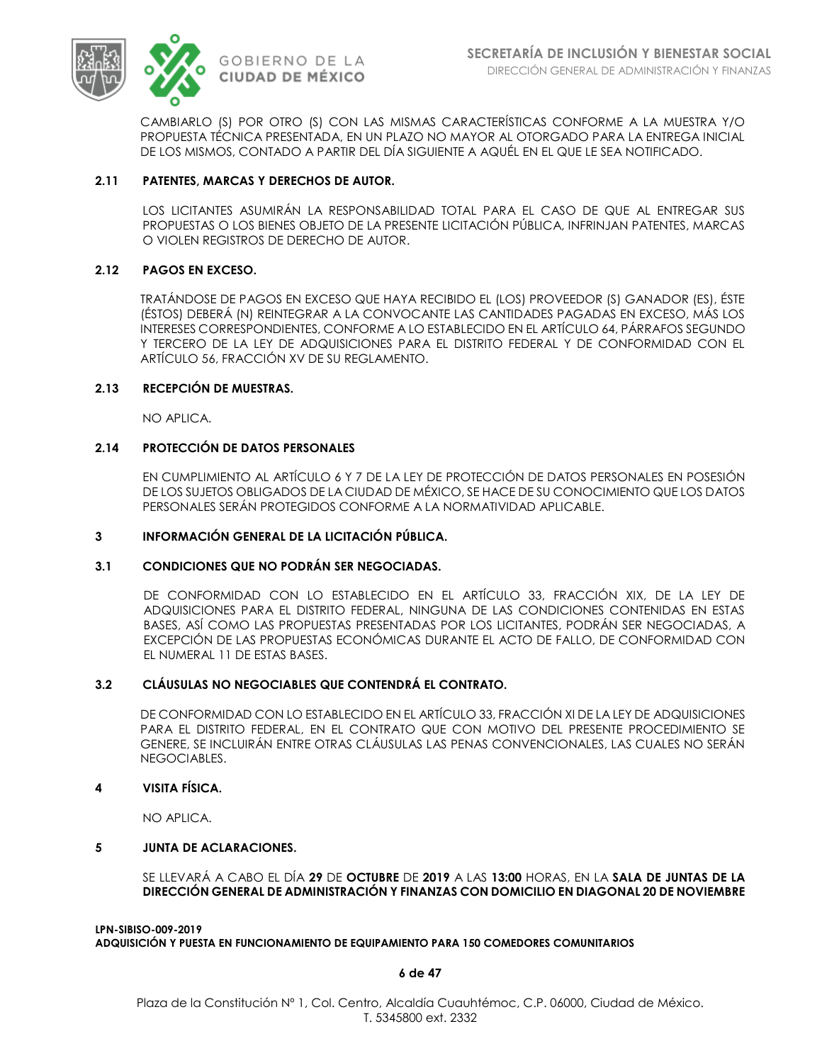CAMBIARLO (S) POR OTRO (S) CON LAS MISMAS CARACTERÍSTICAS CONFORME A LA MUESTRA Y/O PROPUESTA TÉCNICA PRESENTADA, EN UN PLAZO NO MAYOR AL OTORGADO PARA LA ENTREGA INICIAL DE LOS MISMOS, CONTADO A PARTIR DEL DÍA SIGUIENTE A AQUÉL EN EL QUE LE SEA NOTIFICADO.

### 2.11 PATENTES, MARCAS Y DERECHOS DE AUTOR.

LOS LICITANTES ASUMIRÁN LA RESPONSABILIDAD TOTAL PARA EL CASO DE QUE AL ENTREGAR SUS PROPUESTAS O LOS BIENES OBJETO DE LA PRESENTE LICITACIÓN PÚBLICA, INFRINJAN PATENTES, MARCAS O VIOLEN REGISTROS DE DERECHO DE AUTOR.

### 2.12 PAGOS EN EXCESO.

TRATÁNDOSE DE PAGOS EN EXCESO QUE HAYA RECIBIDO EL (LOS) PROVEEDOR (S) GANADOR (ES), ÉSTE (ÉSTOS) DEBERÁ (N) REINTEGRAR A LA CONVOCANTE LAS CANTIDADES PAGADAS EN EXCESO, MÁS LOS INTERESES CORRESPONDIENTES, CONFORME A LO ESTABLECIDO EN EL ARTÍCULO 64, PÁRRAFOS SEGUNDO Y TERCERO DE LA LEY DE ADQUISICIONES PARA EL DISTRITO FEDERAL Y DE CONFORMIDAD CON EL ARTÍCULO 56, FRACCIÓN XV DE SU REGLAMENTO.

### 2.13 RECEPCIÓN DE MUESTRAS.

NO APLICA.

### 2.14 PROTECCIÓN DE DATOS PERSONALES

EN CUMPLIMIENTO AL ARTÍCULO 6 Y 7 DE LA LEY DE PROTECCIÓN DE DATOS PERSONALES EN POSESIÓN DE LOS SUJETOS OBLIGADOS DE LA CIUDAD DE MÉXICO, SE HACE DE SU CONOCIMIENTO QUE LOS DATOS PERSONALES SERÁN PROTEGIDOS CONFORME A LA NORMATIVIDAD APLICABLE.

## 3 INFORMACIÓN GENERAL DE LA LICITACIÓN PÚBLICA.

### 3.1 CONDICIONES QUE NO PODRÁN SER NEGOCIADAS.

DE CONFORMIDAD CON LO ESTABLECIDO EN EL ARTÍCULO 33, FRACCIÓN XIX, DE LA LEY DE ADQUISICIONES PARA EL DISTRITO FEDERAL, NINGUNA DE LAS CONDICIONES CONTENIDAS EN ESTAS BASES, ASÍ COMO LAS PROPUESTAS PRESENTADAS POR LOS LICITANTES, PODRÁN SER NEGOCIADAS, A EXCEPCIÓN DE LAS PROPUESTAS ECONÓMICAS DURANTE EL ACTO DE FALLO, DE CONFORMIDAD CON EL NUMERAL 11 DE ESTAS BASES.

### 3.2 CLÁUSULAS NO NEGOCIABLES QUE CONTENDRÁ EL CONTRATO.

DE CONFORMIDAD CON LO ESTABLECIDO EN EL ARTÍCULO 33, FRACCIÓN XI DE LA LEY DE ADQUISICIONES PARA EL DISTRITO FEDERAL, EN EL CONTRATO QUE CON MOTIVO DEL PRESENTE PROCEDIMIENTO SE GENERE, SE INCLUIRÁN ENTRE OTRAS CLÁUSULAS LAS PENAS CONVENCIONALES, LAS CUALES NO SERÁN NEGOCIABLES.

## 4 VISITA FÍSICA.

NO APLICA.

## 5 JUNTA DE ACLARACIONES.

SE LLEVARÁ A CABO EL DÍA **29** DE **OCTUBRE** DE **2019** A LAS **13:00** HORAS, EN LA **SALA DE JUNTAS DE LA DIRECCIÓN GENERAL DE ADMINISTRACIÓN Y FINANZAS CON DOMICILIO EN DIAGONAL 20 DE NOVIEMBRE**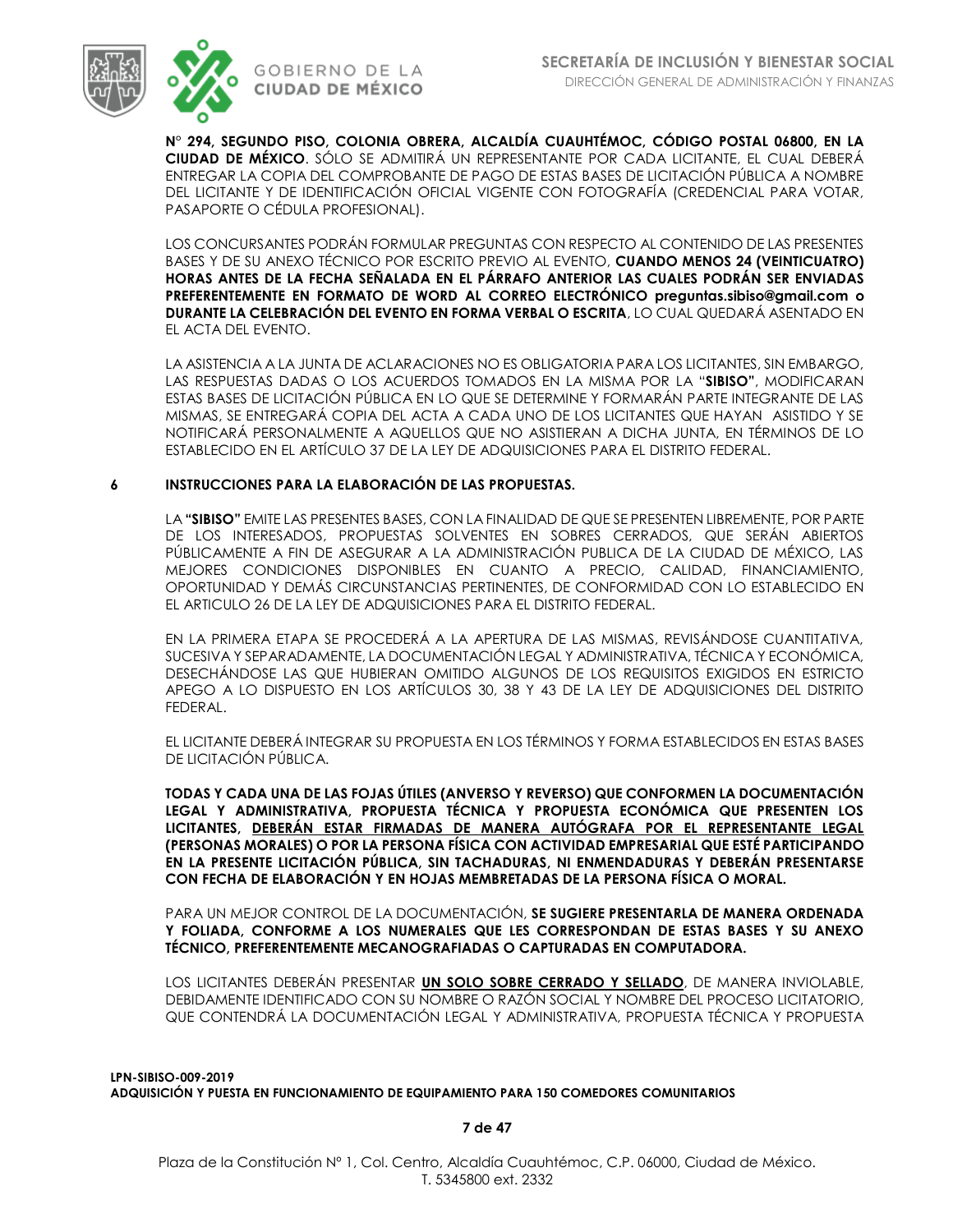**N° 294, SEGUNDO PISO, COLONIA OBRERA, ALCALDÍA CUAUHTÉMOC, CÓDIGO POSTAL 06800, EN LA CIUDAD DE MÉXICO**. SÓLO SE ADMITIRÁ UN REPRESENTANTE POR CADA LICITANTE, EL CUAL DEBERÁ ENTREGAR LA COPIA DEL COMPROBANTE DE PAGO DE ESTAS BASES DE LICITACIÓN PÚBLICA A NOMBRE DEL LICITANTE Y DE IDENTIFICACIÓN OFICIAL VIGENTE CON FOTOGRAFÍA (CREDENCIAL PARA VOTAR, PASAPORTE O CÉDULA PROFESIONAL).

LOS CONCURSANTES PODRÁN FORMULAR PREGUNTAS CON RESPECTO AL CONTENIDO DE LAS PRESENTES BASES Y DE SU ANEXO TÉCNICO POR ESCRITO PREVIO AL EVENTO, **CUANDO MENOS 24 (VEINTICUATRO) HORAS ANTES DE LA FECHA SEÑALADA EN EL PÁRRAFO ANTERIOR LAS CUALES PODRÁN SER ENVIADAS PREFERENTEMENTE EN FORMATO DE WORD AL CORREO ELECTRÓNICO preguntas.sibiso@gmail.com o DURANTE LA CELEBRACIÓN DEL EVENTO EN FORMA VERBAL O ESCRITA**, LO CUAL QUEDARÁ ASENTADO EN EL ACTA DEL EVENTO.

LA ASISTENCIA A LA JUNTA DE ACLARACIONES NO ES OBLIGATORIA PARA LOS LICITANTES, SIN EMBARGO, LAS RESPUESTAS DADAS O LOS ACUERDOS TOMADOS EN LA MISMA POR LA "**SIBISO**", MODIFICARAN ESTAS BASES DE LICITACIÓN PÚBLICA EN LO QUE SE DETERMINE Y FORMARÁN PARTE INTEGRANTE DE LAS MISMAS, SE ENTREGARÁ COPIA DEL ACTA A CADA UNO DE LOS LICITANTES QUE HAYAN ASISTIDO Y SE NOTIFICARÁ PERSONALMENTE A AQUELLOS QUE NO ASISTIERAN A DICHA JUNTA, EN TÉRMINOS DE LO ESTABLECIDO EN EL ARTÍCULO 37 DE LA LEY DE ADQUISICIONES PARA EL DISTRITO FEDERAL.

## 6 INSTRUCCIONES PARA LA ELABORACIÓN DE LAS PROPUESTAS.

LA **"SIBISO"** EMITE LAS PRESENTES BASES, CON LA FINALIDAD DE QUE SE PRESENTEN LIBREMENTE, POR PARTE DE LOS INTERESADOS, PROPUESTAS SOLVENTES EN SOBRES CERRADOS, QUE SERÁN ABIERTOS PÚBLICAMENTE A FIN DE ASEGURAR A LA ADMINISTRACIÓN PUBLICA DE LA CIUDAD DE MÉXICO, LAS MEJORES CONDICIONES DISPONIBLES EN CUANTO A PRECIO, CALIDAD, FINANCIAMIENTO, OPORTUNIDAD Y DEMÁS CIRCUNSTANCIAS PERTINENTES, DE CONFORMIDAD CON LO ESTABLECIDO EN EL ARTICULO 26 DE LA LEY DE ADQUISICIONES PARA EL DISTRITO FEDERAL.

EN LA PRIMERA ETAPA SE PROCEDERÁ A LA APERTURA DE LAS MISMAS, REVISÁNDOSE CUANTITATIVA, SUCESIVA Y SEPARADAMENTE, LA DOCUMENTACIÓN LEGAL Y ADMINISTRATIVA, TÉCNICA Y ECONÓMICA, DESECHÁNDOSE LAS QUE HUBIERAN OMITIDO ALGUNOS DE LOS REQUISITOS EXIGIDOS EN ESTRICTO APEGO A LO DISPUESTO EN LOS ARTÍCULOS 30, 38 Y 43 DE LA LEY DE ADQUISICIONES DEL DISTRITO FEDERAL.

EL LICITANTE DEBERÁ INTEGRAR SU PROPUESTA EN LOS TÉRMINOS Y FORMA ESTABLECIDOS EN ESTAS BASES DE LICITACIÓN PÚBLICA.

**TODAS Y CADA UNA DE LAS FOJAS ÚTILES (ANVERSO Y REVERSO) QUE CONFORMEN LA DOCUMENTACIÓN LEGAL Y ADMINISTRATIVA, PROPUESTA TÉCNICA Y PROPUESTA ECONÓMICA QUE PRESENTEN LOS LICITANTES, <u>DEBERÁN ESTAR FIRMADAS DE MANERA AUTÓGRAFA POR EL REPRESENTANTE LEGAL</u> (PERSONAS MORALES) O POR LA PERSONA FÍSICA CON ACTIVIDAD EMPRESARIAL QUE ESTÉ PARTICIPANDO EN LA PRESENTE LICITACIÓN PÚBLICA, SIN TACHADURAS, NI ENMENDADURAS Y DEBERÁN PRESENTARSE CON FECHA DE ELABORACIÓN Y EN HOJAS MEMBRETADAS DE LA PERSONA FÍSICA O MORAL.**

PARA UN MEJOR CONTROL DE LA DOCUMENTACIÓN, **SE SUGIERE PRESENTARLA DE MANERA ORDENADA Y FOLIADA, CONFORME A LOS NUMERALES QUE LES CORRESPONDAN DE ESTAS BASES Y SU ANEXO TÉCNICO, PREFERENTEMENTE MECANOGRAFIADAS O CAPTURADAS EN COMPUTADORA.**

LOS LICITANTES DEBERÁN PRESENTAR **<u>UN SOLO SOBRE CERRADO Y SELLADO</u>**, DE MANERA INVIOLABLE, DEBIDAMENTE IDENTIFICADO CON SU NOMBRE O RAZÓN SOCIAL Y NOMBRE DEL PROCESO LICITATORIO, QUE CONTENDRÁ LA DOCUMENTACIÓN LEGAL Y ADMINISTRATIVA, PROPUESTA TÉCNICA Y PROPUESTA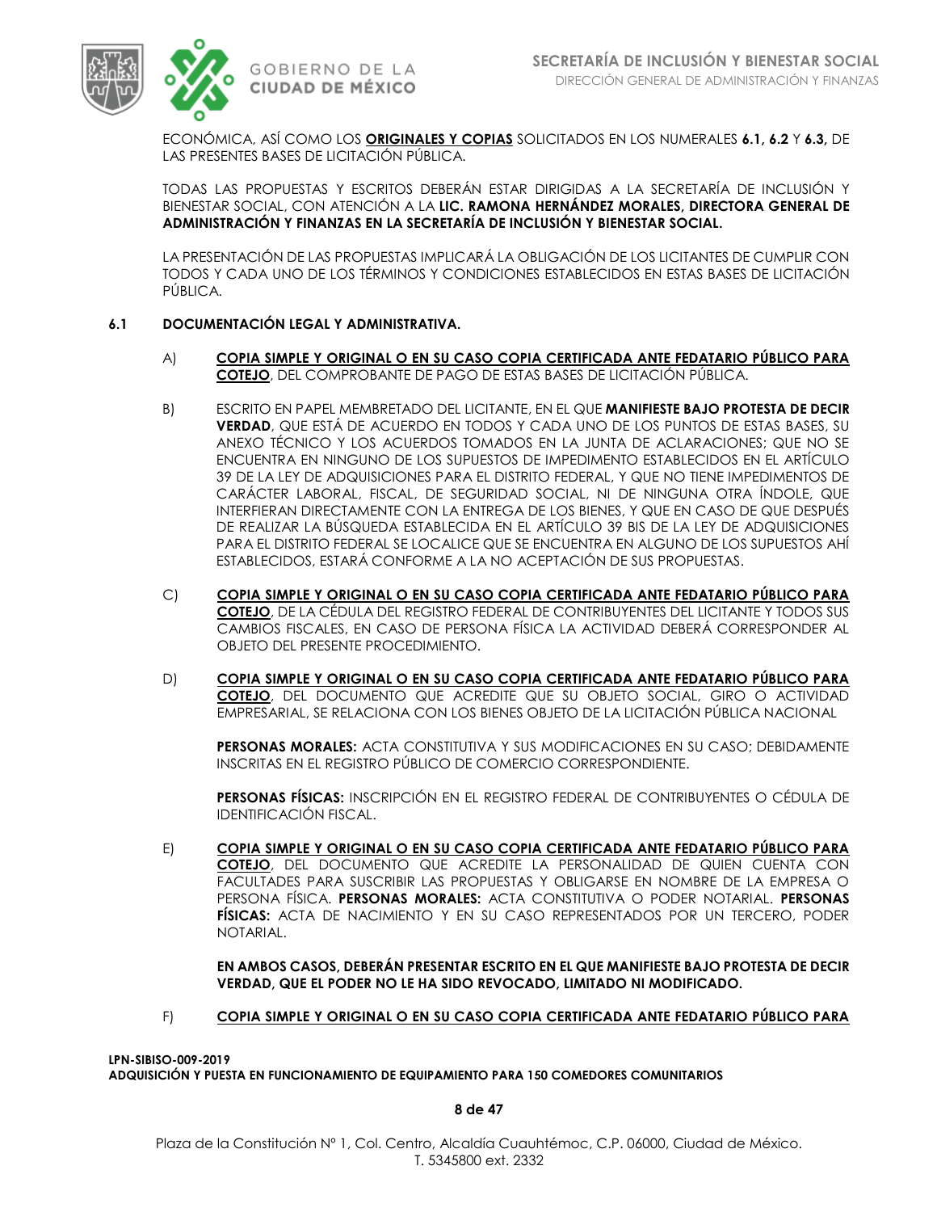ECONÓMICA, ASÍ COMO LOS **ORIGINALES Y COPIAS** SOLICITADOS EN LOS NUMERALES **6.1, 6.2** Y **6.3,** DE LAS PRESENTES BASES DE LICITACIÓN PÚBLICA.

TODAS LAS PROPUESTAS Y ESCRITOS DEBERÁN ESTAR DIRIGIDAS A LA SECRETARÍA DE INCLUSIÓN Y BIENESTAR SOCIAL, CON ATENCIÓN A LA **LIC. RAMONA HERNÁNDEZ MORALES, DIRECTORA GENERAL DE ADMINISTRACIÓN Y FINANZAS EN LA SECRETARÍA DE INCLUSIÓN Y BIENESTAR SOCIAL.**

LA PRESENTACIÓN DE LAS PROPUESTAS IMPLICARÁ LA OBLIGACIÓN DE LOS LICITANTES DE CUMPLIR CON TODOS Y CADA UNO DE LOS TÉRMINOS Y CONDICIONES ESTABLECIDOS EN ESTAS BASES DE LICITACIÓN PÚBLICA.

## 6.1 DOCUMENTACIÓN LEGAL Y ADMINISTRATIVA.

A) **COPIA SIMPLE Y ORIGINAL O EN SU CASO COPIA CERTIFICADA ANTE FEDATARIO PÚBLICO PARA COTEJO**, DEL COMPROBANTE DE PAGO DE ESTAS BASES DE LICITACIÓN PÚBLICA.

B) ESCRITO EN PAPEL MEMBRETADO DEL LICITANTE, EN EL QUE **MANIFIESTE BAJO PROTESTA DE DECIR VERDAD**, QUE ESTÁ DE ACUERDO EN TODOS Y CADA UNO DE LOS PUNTOS DE ESTAS BASES, SU ANEXO TÉCNICO Y LOS ACUERDOS TOMADOS EN LA JUNTA DE ACLARACIONES; QUE NO SE ENCUENTRA EN NINGUNO DE LOS SUPUESTOS DE IMPEDIMENTO ESTABLECIDOS EN EL ARTÍCULO 39 DE LA LEY DE ADQUISICIONES PARA EL DISTRITO FEDERAL, Y QUE NO TIENE IMPEDIMENTOS DE CARÁCTER LABORAL, FISCAL, DE SEGURIDAD SOCIAL, NI DE NINGUNA OTRA ÍNDOLE, QUE INTERFIERAN DIRECTAMENTE CON LA ENTREGA DE LOS BIENES, Y QUE EN CASO DE QUE DESPUÉS DE REALIZAR LA BÚSQUEDA ESTABLECIDA EN EL ARTÍCULO 39 BIS DE LA LEY DE ADQUISICIONES PARA EL DISTRITO FEDERAL SE LOCALICE QUE SE ENCUENTRA EN ALGUNO DE LOS SUPUESTOS AHÍ ESTABLECIDOS, ESTARÁ CONFORME A LA NO ACEPTACIÓN DE SUS PROPUESTAS.

C) **COPIA SIMPLE Y ORIGINAL O EN SU CASO COPIA CERTIFICADA ANTE FEDATARIO PÚBLICO PARA COTEJO**, DE LA CÉDULA DEL REGISTRO FEDERAL DE CONTRIBUYENTES DEL LICITANTE Y TODOS SUS CAMBIOS FISCALES, EN CASO DE PERSONA FÍSICA LA ACTIVIDAD DEBERÁ CORRESPONDER AL OBJETO DEL PRESENTE PROCEDIMIENTO.

D) **COPIA SIMPLE Y ORIGINAL O EN SU CASO COPIA CERTIFICADA ANTE FEDATARIO PÚBLICO PARA COTEJO**, DEL DOCUMENTO QUE ACREDITE QUE SU OBJETO SOCIAL, GIRO O ACTIVIDAD EMPRESARIAL, SE RELACIONA CON LOS BIENES OBJETO DE LA LICITACIÓN PÚBLICA NACIONAL

**PERSONAS MORALES:** ACTA CONSTITUTIVA Y SUS MODIFICACIONES EN SU CASO; DEBIDAMENTE INSCRITAS EN EL REGISTRO PÚBLICO DE COMERCIO CORRESPONDIENTE.

**PERSONAS FÍSICAS:** INSCRIPCIÓN EN EL REGISTRO FEDERAL DE CONTRIBUYENTES O CÉDULA DE IDENTIFICACIÓN FISCAL.

E) **COPIA SIMPLE Y ORIGINAL O EN SU CASO COPIA CERTIFICADA ANTE FEDATARIO PÚBLICO PARA COTEJO**, DEL DOCUMENTO QUE ACREDITE LA PERSONALIDAD DE QUIEN CUENTA CON FACULTADES PARA SUSCRIBIR LAS PROPUESTAS Y OBLIGARSE EN NOMBRE DE LA EMPRESA O PERSONA FÍSICA. **PERSONAS MORALES:** ACTA CONSTITUTIVA O PODER NOTARIAL. **PERSONAS FÍSICAS:** ACTA DE NACIMIENTO Y EN SU CASO REPRESENTADOS POR UN TERCERO, PODER NOTARIAL.

**EN AMBOS CASOS, DEBERÁN PRESENTAR ESCRITO EN EL QUE MANIFIESTE BAJO PROTESTA DE DECIR VERDAD, QUE EL PODER NO LE HA SIDO REVOCADO, LIMITADO NI MODIFICADO.**

F) **COPIA SIMPLE Y ORIGINAL O EN SU CASO COPIA CERTIFICADA ANTE FEDATARIO PÚBLICO PARA**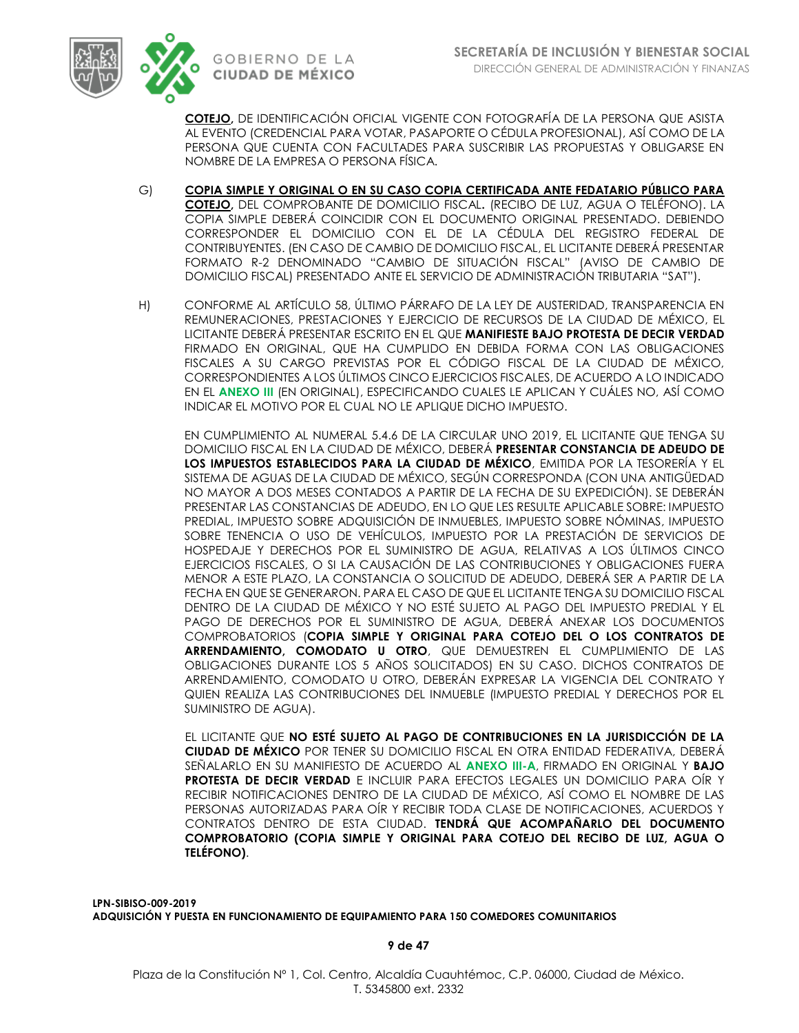**COTEJO,** DE IDENTIFICACIÓN OFICIAL VIGENTE CON FOTOGRAFÍA DE LA PERSONA QUE ASISTA AL EVENTO (CREDENCIAL PARA VOTAR, PASAPORTE O CÉDULA PROFESIONAL), ASÍ COMO DE LA PERSONA QUE CUENTA CON FACULTADES PARA SUSCRIBIR LAS PROPUESTAS Y OBLIGARSE EN NOMBRE DE LA EMPRESA O PERSONA FÍSICA.

G) **COPIA SIMPLE Y ORIGINAL O EN SU CASO COPIA CERTIFICADA ANTE FEDATARIO PÚBLICO PARA COTEJO,** DEL COMPROBANTE DE DOMICILIO FISCAL. (RECIBO DE LUZ, AGUA O TELÉFONO). LA COPIA SIMPLE DEBERÁ COINCIDIR CON EL DOCUMENTO ORIGINAL PRESENTADO. DEBIENDO CORRESPONDER EL DOMICILIO CON EL DE LA CÉDULA DEL REGISTRO FEDERAL DE CONTRIBUYENTES. (EN CASO DE CAMBIO DE DOMICILIO FISCAL, EL LICITANTE DEBERÁ PRESENTAR FORMATO R-2 DENOMINADO "CAMBIO DE SITUACIÓN FISCAL" (AVISO DE CAMBIO DE DOMICILIO FISCAL) PRESENTADO ANTE EL SERVICIO DE ADMINISTRACIÓN TRIBUTARIA "SAT").

H) CONFORME AL ARTÍCULO 58, ÚLTIMO PÁRRAFO DE LA LEY DE AUSTERIDAD, TRANSPARENCIA EN REMUNERACIONES, PRESTACIONES Y EJERCICIO DE RECURSOS DE LA CIUDAD DE MÉXICO, EL LICITANTE DEBERÁ PRESENTAR ESCRITO EN EL QUE **MANIFIESTE BAJO PROTESTA DE DECIR VERDAD** FIRMADO EN ORIGINAL, QUE HA CUMPLIDO EN DEBIDA FORMA CON LAS OBLIGACIONES FISCALES A SU CARGO PREVISTAS POR EL CÓDIGO FISCAL DE LA CIUDAD DE MÉXICO, CORRESPONDIENTES A LOS ÚLTIMOS CINCO EJERCICIOS FISCALES, DE ACUERDO A LO INDICADO EN EL **ANEXO III** (EN ORIGINAL), ESPECIFICANDO CUALES LE APLICAN Y CUÁLES NO, ASÍ COMO INDICAR EL MOTIVO POR EL CUAL NO LE APLIQUE DICHO IMPUESTO.

EN CUMPLIMIENTO AL NUMERAL 5.4.6 DE LA CIRCULAR UNO 2019, EL LICITANTE QUE TENGA SU DOMICILIO FISCAL EN LA CIUDAD DE MÉXICO, DEBERÁ **PRESENTAR CONSTANCIA DE ADEUDO DE LOS IMPUESTOS ESTABLECIDOS PARA LA CIUDAD DE MÉXICO**, EMITIDA POR LA TESORERÍA Y EL SISTEMA DE AGUAS DE LA CIUDAD DE MÉXICO, SEGÚN CORRESPONDA (CON UNA ANTIGÜEDAD NO MAYOR A DOS MESES CONTADOS A PARTIR DE LA FECHA DE SU EXPEDICIÓN). SE DEBERÁN PRESENTAR LAS CONSTANCIAS DE ADEUDO, EN LO QUE LES RESULTE APLICABLE SOBRE: IMPUESTO PREDIAL, IMPUESTO SOBRE ADQUISICIÓN DE INMUEBLES, IMPUESTO SOBRE NÓMINAS, IMPUESTO SOBRE TENENCIA O USO DE VEHÍCULOS, IMPUESTO POR LA PRESTACIÓN DE SERVICIOS DE HOSPEDAJE Y DERECHOS POR EL SUMINISTRO DE AGUA, RELATIVAS A LOS ÚLTIMOS CINCO EJERCICIOS FISCALES, O SI LA CAUSACIÓN DE LAS CONTRIBUCIONES Y OBLIGACIONES FUERA MENOR A ESTE PLAZO, LA CONSTANCIA O SOLICITUD DE ADEUDO, DEBERÁ SER A PARTIR DE LA FECHA EN QUE SE GENERARON. PARA EL CASO DE QUE EL LICITANTE TENGA SU DOMICILIO FISCAL DENTRO DE LA CIUDAD DE MÉXICO Y NO ESTÉ SUJETO AL PAGO DEL IMPUESTO PREDIAL Y EL PAGO DE DERECHOS POR EL SUMINISTRO DE AGUA, DEBERÁ ANEXAR LOS DOCUMENTOS COMPROBATORIOS (**COPIA SIMPLE Y ORIGINAL PARA COTEJO DEL O LOS CONTRATOS DE ARRENDAMIENTO, COMODATO U OTRO**, QUE DEMUESTREN EL CUMPLIMIENTO DE LAS OBLIGACIONES DURANTE LOS 5 AÑOS SOLICITADOS) EN SU CASO. DICHOS CONTRATOS DE ARRENDAMIENTO, COMODATO U OTRO, DEBERÁN EXPRESAR LA VIGENCIA DEL CONTRATO Y QUIEN REALIZA LAS CONTRIBUCIONES DEL INMUEBLE (IMPUESTO PREDIAL Y DERECHOS POR EL SUMINISTRO DE AGUA).

EL LICITANTE QUE **NO ESTÉ SUJETO AL PAGO DE CONTRIBUCIONES EN LA JURISDICCIÓN DE LA CIUDAD DE MÉXICO** POR TENER SU DOMICILIO FISCAL EN OTRA ENTIDAD FEDERATIVA, DEBERÁ SEÑALARLO EN SU MANIFIESTO DE ACUERDO AL **ANEXO III-A**, FIRMADO EN ORIGINAL Y **BAJO PROTESTA DE DECIR VERDAD** E INCLUIR PARA EFECTOS LEGALES UN DOMICILIO PARA OÍR Y RECIBIR NOTIFICACIONES DENTRO DE LA CIUDAD DE MÉXICO, ASÍ COMO EL NOMBRE DE LAS PERSONAS AUTORIZADAS PARA OÍR Y RECIBIR TODA CLASE DE NOTIFICACIONES, ACUERDOS Y CONTRATOS DENTRO DE ESTA CIUDAD. **TENDRÁ QUE ACOMPAÑARLO DEL DOCUMENTO COMPROBATORIO (COPIA SIMPLE Y ORIGINAL PARA COTEJO DEL RECIBO DE LUZ, AGUA O TELÉFONO)**.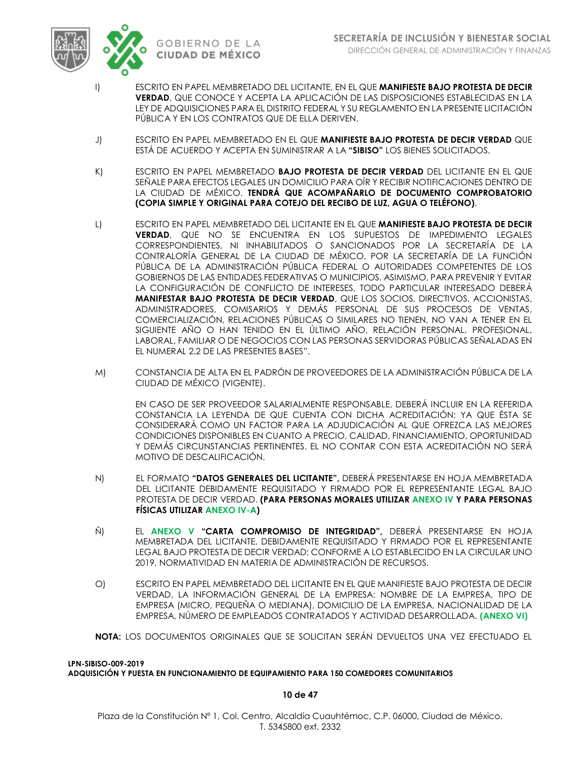I) ESCRITO EN PAPEL MEMBRETADO DEL LICITANTE, EN EL QUE **MANIFIESTE BAJO PROTESTA DE DECIR VERDAD**, QUE CONOCE Y ACEPTA LA APLICACIÓN DE LAS DISPOSICIONES ESTABLECIDAS EN LA LEY DE ADQUISICIONES PARA EL DISTRITO FEDERAL Y SU REGLAMENTO EN LA PRESENTE LICITACIÓN PÚBLICA Y EN LOS CONTRATOS QUE DE ELLA DERIVEN.

J) ESCRITO EN PAPEL MEMBRETADO EN EL QUE **MANIFIESTE BAJO PROTESTA DE DECIR VERDAD** QUE ESTÁ DE ACUERDO Y ACEPTA EN SUMINISTRAR A LA **"SIBISO"** LOS BIENES SOLICITADOS.

K) ESCRITO EN PAPEL MEMBRETADO **BAJO PROTESTA DE DECIR VERDAD** DEL LICITANTE EN EL QUE SEÑALE PARA EFECTOS LEGALES UN DOMICILIO PARA OÍR Y RECIBIR NOTIFICACIONES DENTRO DE LA CIUDAD DE MÉXICO. **TENDRÁ QUE ACOMPAÑARLO DE DOCUMENTO COMPROBATORIO (COPIA SIMPLE Y ORIGINAL PARA COTEJO DEL RECIBO DE LUZ, AGUA O TELÉFONO)**.

L) ESCRITO EN PAPEL MEMBRETADO DEL LICITANTE EN EL QUE **MANIFIESTE BAJO PROTESTA DE DECIR VERDAD**, QUE NO SE ENCUENTRA EN LOS SUPUESTOS DE IMPEDIMENTO LEGALES CORRESPONDIENTES, NI INHABILITADOS O SANCIONADOS POR LA SECRETARÍA DE LA CONTRALORÍA GENERAL DE LA CIUDAD DE MÉXICO, POR LA SECRETARÍA DE LA FUNCIÓN PÚBLICA DE LA ADMINISTRACIÓN PÚBLICA FEDERAL O AUTORIDADES COMPETENTES DE LOS GOBIERNOS DE LAS ENTIDADES FEDERATIVAS O MUNICIPIOS. ASIMISMO, PARA PREVENIR Y EVITAR LA CONFIGURACIÓN DE CONFLICTO DE INTERESES, TODO PARTICULAR INTERESADO DEBERÁ **MANIFESTAR BAJO PROTESTA DE DECIR VERDAD**, QUE LOS SOCIOS, DIRECTIVOS, ACCIONISTAS, ADMINISTRADORES, COMISARIOS Y DEMÁS PERSONAL DE SUS PROCESOS DE VENTAS, COMERCIALIZACIÓN, RELACIONES PÚBLICAS O SIMILARES NO TIENEN, NO VAN A TENER EN EL SIGUIENTE AÑO O HAN TENIDO EN EL ÚLTIMO AÑO, RELACIÓN PERSONAL, PROFESIONAL, LABORAL, FAMILIAR O DE NEGOCIOS CON LAS PERSONAS SERVIDORAS PÚBLICAS SEÑALADAS EN EL NUMERAL 2.2 DE LAS PRESENTES BASES".

M) CONSTANCIA DE ALTA EN EL PADRÓN DE PROVEEDORES DE LA ADMINISTRACIÓN PÚBLICA DE LA CIUDAD DE MÉXICO (VIGENTE).

EN CASO DE SER PROVEEDOR SALARIALMENTE RESPONSABLE, DEBERÁ INCLUIR EN LA REFERIDA CONSTANCIA LA LEYENDA DE QUE CUENTA CON DICHA ACREDITACIÓN; YA QUE ÉSTA SE CONSIDERARÁ COMO UN FACTOR PARA LA ADJUDICACIÓN AL QUE OFREZCA LAS MEJORES CONDICIONES DISPONIBLES EN CUANTO A PRECIO, CALIDAD, FINANCIAMIENTO, OPORTUNIDAD Y DEMÁS CIRCUNSTANCIAS PERTINENTES. EL NO CONTAR CON ESTA ACREDITACIÓN NO SERÁ MOTIVO DE DESCALIFICACIÓN.

N) EL FORMATO **"DATOS GENERALES DEL LICITANTE",** DEBERÁ PRESENTARSE EN HOJA MEMBRETADA DEL LICITANTE DEBIDAMENTE REQUISITADO Y FIRMADO POR EL REPRESENTANTE LEGAL BAJO PROTESTA DE DECIR VERDAD. **(PARA PERSONAS MORALES UTILIZAR ANEXO IV Y PARA PERSONAS FÍSICAS UTILIZAR ANEXO IV-A)**

Ñ) EL **ANEXO V "CARTA COMPROMISO DE INTEGRIDAD",** DEBERÁ PRESENTARSE EN HOJA MEMBRETADA DEL LICITANTE, DEBIDAMENTE REQUISITADO Y FIRMADO POR EL REPRESENTANTE LEGAL BAJO PROTESTA DE DECIR VERDAD; CONFORME A LO ESTABLECIDO EN LA CIRCULAR UNO 2019, NORMATIVIDAD EN MATERIA DE ADMINISTRACIÓN DE RECURSOS.

O) ESCRITO EN PAPEL MEMBRETADO DEL LICITANTE EN EL QUE MANIFIESTE BAJO PROTESTA DE DECIR VERDAD, LA INFORMACIÓN GENERAL DE LA EMPRESA: NOMBRE DE LA EMPRESA, TIPO DE EMPRESA (MICRO, PEQUEÑA O MEDIANA), DOMICILIO DE LA EMPRESA, NACIONALIDAD DE LA EMPRESA, NÚMERO DE EMPLEADOS CONTRATADOS Y ACTIVIDAD DESARROLLADA. **(ANEXO VI)**

**NOTA:** LOS DOCUMENTOS ORIGINALES QUE SE SOLICITAN SERÁN DEVUELTOS UNA VEZ EFECTUADO EL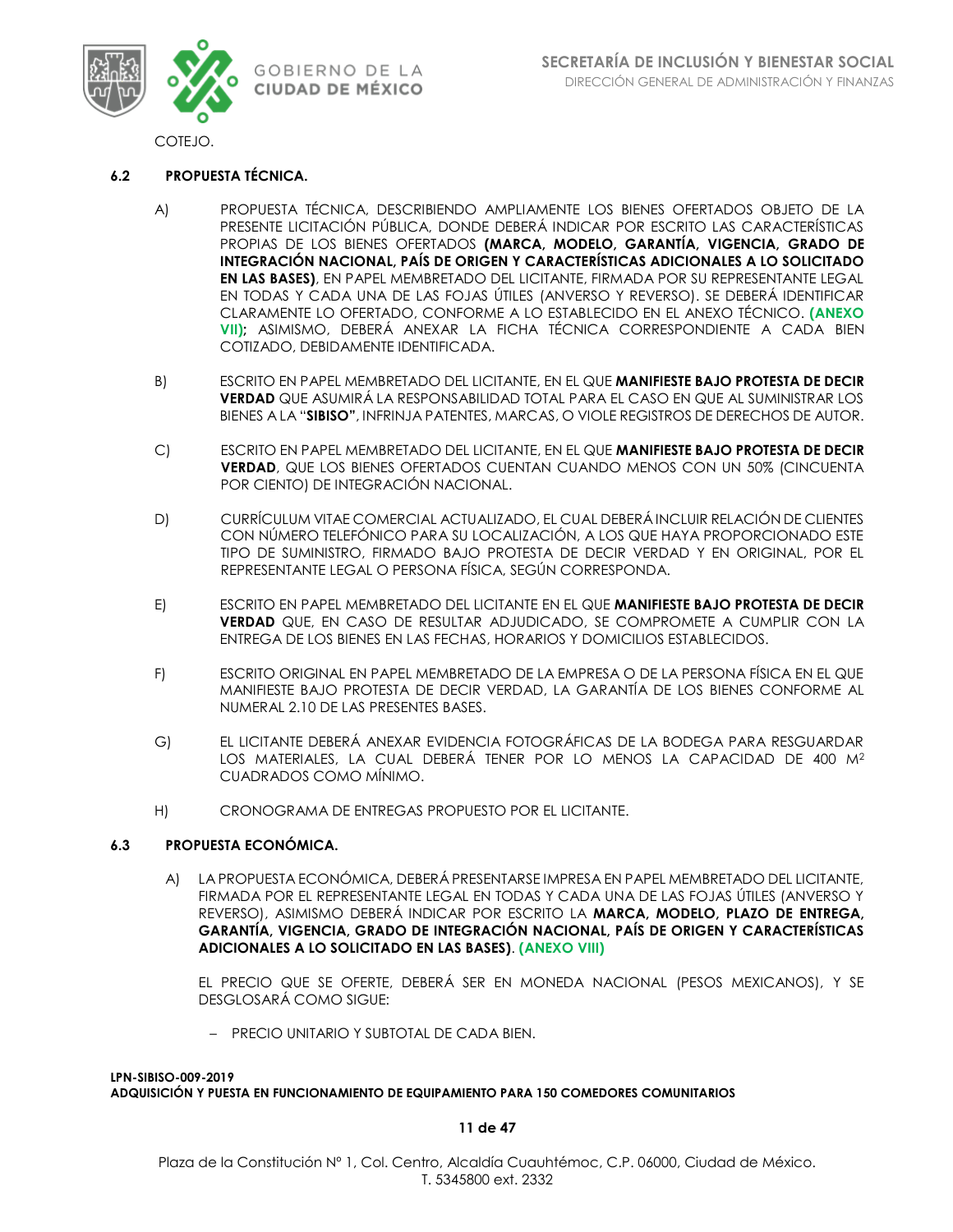COTEJO.

## 6.2 PROPUESTA TÉCNICA.

A) PROPUESTA TÉCNICA, DESCRIBIENDO AMPLIAMENTE LOS BIENES OFERTADOS OBJETO DE LA PRESENTE LICITACIÓN PÚBLICA, DONDE DEBERÁ INDICAR POR ESCRITO LAS CARACTERÍSTICAS PROPIAS DE LOS BIENES OFERTADOS **(MARCA, MODELO, GARANTÍA, VIGENCIA, GRADO DE INTEGRACIÓN NACIONAL, PAÍS DE ORIGEN Y CARACTERÍSTICAS ADICIONALES A LO SOLICITADO EN LAS BASES)**, EN PAPEL MEMBRETADO DEL LICITANTE, FIRMADA POR SU REPRESENTANTE LEGAL EN TODAS Y CADA UNA DE LAS FOJAS ÚTILES (ANVERSO Y REVERSO). SE DEBERÁ IDENTIFICAR CLARAMENTE LO OFERTADO, CONFORME A LO ESTABLECIDO EN EL ANEXO TÉCNICO. **(ANEXO VII);** ASIMISMO, DEBERÁ ANEXAR LA FICHA TÉCNICA CORRESPONDIENTE A CADA BIEN COTIZADO, DEBIDAMENTE IDENTIFICADA.

B) ESCRITO EN PAPEL MEMBRETADO DEL LICITANTE, EN EL QUE **MANIFIESTE BAJO PROTESTA DE DECIR VERDAD** QUE ASUMIRÁ LA RESPONSABILIDAD TOTAL PARA EL CASO EN QUE AL SUMINISTRAR LOS BIENES A LA "**SIBISO"**, INFRINJA PATENTES, MARCAS, O VIOLE REGISTROS DE DERECHOS DE AUTOR.

C) ESCRITO EN PAPEL MEMBRETADO DEL LICITANTE, EN EL QUE **MANIFIESTE BAJO PROTESTA DE DECIR VERDAD**, QUE LOS BIENES OFERTADOS CUENTAN CUANDO MENOS CON UN 50% (CINCUENTA POR CIENTO) DE INTEGRACIÓN NACIONAL.

D) CURRÍCULUM VITAE COMERCIAL ACTUALIZADO, EL CUAL DEBERÁ INCLUIR RELACIÓN DE CLIENTES CON NÚMERO TELEFÓNICO PARA SU LOCALIZACIÓN, A LOS QUE HAYA PROPORCIONADO ESTE TIPO DE SUMINISTRO, FIRMADO BAJO PROTESTA DE DECIR VERDAD Y EN ORIGINAL, POR EL REPRESENTANTE LEGAL O PERSONA FÍSICA, SEGÚN CORRESPONDA.

E) ESCRITO EN PAPEL MEMBRETADO DEL LICITANTE EN EL QUE **MANIFIESTE BAJO PROTESTA DE DECIR VERDAD** QUE, EN CASO DE RESULTAR ADJUDICADO, SE COMPROMETE A CUMPLIR CON LA ENTREGA DE LOS BIENES EN LAS FECHAS, HORARIOS Y DOMICILIOS ESTABLECIDOS.

F) ESCRITO ORIGINAL EN PAPEL MEMBRETADO DE LA EMPRESA O DE LA PERSONA FÍSICA EN EL QUE MANIFIESTE BAJO PROTESTA DE DECIR VERDAD, LA GARANTÍA DE LOS BIENES CONFORME AL NUMERAL 2.10 DE LAS PRESENTES BASES.

G) EL LICITANTE DEBERÁ ANEXAR EVIDENCIA FOTOGRÁFICAS DE LA BODEGA PARA RESGUARDAR LOS MATERIALES, LA CUAL DEBERÁ TENER POR LO MENOS LA CAPACIDAD DE 400 $M^2$ CUADRADOS COMO MÍNIMO.

H) CRONOGRAMA DE ENTREGAS PROPUESTO POR EL LICITANTE.

## 6.3 PROPUESTA ECONÓMICA.

A) LA PROPUESTA ECONÓMICA, DEBERÁ PRESENTARSE IMPRESA EN PAPEL MEMBRETADO DEL LICITANTE, FIRMADA POR EL REPRESENTANTE LEGAL EN TODAS Y CADA UNA DE LAS FOJAS ÚTILES (ANVERSO Y REVERSO), ASIMISMO DEBERÁ INDICAR POR ESCRITO LA **MARCA, MODELO, PLAZO DE ENTREGA, GARANTÍA, VIGENCIA, GRADO DE INTEGRACIÓN NACIONAL, PAÍS DE ORIGEN Y CARACTERÍSTICAS ADICIONALES A LO SOLICITADO EN LAS BASES)**. **(ANEXO VIII)**

EL PRECIO QUE SE OFERTE, DEBERÁ SER EN MONEDA NACIONAL (PESOS MEXICANOS), Y SE DESGLOSARÁ COMO SIGUE:

- PRECIO UNITARIO Y SUBTOTAL DE CADA BIEN.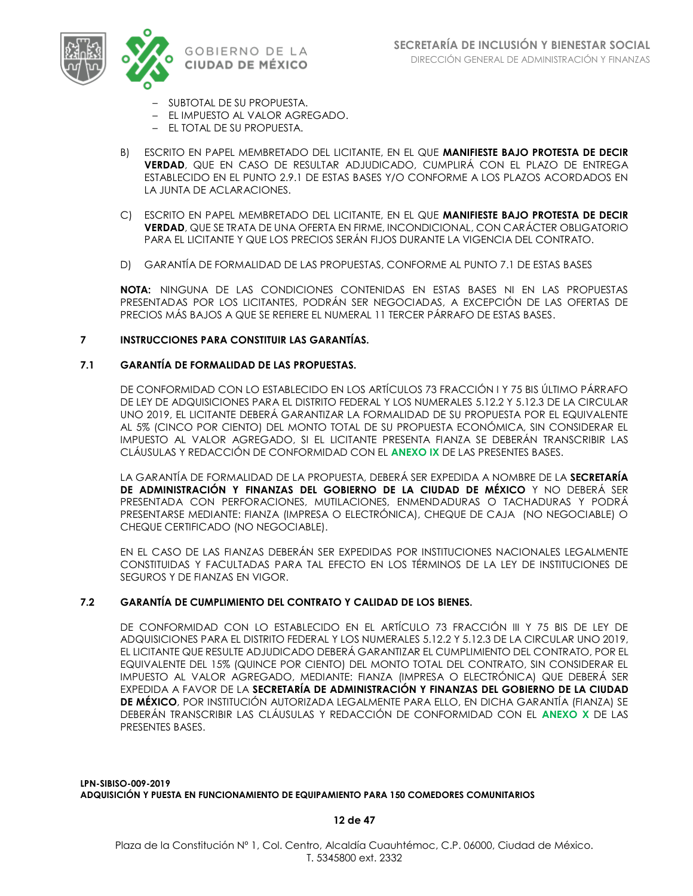- SUBTOTAL DE SU PROPUESTA.
- EL IMPUESTO AL VALOR AGREGADO.
- EL TOTAL DE SU PROPUESTA.

B) ESCRITO EN PAPEL MEMBRETADO DEL LICITANTE, EN EL QUE **MANIFIESTE BAJO PROTESTA DE DECIR VERDAD**, QUE EN CASO DE RESULTAR ADJUDICADO, CUMPLIRÁ CON EL PLAZO DE ENTREGA ESTABLECIDO EN EL PUNTO 2.9.1 DE ESTAS BASES Y/O CONFORME A LOS PLAZOS ACORDADOS EN LA JUNTA DE ACLARACIONES.

C) ESCRITO EN PAPEL MEMBRETADO DEL LICITANTE, EN EL QUE **MANIFIESTE BAJO PROTESTA DE DECIR VERDAD**, QUE SE TRATA DE UNA OFERTA EN FIRME, INCONDICIONAL, CON CARÁCTER OBLIGATORIO PARA EL LICITANTE Y QUE LOS PRECIOS SERÁN FIJOS DURANTE LA VIGENCIA DEL CONTRATO.

D) GARANTÍA DE FORMALIDAD DE LAS PROPUESTAS, CONFORME AL PUNTO 7.1 DE ESTAS BASES

**NOTA:** NINGUNA DE LAS CONDICIONES CONTENIDAS EN ESTAS BASES NI EN LAS PROPUESTAS PRESENTADAS POR LOS LICITANTES, PODRÁN SER NEGOCIADAS, A EXCEPCIÓN DE LAS OFERTAS DE PRECIOS MÁS BAJOS A QUE SE REFIERE EL NUMERAL 11 TERCER PÁRRAFO DE ESTAS BASES.

## 7 INSTRUCCIONES PARA CONSTITUIR LAS GARANTÍAS.

### 7.1 GARANTÍA DE FORMALIDAD DE LAS PROPUESTAS.

DE CONFORMIDAD CON LO ESTABLECIDO EN LOS ARTÍCULOS 73 FRACCIÓN I Y 75 BIS ÚLTIMO PÁRRAFO DE LEY DE ADQUISICIONES PARA EL DISTRITO FEDERAL Y LOS NUMERALES 5.12.2 Y 5.12.3 DE LA CIRCULAR UNO 2019, EL LICITANTE DEBERÁ GARANTIZAR LA FORMALIDAD DE SU PROPUESTA POR EL EQUIVALENTE AL 5% (CINCO POR CIENTO) DEL MONTO TOTAL DE SU PROPUESTA ECONÓMICA, SIN CONSIDERAR EL IMPUESTO AL VALOR AGREGADO, SI EL LICITANTE PRESENTA FIANZA SE DEBERÁN TRANSCRIBIR LAS CLÁUSULAS Y REDACCIÓN DE CONFORMIDAD CON EL **ANEXO IX** DE LAS PRESENTES BASES.

LA GARANTÍA DE FORMALIDAD DE LA PROPUESTA, DEBERÁ SER EXPEDIDA A NOMBRE DE LA **SECRETARÍA DE ADMINISTRACIÓN Y FINANZAS DEL GOBIERNO DE LA CIUDAD DE MÉXICO** Y NO DEBERÁ SER PRESENTADA CON PERFORACIONES, MUTILACIONES, ENMENDADURAS O TACHADURAS Y PODRÁ PRESENTARSE MEDIANTE: FIANZA (IMPRESA O ELECTRÓNICA), CHEQUE DE CAJA (NO NEGOCIABLE) O CHEQUE CERTIFICADO (NO NEGOCIABLE).

EN EL CASO DE LAS FIANZAS DEBERÁN SER EXPEDIDAS POR INSTITUCIONES NACIONALES LEGALMENTE CONSTITUIDAS Y FACULTADAS PARA TAL EFECTO EN LOS TÉRMINOS DE LA LEY DE INSTITUCIONES DE SEGUROS Y DE FIANZAS EN VIGOR.

### 7.2 GARANTÍA DE CUMPLIMIENTO DEL CONTRATO Y CALIDAD DE LOS BIENES.

DE CONFORMIDAD CON LO ESTABLECIDO EN EL ARTÍCULO 73 FRACCIÓN III Y 75 BIS DE LEY DE ADQUISICIONES PARA EL DISTRITO FEDERAL Y LOS NUMERALES 5.12.2 Y 5.12.3 DE LA CIRCULAR UNO 2019, EL LICITANTE QUE RESULTE ADJUDICADO DEBERÁ GARANTIZAR EL CUMPLIMIENTO DEL CONTRATO, POR EL EQUIVALENTE DEL 15% (QUINCE POR CIENTO) DEL MONTO TOTAL DEL CONTRATO, SIN CONSIDERAR EL IMPUESTO AL VALOR AGREGADO, MEDIANTE: FIANZA (IMPRESA O ELECTRÓNICA) QUE DEBERÁ SER EXPEDIDA A FAVOR DE LA **SECRETARÍA DE ADMINISTRACIÓN Y FINANZAS DEL GOBIERNO DE LA CIUDAD DE MÉXICO**, POR INSTITUCIÓN AUTORIZADA LEGALMENTE PARA ELLO, EN DICHA GARANTÍA (FIANZA) SE DEBERÁN TRANSCRIBIR LAS CLÁUSULAS Y REDACCIÓN DE CONFORMIDAD CON EL **ANEXO X** DE LAS PRESENTES BASES.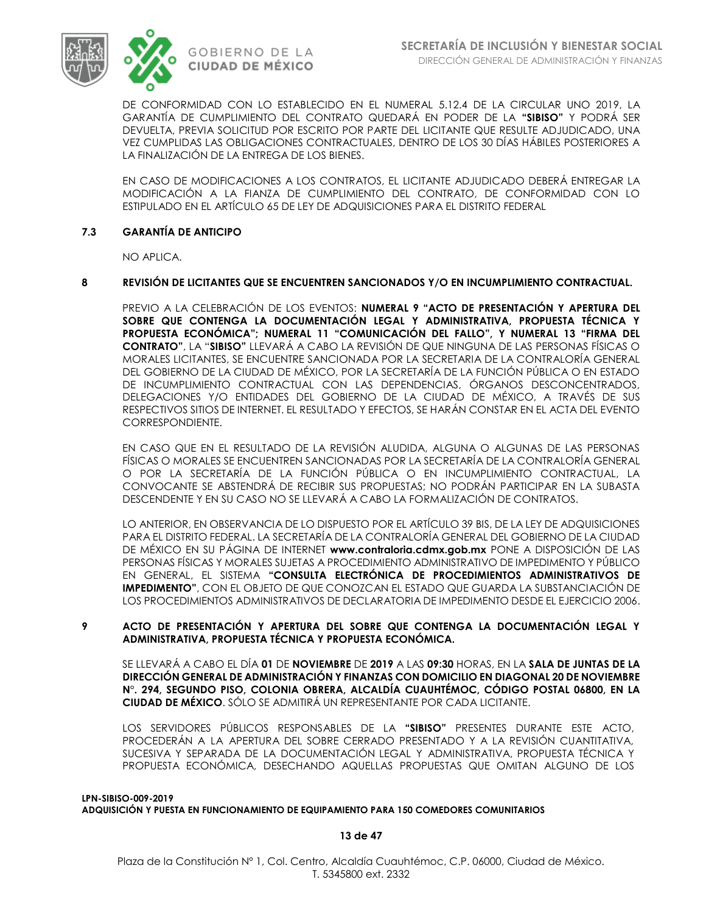DE CONFORMIDAD CON LO ESTABLECIDO EN EL NUMERAL 5.12.4 DE LA CIRCULAR UNO 2019, LA GARANTÍA DE CUMPLIMIENTO DEL CONTRATO QUEDARÁ EN PODER DE LA **"SIBISO"** Y PODRÁ SER DEVUELTA, PREVIA SOLICITUD POR ESCRITO POR PARTE DEL LICITANTE QUE RESULTE ADJUDICADO, UNA VEZ CUMPLIDAS LAS OBLIGACIONES CONTRACTUALES, DENTRO DE LOS 30 DÍAS HÁBILES POSTERIORES A LA FINALIZACIÓN DE LA ENTREGA DE LOS BIENES.

EN CASO DE MODIFICACIONES A LOS CONTRATOS, EL LICITANTE ADJUDICADO DEBERÁ ENTREGAR LA MODIFICACIÓN A LA FIANZA DE CUMPLIMIENTO DEL CONTRATO, DE CONFORMIDAD CON LO ESTIPULADO EN EL ARTÍCULO 65 DE LEY DE ADQUISICIONES PARA EL DISTRITO FEDERAL

### 7.3 GARANTÍA DE ANTICIPO

NO APLICA.

## 8 REVISIÓN DE LICITANTES QUE SE ENCUENTREN SANCIONADOS Y/O EN INCUMPLIMIENTO CONTRACTUAL.

PREVIO A LA CELEBRACIÓN DE LOS EVENTOS: **NUMERAL 9 "ACTO DE PRESENTACIÓN Y APERTURA DEL SOBRE QUE CONTENGA LA DOCUMENTACIÓN LEGAL Y ADMINISTRATIVA, PROPUESTA TÉCNICA Y PROPUESTA ECONÓMICA"; NUMERAL 11 "COMUNICACIÓN DEL FALLO", Y NUMERAL 13 "FIRMA DEL CONTRATO"**, LA "**SIBISO"** LLEVARÁ A CABO LA REVISIÓN DE QUE NINGUNA DE LAS PERSONAS FÍSICAS O MORALES LICITANTES, SE ENCUENTRE SANCIONADA POR LA SECRETARIA DE LA CONTRALORÍA GENERAL DEL GOBIERNO DE LA CIUDAD DE MÉXICO, POR LA SECRETARÍA DE LA FUNCIÓN PÚBLICA O EN ESTADO DE INCUMPLIMIENTO CONTRACTUAL CON LAS DEPENDENCIAS, ÓRGANOS DESCONCENTRADOS, DELEGACIONES Y/O ENTIDADES DEL GOBIERNO DE LA CIUDAD DE MÉXICO, A TRAVÉS DE SUS RESPECTIVOS SITIOS DE INTERNET. EL RESULTADO Y EFECTOS, SE HARÁN CONSTAR EN EL ACTA DEL EVENTO CORRESPONDIENTE.

EN CASO QUE EN EL RESULTADO DE LA REVISIÓN ALUDIDA, ALGUNA O ALGUNAS DE LAS PERSONAS FÍSICAS O MORALES SE ENCUENTREN SANCIONADAS POR LA SECRETARÍA DE LA CONTRALORÍA GENERAL O POR LA SECRETARÍA DE LA FUNCIÓN PÚBLICA O EN INCUMPLIMIENTO CONTRACTUAL, LA CONVOCANTE SE ABSTENDRÁ DE RECIBIR SUS PROPUESTAS; NO PODRÁN PARTICIPAR EN LA SUBASTA DESCENDENTE Y EN SU CASO NO SE LLEVARÁ A CABO LA FORMALIZACIÓN DE CONTRATOS.

LO ANTERIOR, EN OBSERVANCIA DE LO DISPUESTO POR EL ARTÍCULO 39 BIS, DE LA LEY DE ADQUISICIONES PARA EL DISTRITO FEDERAL. LA SECRETARÍA DE LA CONTRALORÍA GENERAL DEL GOBIERNO DE LA CIUDAD DE MÉXICO EN SU PÁGINA DE INTERNET **www.contraloria.cdmx.gob.mx** PONE A DISPOSICIÓN DE LAS PERSONAS FÍSICAS Y MORALES SUJETAS A PROCEDIMIENTO ADMINISTRATIVO DE IMPEDIMENTO Y PÚBLICO EN GENERAL, EL SISTEMA **"CONSULTA ELECTRÓNICA DE PROCEDIMIENTOS ADMINISTRATIVOS DE IMPEDIMENTO"**, CON EL OBJETO DE QUE CONOZCAN EL ESTADO QUE GUARDA LA SUBSTANCIACIÓN DE LOS PROCEDIMIENTOS ADMINISTRATIVOS DE DECLARATORIA DE IMPEDIMENTO DESDE EL EJERCICIO 2006.

## 9 ACTO DE PRESENTACIÓN Y APERTURA DEL SOBRE QUE CONTENGA LA DOCUMENTACIÓN LEGAL Y ADMINISTRATIVA, PROPUESTA TÉCNICA Y PROPUESTA ECONÓMICA.

SE LLEVARÁ A CABO EL DÍA **01** DE **NOVIEMBRE** DE **2019** A LAS **09:30** HORAS, EN LA **SALA DE JUNTAS DE LA DIRECCIÓN GENERAL DE ADMINISTRACIÓN Y FINANZAS CON DOMICILIO EN DIAGONAL 20 DE NOVIEMBRE N°. 294, SEGUNDO PISO, COLONIA OBRERA, ALCALDÍA CUAUHTÉMOC, CÓDIGO POSTAL 06800, EN LA CIUDAD DE MÉXICO**. SÓLO SE ADMITIRÁ UN REPRESENTANTE POR CADA LICITANTE.

LOS SERVIDORES PÚBLICOS RESPONSABLES DE LA **"SIBISO"** PRESENTES DURANTE ESTE ACTO, PROCEDERÁN A LA APERTURA DEL SOBRE CERRADO PRESENTADO Y A LA REVISIÓN CUANTITATIVA, SUCESIVA Y SEPARADA DE LA DOCUMENTACIÓN LEGAL Y ADMINISTRATIVA, PROPUESTA TÉCNICA Y PROPUESTA ECONÓMICA, DESECHANDO AQUELLAS PROPUESTAS QUE OMITAN ALGUNO DE LOS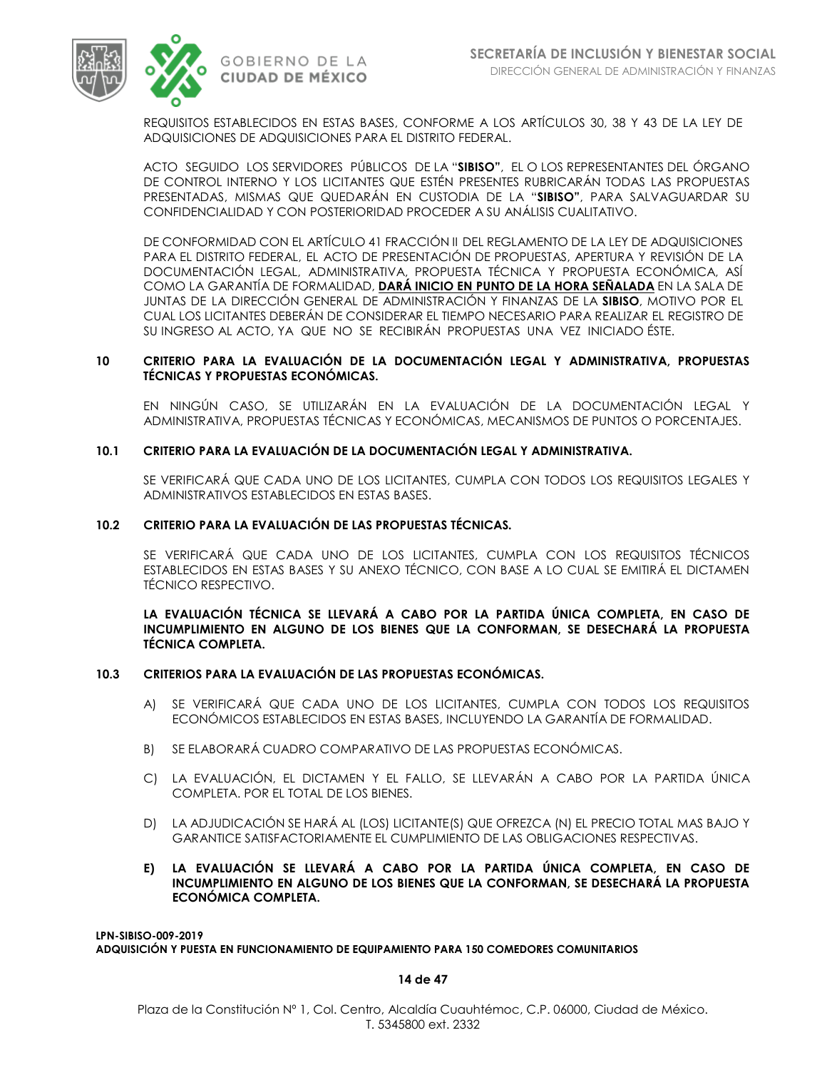REQUISITOS ESTABLECIDOS EN ESTAS BASES, CONFORME A LOS ARTÍCULOS 30, 38 Y 43 DE LA LEY DE ADQUISICIONES DE ADQUISICIONES PARA EL DISTRITO FEDERAL.

ACTO SEGUIDO LOS SERVIDORES PÚBLICOS DE LA "**SIBISO**", EL O LOS REPRESENTANTES DEL ÓRGANO DE CONTROL INTERNO Y LOS LICITANTES QUE ESTÉN PRESENTES RUBRICARÁN TODAS LAS PROPUESTAS PRESENTADAS, MISMAS QUE QUEDARÁN EN CUSTODIA DE LA "**SIBISO**", PARA SALVAGUARDAR SU CONFIDENCIALIDAD Y CON POSTERIORIDAD PROCEDER A SU ANÁLISIS CUALITATIVO.

DE CONFORMIDAD CON EL ARTÍCULO 41 FRACCIÓN II DEL REGLAMENTO DE LA LEY DE ADQUISICIONES PARA EL DISTRITO FEDERAL, EL ACTO DE PRESENTACIÓN DE PROPUESTAS, APERTURA Y REVISIÓN DE LA DOCUMENTACIÓN LEGAL, ADMINISTRATIVA, PROPUESTA TÉCNICA Y PROPUESTA ECONÓMICA, ASÍ COMO LA GARANTÍA DE FORMALIDAD, **DARÁ INICIO EN PUNTO DE LA HORA SEÑALADA** EN LA SALA DE JUNTAS DE LA DIRECCIÓN GENERAL DE ADMINISTRACIÓN Y FINANZAS DE LA **SIBISO**, MOTIVO POR EL CUAL LOS LICITANTES DEBERÁN DE CONSIDERAR EL TIEMPO NECESARIO PARA REALIZAR EL REGISTRO DE SU INGRESO AL ACTO, YA QUE NO SE RECIBIRÁN PROPUESTAS UNA VEZ INICIADO ÉSTE.

## 10 CRITERIO PARA LA EVALUACIÓN DE LA DOCUMENTACIÓN LEGAL Y ADMINISTRATIVA, PROPUESTAS TÉCNICAS Y PROPUESTAS ECONÓMICAS.

EN NINGÚN CASO, SE UTILIZARÁN EN LA EVALUACIÓN DE LA DOCUMENTACIÓN LEGAL Y ADMINISTRATIVA, PROPUESTAS TÉCNICAS Y ECONÓMICAS, MECANISMOS DE PUNTOS O PORCENTAJES.

### 10.1 CRITERIO PARA LA EVALUACIÓN DE LA DOCUMENTACIÓN LEGAL Y ADMINISTRATIVA.

SE VERIFICARÁ QUE CADA UNO DE LOS LICITANTES, CUMPLA CON TODOS LOS REQUISITOS LEGALES Y ADMINISTRATIVOS ESTABLECIDOS EN ESTAS BASES.

### 10.2 CRITERIO PARA LA EVALUACIÓN DE LAS PROPUESTAS TÉCNICAS.

SE VERIFICARÁ QUE CADA UNO DE LOS LICITANTES, CUMPLA CON LOS REQUISITOS TÉCNICOS ESTABLECIDOS EN ESTAS BASES Y SU ANEXO TÉCNICO, CON BASE A LO CUAL SE EMITIRÁ EL DICTAMEN TÉCNICO RESPECTIVO.

**LA EVALUACIÓN TÉCNICA SE LLEVARÁ A CABO POR LA PARTIDA ÚNICA COMPLETA, EN CASO DE INCUMPLIMIENTO EN ALGUNO DE LOS BIENES QUE LA CONFORMAN, SE DESECHARÁ LA PROPUESTA TÉCNICA COMPLETA.**

### 10.3 CRITERIOS PARA LA EVALUACIÓN DE LAS PROPUESTAS ECONÓMICAS.

A) SE VERIFICARÁ QUE CADA UNO DE LOS LICITANTES, CUMPLA CON TODOS LOS REQUISITOS ECONÓMICOS ESTABLECIDOS EN ESTAS BASES, INCLUYENDO LA GARANTÍA DE FORMALIDAD.

B) SE ELABORARÁ CUADRO COMPARATIVO DE LAS PROPUESTAS ECONÓMICAS.

C) LA EVALUACIÓN, EL DICTAMEN Y EL FALLO, SE LLEVARÁN A CABO POR LA PARTIDA ÚNICA COMPLETA. POR EL TOTAL DE LOS BIENES.

D) LA ADJUDICACIÓN SE HARÁ AL (LOS) LICITANTE(S) QUE OFREZCA (N) EL PRECIO TOTAL MAS BAJO Y GARANTICE SATISFACTORIAMENTE EL CUMPLIMIENTO DE LAS OBLIGACIONES RESPECTIVAS.

**E) LA EVALUACIÓN SE LLEVARÁ A CABO POR LA PARTIDA ÚNICA COMPLETA, EN CASO DE INCUMPLIMIENTO EN ALGUNO DE LOS BIENES QUE LA CONFORMAN, SE DESECHARÁ LA PROPUESTA ECONÓMICA COMPLETA.**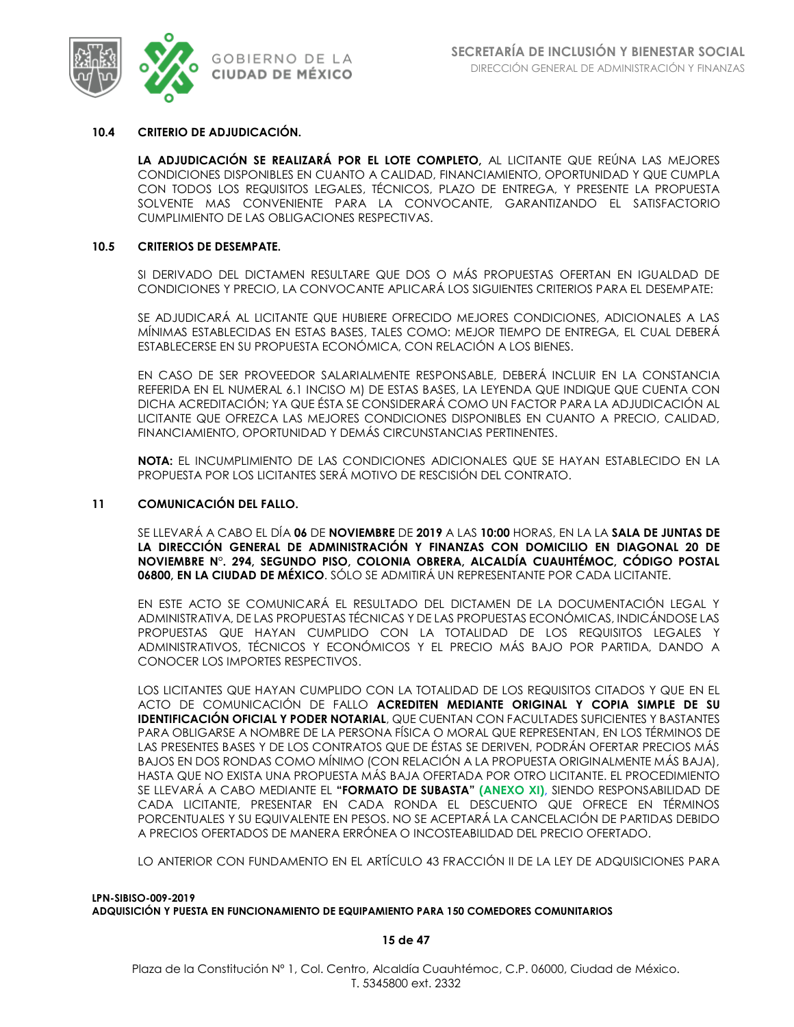### 10.4 CRITERIO DE ADJUDICACIÓN.

**LA ADJUDICACIÓN SE REALIZARÁ POR EL LOTE COMPLETO,** AL LICITANTE QUE REÚNA LAS MEJORES CONDICIONES DISPONIBLES EN CUANTO A CALIDAD, FINANCIAMIENTO, OPORTUNIDAD Y QUE CUMPLA CON TODOS LOS REQUISITOS LEGALES, TÉCNICOS, PLAZO DE ENTREGA, Y PRESENTE LA PROPUESTA SOLVENTE MAS CONVENIENTE PARA LA CONVOCANTE, GARANTIZANDO EL SATISFACTORIO CUMPLIMIENTO DE LAS OBLIGACIONES RESPECTIVAS.

### 10.5 CRITERIOS DE DESEMPATE.

SI DERIVADO DEL DICTAMEN RESULTARE QUE DOS O MÁS PROPUESTAS OFERTAN EN IGUALDAD DE CONDICIONES Y PRECIO, LA CONVOCANTE APLICARÁ LOS SIGUIENTES CRITERIOS PARA EL DESEMPATE:

SE ADJUDICARÁ AL LICITANTE QUE HUBIERE OFRECIDO MEJORES CONDICIONES, ADICIONALES A LAS MÍNIMAS ESTABLECIDAS EN ESTAS BASES, TALES COMO: MEJOR TIEMPO DE ENTREGA, EL CUAL DEBERÁ ESTABLECERSE EN SU PROPUESTA ECONÓMICA, CON RELACIÓN A LOS BIENES.

EN CASO DE SER PROVEEDOR SALARIALMENTE RESPONSABLE, DEBERÁ INCLUIR EN LA CONSTANCIA REFERIDA EN EL NUMERAL 6.1 INCISO M) DE ESTAS BASES, LA LEYENDA QUE INDIQUE QUE CUENTA CON DICHA ACREDITACIÓN; YA QUE ÉSTA SE CONSIDERARÁ COMO UN FACTOR PARA LA ADJUDICACIÓN AL LICITANTE QUE OFREZCA LAS MEJORES CONDICIONES DISPONIBLES EN CUANTO A PRECIO, CALIDAD, FINANCIAMIENTO, OPORTUNIDAD Y DEMÁS CIRCUNSTANCIAS PERTINENTES.

**NOTA:** EL INCUMPLIMIENTO DE LAS CONDICIONES ADICIONALES QUE SE HAYAN ESTABLECIDO EN LA PROPUESTA POR LOS LICITANTES SERÁ MOTIVO DE RESCISIÓN DEL CONTRATO.

## 11 COMUNICACIÓN DEL FALLO.

SE LLEVARÁ A CABO EL DÍA **06** DE **NOVIEMBRE** DE **2019** A LAS **10:00** HORAS, EN LA LA **SALA DE JUNTAS DE LA DIRECCIÓN GENERAL DE ADMINISTRACIÓN Y FINANZAS CON DOMICILIO EN DIAGONAL 20 DE NOVIEMBRE N°. 294, SEGUNDO PISO, COLONIA OBRERA, ALCALDÍA CUAUHTÉMOC, CÓDIGO POSTAL 06800, EN LA CIUDAD DE MÉXICO**. SÓLO SE ADMITIRÁ UN REPRESENTANTE POR CADA LICITANTE.

EN ESTE ACTO SE COMUNICARÁ EL RESULTADO DEL DICTAMEN DE LA DOCUMENTACIÓN LEGAL Y ADMINISTRATIVA, DE LAS PROPUESTAS TÉCNICAS Y DE LAS PROPUESTAS ECONÓMICAS, INDICÁNDOSE LAS PROPUESTAS QUE HAYAN CUMPLIDO CON LA TOTALIDAD DE LOS REQUISITOS LEGALES Y ADMINISTRATIVOS, TÉCNICOS Y ECONÓMICOS Y EL PRECIO MÁS BAJO POR PARTIDA, DANDO A CONOCER LOS IMPORTES RESPECTIVOS.

LOS LICITANTES QUE HAYAN CUMPLIDO CON LA TOTALIDAD DE LOS REQUISITOS CITADOS Y QUE EN EL ACTO DE COMUNICACIÓN DE FALLO **ACREDITEN MEDIANTE ORIGINAL Y COPIA SIMPLE DE SU IDENTIFICACIÓN OFICIAL Y PODER NOTARIAL**, QUE CUENTAN CON FACULTADES SUFICIENTES Y BASTANTES PARA OBLIGARSE A NOMBRE DE LA PERSONA FÍSICA O MORAL QUE REPRESENTAN, EN LOS TÉRMINOS DE LAS PRESENTES BASES Y DE LOS CONTRATOS QUE DE ÉSTAS SE DERIVEN, PODRÁN OFERTAR PRECIOS MÁS BAJOS EN DOS RONDAS COMO MÍNIMO (CON RELACIÓN A LA PROPUESTA ORIGINALMENTE MÁS BAJA), HASTA QUE NO EXISTA UNA PROPUESTA MÁS BAJA OFERTADA POR OTRO LICITANTE. EL PROCEDIMIENTO SE LLEVARÁ A CABO MEDIANTE EL **"FORMATO DE SUBASTA" (ANEXO XI)**, SIENDO RESPONSABILIDAD DE CADA LICITANTE, PRESENTAR EN CADA RONDA EL DESCUENTO QUE OFRECE EN TÉRMINOS PORCENTUALES Y SU EQUIVALENTE EN PESOS. NO SE ACEPTARÁ LA CANCELACIÓN DE PARTIDAS DEBIDO A PRECIOS OFERTADOS DE MANERA ERRÓNEA O INCOSTEABILIDAD DEL PRECIO OFERTADO.

LO ANTERIOR CON FUNDAMENTO EN EL ARTÍCULO 43 FRACCIÓN II DE LA LEY DE ADQUISICIONES PARA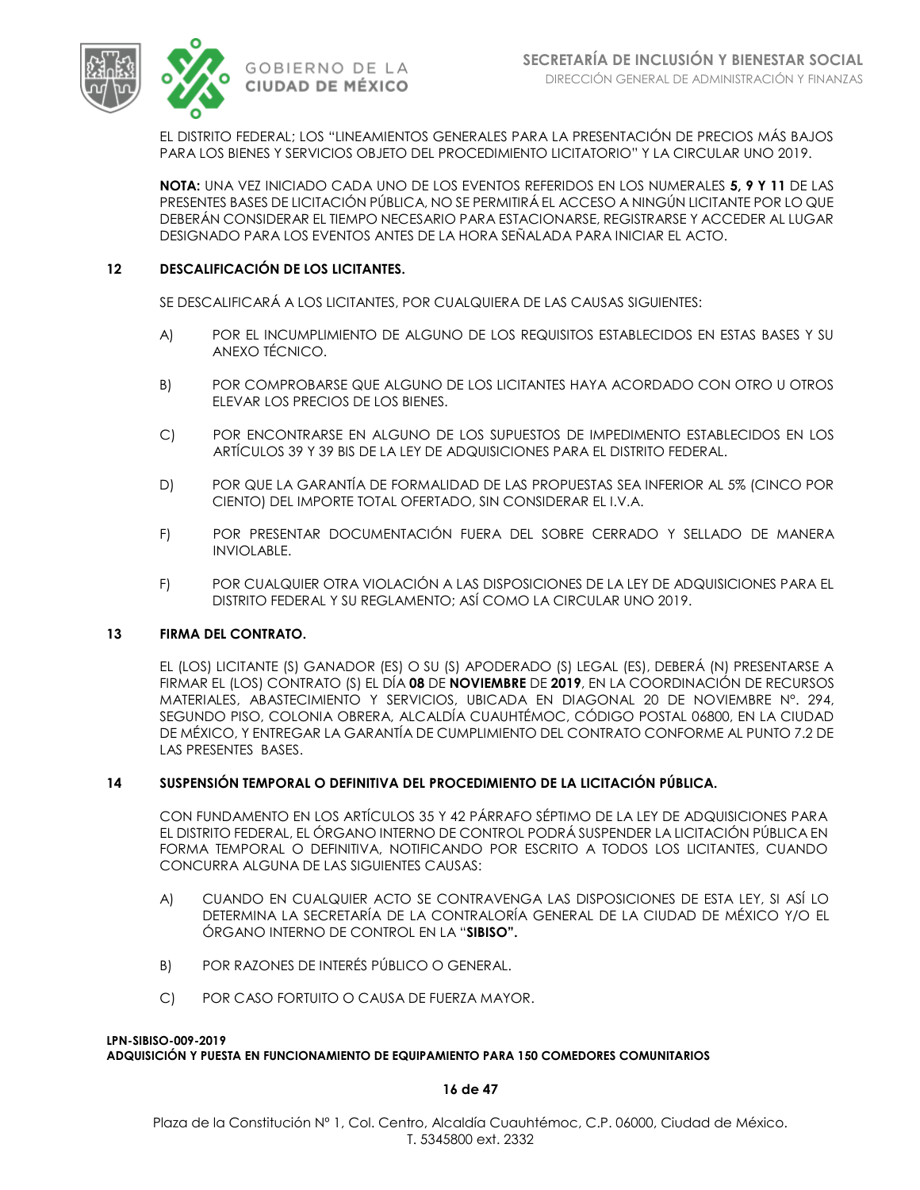EL DISTRITO FEDERAL; LOS "LINEAMIENTOS GENERALES PARA LA PRESENTACIÓN DE PRECIOS MÁS BAJOS PARA LOS BIENES Y SERVICIOS OBJETO DEL PROCEDIMIENTO LICITATORIO" Y LA CIRCULAR UNO 2019.

**NOTA:** UNA VEZ INICIADO CADA UNO DE LOS EVENTOS REFERIDOS EN LOS NUMERALES **5, 9 Y 11** DE LAS PRESENTES BASES DE LICITACIÓN PÚBLICA, NO SE PERMITIRÁ EL ACCESO A NINGÚN LICITANTE POR LO QUE DEBERÁN CONSIDERAR EL TIEMPO NECESARIO PARA ESTACIONARSE, REGISTRARSE Y ACCEDER AL LUGAR DESIGNADO PARA LOS EVENTOS ANTES DE LA HORA SEÑALADA PARA INICIAR EL ACTO.

## 12 DESCALIFICACIÓN DE LOS LICITANTES.

SE DESCALIFICARÁ A LOS LICITANTES, POR CUALQUIERA DE LAS CAUSAS SIGUIENTES:

A) POR EL INCUMPLIMIENTO DE ALGUNO DE LOS REQUISITOS ESTABLECIDOS EN ESTAS BASES Y SU ANEXO TÉCNICO.

B) POR COMPROBARSE QUE ALGUNO DE LOS LICITANTES HAYA ACORDADO CON OTRO U OTROS ELEVAR LOS PRECIOS DE LOS BIENES.

C) POR ENCONTRARSE EN ALGUNO DE LOS SUPUESTOS DE IMPEDIMENTO ESTABLECIDOS EN LOS ARTÍCULOS 39 Y 39 BIS DE LA LEY DE ADQUISICIONES PARA EL DISTRITO FEDERAL.

D) POR QUE LA GARANTÍA DE FORMALIDAD DE LAS PROPUESTAS SEA INFERIOR AL 5% (CINCO POR CIENTO) DEL IMPORTE TOTAL OFERTADO, SIN CONSIDERAR EL I.V.A.

F) POR PRESENTAR DOCUMENTACIÓN FUERA DEL SOBRE CERRADO Y SELLADO DE MANERA INVIOLABLE.

F) POR CUALQUIER OTRA VIOLACIÓN A LAS DISPOSICIONES DE LA LEY DE ADQUISICIONES PARA EL DISTRITO FEDERAL Y SU REGLAMENTO; ASÍ COMO LA CIRCULAR UNO 2019.

## 13 FIRMA DEL CONTRATO.

EL (LOS) LICITANTE (S) GANADOR (ES) O SU (S) APODERADO (S) LEGAL (ES), DEBERÁ (N) PRESENTARSE A FIRMAR EL (LOS) CONTRATO (S) EL DÍA **08** DE **NOVIEMBRE** DE **2019**, EN LA COORDINACIÓN DE RECURSOS MATERIALES, ABASTECIMIENTO Y SERVICIOS, UBICADA EN DIAGONAL 20 DE NOVIEMBRE Nº. 294, SEGUNDO PISO, COLONIA OBRERA, ALCALDÍA CUAUHTÉMOC, CÓDIGO POSTAL 06800, EN LA CIUDAD DE MÉXICO, Y ENTREGAR LA GARANTÍA DE CUMPLIMIENTO DEL CONTRATO CONFORME AL PUNTO 7.2 DE LAS PRESENTES BASES.

## 14 SUSPENSIÓN TEMPORAL O DEFINITIVA DEL PROCEDIMIENTO DE LA LICITACIÓN PÚBLICA.

CON FUNDAMENTO EN LOS ARTÍCULOS 35 Y 42 PÁRRAFO SÉPTIMO DE LA LEY DE ADQUISICIONES PARA EL DISTRITO FEDERAL, EL ÓRGANO INTERNO DE CONTROL PODRÁ SUSPENDER LA LICITACIÓN PÚBLICA EN FORMA TEMPORAL O DEFINITIVA, NOTIFICANDO POR ESCRITO A TODOS LOS LICITANTES, CUANDO CONCURRA ALGUNA DE LAS SIGUIENTES CAUSAS:

A) CUANDO EN CUALQUIER ACTO SE CONTRAVENGA LAS DISPOSICIONES DE ESTA LEY, SI ASÍ LO DETERMINA LA SECRETARÍA DE LA CONTRALORÍA GENERAL DE LA CIUDAD DE MÉXICO Y/O EL ÓRGANO INTERNO DE CONTROL EN LA "**SIBISO".**

B) POR RAZONES DE INTERÉS PÚBLICO O GENERAL.

C) POR CASO FORTUITO O CAUSA DE FUERZA MAYOR.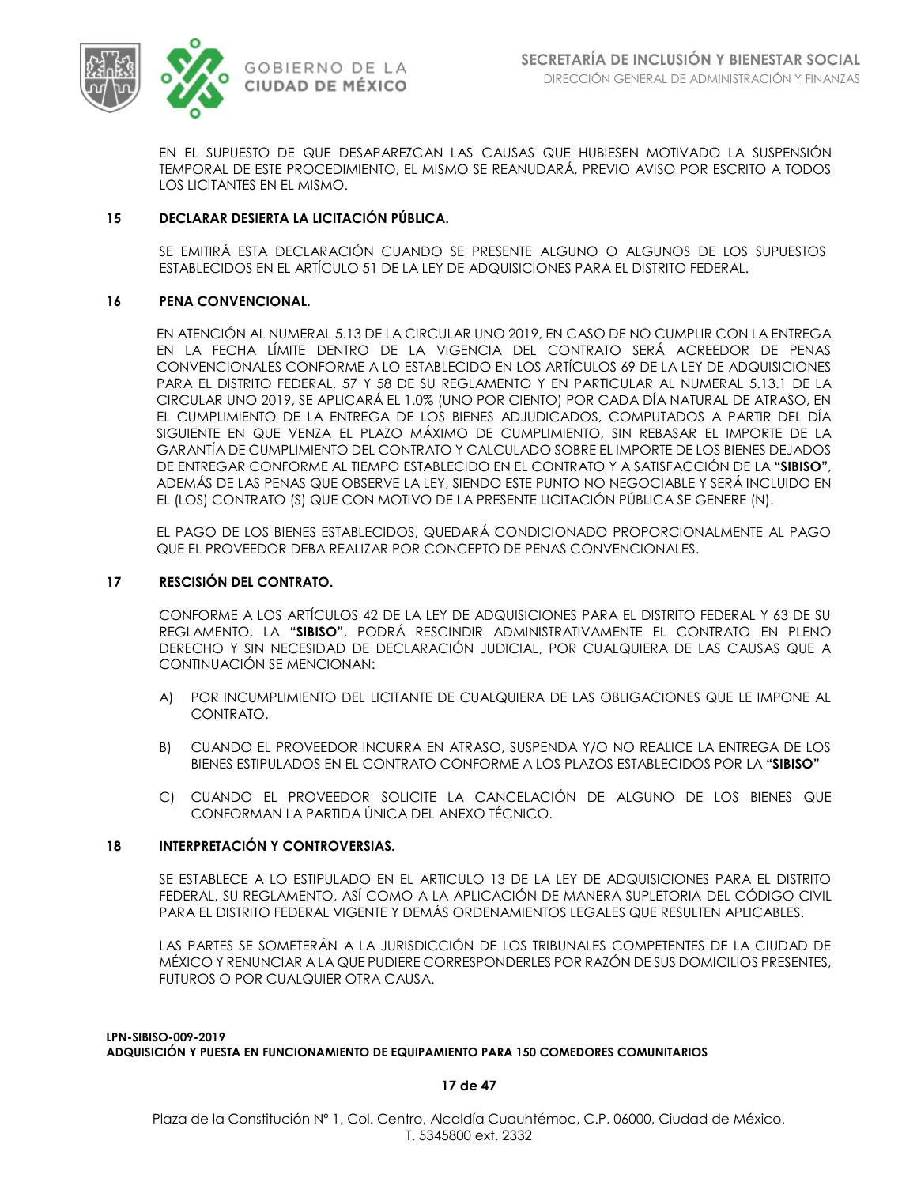EN EL SUPUESTO DE QUE DESAPAREZCAN LAS CAUSAS QUE HUBIESEN MOTIVADO LA SUSPENSIÓN TEMPORAL DE ESTE PROCEDIMIENTO, EL MISMO SE REANUDARÁ, PREVIO AVISO POR ESCRITO A TODOS LOS LICITANTES EN EL MISMO.

## 15 DECLARAR DESIERTA LA LICITACIÓN PÚBLICA.

SE EMITIRÁ ESTA DECLARACIÓN CUANDO SE PRESENTE ALGUNO O ALGUNOS DE LOS SUPUESTOS ESTABLECIDOS EN EL ARTÍCULO 51 DE LA LEY DE ADQUISICIONES PARA EL DISTRITO FEDERAL.

## 16 PENA CONVENCIONAL.

EN ATENCIÓN AL NUMERAL 5.13 DE LA CIRCULAR UNO 2019, EN CASO DE NO CUMPLIR CON LA ENTREGA EN LA FECHA LÍMITE DENTRO DE LA VIGENCIA DEL CONTRATO SERÁ ACREEDOR DE PENAS CONVENCIONALES CONFORME A LO ESTABLECIDO EN LOS ARTÍCULOS 69 DE LA LEY DE ADQUISICIONES PARA EL DISTRITO FEDERAL, 57 Y 58 DE SU REGLAMENTO Y EN PARTICULAR AL NUMERAL 5.13.1 DE LA CIRCULAR UNO 2019, SE APLICARÁ EL 1.0% (UNO POR CIENTO) POR CADA DÍA NATURAL DE ATRASO, EN EL CUMPLIMIENTO DE LA ENTREGA DE LOS BIENES ADJUDICADOS, COMPUTADOS A PARTIR DEL DÍA SIGUIENTE EN QUE VENZA EL PLAZO MÁXIMO DE CUMPLIMIENTO, SIN REBASAR EL IMPORTE DE LA GARANTÍA DE CUMPLIMIENTO DEL CONTRATO Y CALCULADO SOBRE EL IMPORTE DE LOS BIENES DEJADOS DE ENTREGAR CONFORME AL TIEMPO ESTABLECIDO EN EL CONTRATO Y A SATISFACCIÓN DE LA **"SIBISO"**, ADEMÁS DE LAS PENAS QUE OBSERVE LA LEY, SIENDO ESTE PUNTO NO NEGOCIABLE Y SERÁ INCLUIDO EN EL (LOS) CONTRATO (S) QUE CON MOTIVO DE LA PRESENTE LICITACIÓN PÚBLICA SE GENERE (N).

EL PAGO DE LOS BIENES ESTABLECIDOS, QUEDARÁ CONDICIONADO PROPORCIONALMENTE AL PAGO QUE EL PROVEEDOR DEBA REALIZAR POR CONCEPTO DE PENAS CONVENCIONALES.

## 17 RESCISIÓN DEL CONTRATO.

CONFORME A LOS ARTÍCULOS 42 DE LA LEY DE ADQUISICIONES PARA EL DISTRITO FEDERAL Y 63 DE SU REGLAMENTO, LA **"SIBISO"**, PODRÁ RESCINDIR ADMINISTRATIVAMENTE EL CONTRATO EN PLENO DERECHO Y SIN NECESIDAD DE DECLARACIÓN JUDICIAL, POR CUALQUIERA DE LAS CAUSAS QUE A CONTINUACIÓN SE MENCIONAN:

A) POR INCUMPLIMIENTO DEL LICITANTE DE CUALQUIERA DE LAS OBLIGACIONES QUE LE IMPONE AL CONTRATO.

B) CUANDO EL PROVEEDOR INCURRA EN ATRASO, SUSPENDA Y/O NO REALICE LA ENTREGA DE LOS BIENES ESTIPULADOS EN EL CONTRATO CONFORME A LOS PLAZOS ESTABLECIDOS POR LA **"SIBISO"**

C) CUANDO EL PROVEEDOR SOLICITE LA CANCELACIÓN DE ALGUNO DE LOS BIENES QUE CONFORMAN LA PARTIDA ÚNICA DEL ANEXO TÉCNICO.

## 18 INTERPRETACIÓN Y CONTROVERSIAS.

SE ESTABLECE A LO ESTIPULADO EN EL ARTICULO 13 DE LA LEY DE ADQUISICIONES PARA EL DISTRITO FEDERAL, SU REGLAMENTO, ASÍ COMO A LA APLICACIÓN DE MANERA SUPLETORIA DEL CÓDIGO CIVIL PARA EL DISTRITO FEDERAL VIGENTE Y DEMÁS ORDENAMIENTOS LEGALES QUE RESULTEN APLICABLES.

LAS PARTES SE SOMETERÁN A LA JURISDICCIÓN DE LOS TRIBUNALES COMPETENTES DE LA CIUDAD DE MÉXICO Y RENUNCIAR A LA QUE PUDIERE CORRESPONDERLES POR RAZÓN DE SUS DOMICILIOS PRESENTES, FUTUROS O POR CUALQUIER OTRA CAUSA.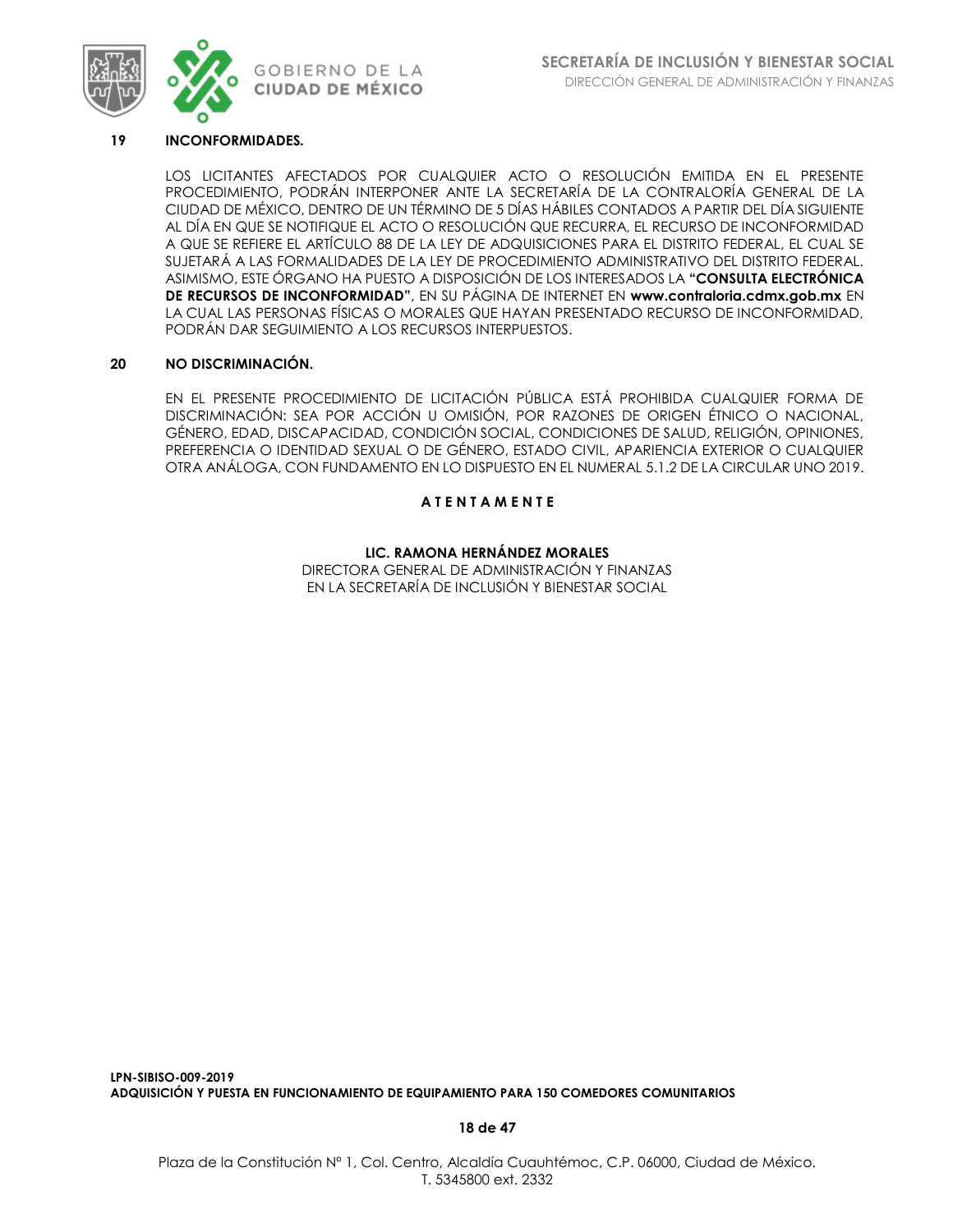## 19 INCONFORMIDADES.

LOS LICITANTES AFECTADOS POR CUALQUIER ACTO O RESOLUCIÓN EMITIDA EN EL PRESENTE PROCEDIMIENTO, PODRÁN INTERPONER ANTE LA SECRETARÍA DE LA CONTRALORÍA GENERAL DE LA CIUDAD DE MÉXICO, DENTRO DE UN TÉRMINO DE 5 DÍAS HÁBILES CONTADOS A PARTIR DEL DÍA SIGUIENTE AL DÍA EN QUE SE NOTIFIQUE EL ACTO O RESOLUCIÓN QUE RECURRA, EL RECURSO DE INCONFORMIDAD A QUE SE REFIERE EL ARTÍCULO 88 DE LA LEY DE ADQUISICIONES PARA EL DISTRITO FEDERAL, EL CUAL SE SUJETARÁ A LAS FORMALIDADES DE LA LEY DE PROCEDIMIENTO ADMINISTRATIVO DEL DISTRITO FEDERAL. ASIMISMO, ESTE ÓRGANO HA PUESTO A DISPOSICIÓN DE LOS INTERESADOS LA **"CONSULTA ELECTRÓNICA DE RECURSOS DE INCONFORMIDAD"**, EN SU PÁGINA DE INTERNET EN **www.contraloria.cdmx.gob.mx** EN LA CUAL LAS PERSONAS FÍSICAS O MORALES QUE HAYAN PRESENTADO RECURSO DE INCONFORMIDAD, PODRÁN DAR SEGUIMIENTO A LOS RECURSOS INTERPUESTOS.

## 20 NO DISCRIMINACIÓN.

EN EL PRESENTE PROCEDIMIENTO DE LICITACIÓN PÚBLICA ESTÁ PROHIBIDA CUALQUIER FORMA DE DISCRIMINACIÓN: SEA POR ACCIÓN U OMISIÓN, POR RAZONES DE ORIGEN ÉTNICO O NACIONAL, GÉNERO, EDAD, DISCAPACIDAD, CONDICIÓN SOCIAL, CONDICIONES DE SALUD, RELIGIÓN, OPINIONES, PREFERENCIA O IDENTIDAD SEXUAL O DE GÉNERO, ESTADO CIVIL, APARIENCIA EXTERIOR O CUALQUIER OTRA ANÁLOGA, CON FUNDAMENTO EN LO DISPUESTO EN EL NUMERAL 5.1.2 DE LA CIRCULAR UNO 2019.

**A T E N T A M E N T E**

**LIC. RAMONA HERNÁNDEZ MORALES**
DIRECTORA GENERAL DE ADMINISTRACIÓN Y FINANZAS
EN LA SECRETARÍA DE INCLUSIÓN Y BIENESTAR SOCIAL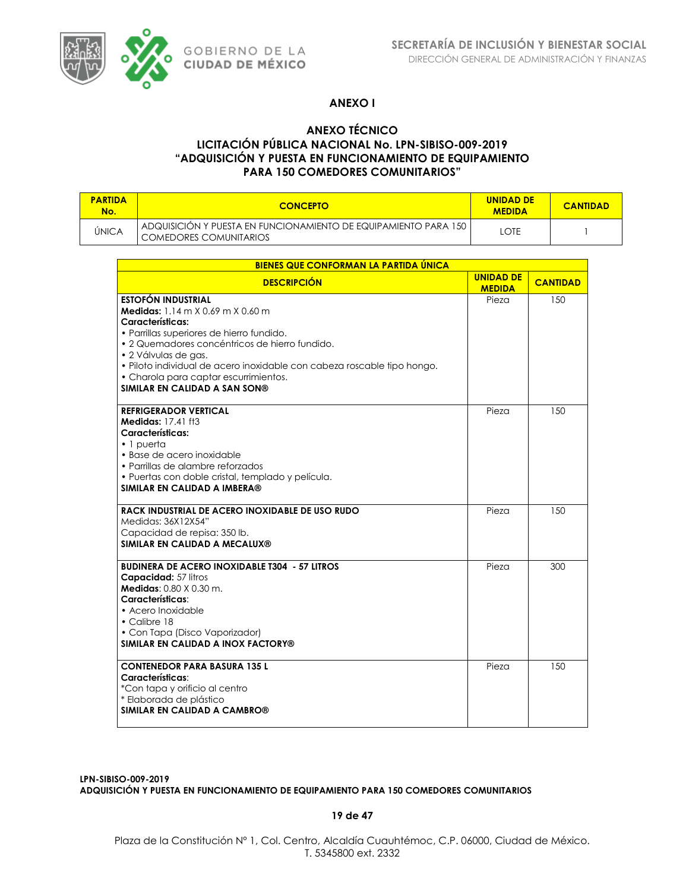# ANEXO I

## ANEXO TÉCNICO

## LICITACIÓN PÚBLICA NACIONAL No. LPN-SIBISO-009-2019 "ADQUISICIÓN Y PUESTA EN FUNCIONAMIENTO DE EQUIPAMIENTO PARA 150 COMEDORES COMUNITARIOS"

| PARTIDA No. | CONCEPTO | UNIDAD DE MEDIDA | CANTIDAD |
|---|---|---|---|
| ÚNICA | ADQUISICIÓN Y PUESTA EN FUNCIONAMIENTO DE EQUIPAMIENTO PARA 150 COMEDORES COMUNITARIOS | LOTE | 1 |

| BIENES QUE CONFORMAN LA PARTIDA ÚNICA | | |
|---|---|---|
| **DESCRIPCIÓN** | **UNIDAD DE MEDIDA** | **CANTIDAD** |
| **ESTOFÓN INDUSTRIAL**<br>**Medidas:** 1.14 m X 0.69 m X 0.60 m<br>**Características:**<br>• Parrillas superiores de hierro fundido.<br>• 2 Quemadores concéntricos de hierro fundido.<br>• 2 Válvulas de gas.<br>• Piloto individual de acero inoxidable con cabeza roscable tipo hongo.<br>• Charola para captar escurrimientos.<br>**SIMILAR EN CALIDAD A SAN SON®** | Pieza | 150 |
| **REFRIGERADOR VERTICAL**<br>**Medidas:** 17.41 ft3<br>**Características:**<br>• 1 puerta<br>• Base de acero inoxidable<br>• Parrillas de alambre reforzados<br>• Puertas con doble cristal, templado y película.<br>**SIMILAR EN CALIDAD A IMBERA®** | Pieza | 150 |
| **RACK INDUSTRIAL DE ACERO INOXIDABLE DE USO RUDO**<br>Medidas: 36X12X54"<br>Capacidad de repisa: 350 lb.<br>**SIMILAR EN CALIDAD A MECALUX®** | Pieza | 150 |
| **BUDINERA DE ACERO INOXIDABLE T304 - 57 LITROS**<br>**Capacidad:** 57 litros<br>**Medidas**: 0.80 X 0.30 m.<br>**Características**:<br>• Acero Inoxidable<br>• Calibre 18<br>• Con Tapa (Disco Vaporizador)<br>**SIMILAR EN CALIDAD A INOX FACTORY®** | Pieza | 300 |
| **CONTENEDOR PARA BASURA 135 L**<br>**Características**:<br>*Con tapa y orificio al centro<br>* Elaborada de plástico<br>**SIMILAR EN CALIDAD A CAMBRO®** | Pieza | 150 |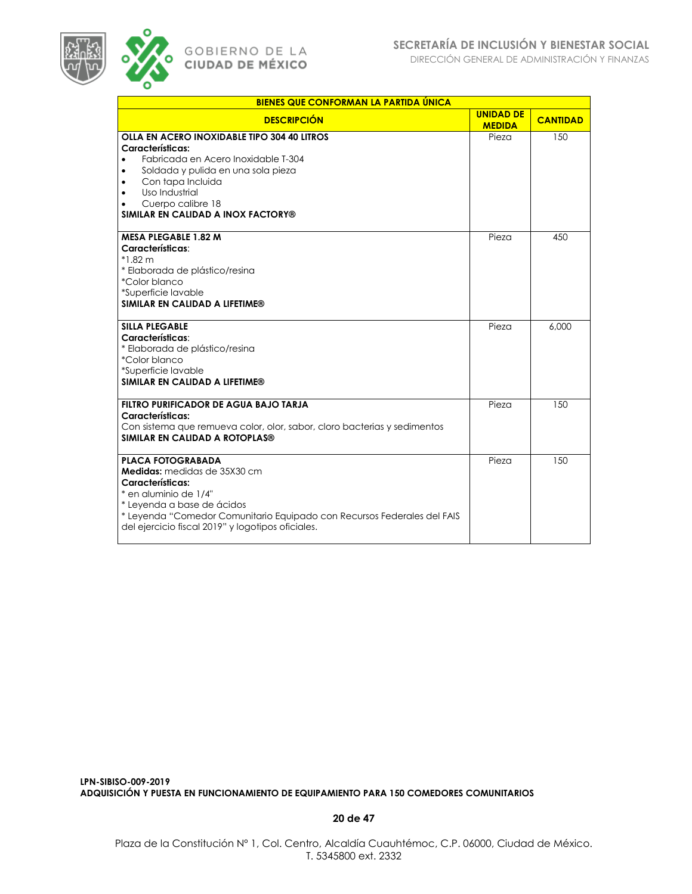| BIENES QUE CONFORMAN LA PARTIDA ÚNICA | | |
|---|---|---|
| **DESCRIPCIÓN** | **UNIDAD DE MEDIDA** | **CANTIDAD** |
| **OLLA EN ACERO INOXIDABLE TIPO 304 40 LITROS**<br>**Características:**<br>• Fabricada en Acero Inoxidable T-304<br>• Soldada y pulida en una sola pieza<br>• Con tapa Incluida<br>• Uso Industrial<br>• Cuerpo calibre 18<br>**SIMILAR EN CALIDAD A INOX FACTORY®** | Pieza | 150 |
| **MESA PLEGABLE 1.82 M**<br>**Características**:<br>*1.82 m<br>* Elaborada de plástico/resina<br>*Color blanco<br>*Superficie lavable<br>**SIMILAR EN CALIDAD A LIFETIME®** | Pieza | 450 |
| **SILLA PLEGABLE**<br>**Características**:<br>* Elaborada de plástico/resina<br>*Color blanco<br>*Superficie lavable<br>**SIMILAR EN CALIDAD A LIFETIME®** | Pieza | 6,000 |
| **FILTRO PURIFICADOR DE AGUA BAJO TARJA**<br>**Características:**<br>Con sistema que remueva color, olor, sabor, cloro bacterias y sedimentos<br>**SIMILAR EN CALIDAD A ROTOPLAS®** | Pieza | 150 |
| **PLACA FOTOGRABADA**<br>**Medidas:** medidas de 35X30 cm<br>**Características:**<br>* en aluminio de 1/4"<br>* Leyenda a base de ácidos<br>* Leyenda "Comedor Comunitario Equipado con Recursos Federales del FAIS del ejercicio fiscal 2019" y logotipos oficiales. | Pieza | 150 |

**LPN-SIBISO-009-2019**
**ADQUISICIÓN Y PUESTA EN FUNCIONAMIENTO DE EQUIPAMIENTO PARA 150 COMEDORES COMUNITARIOS**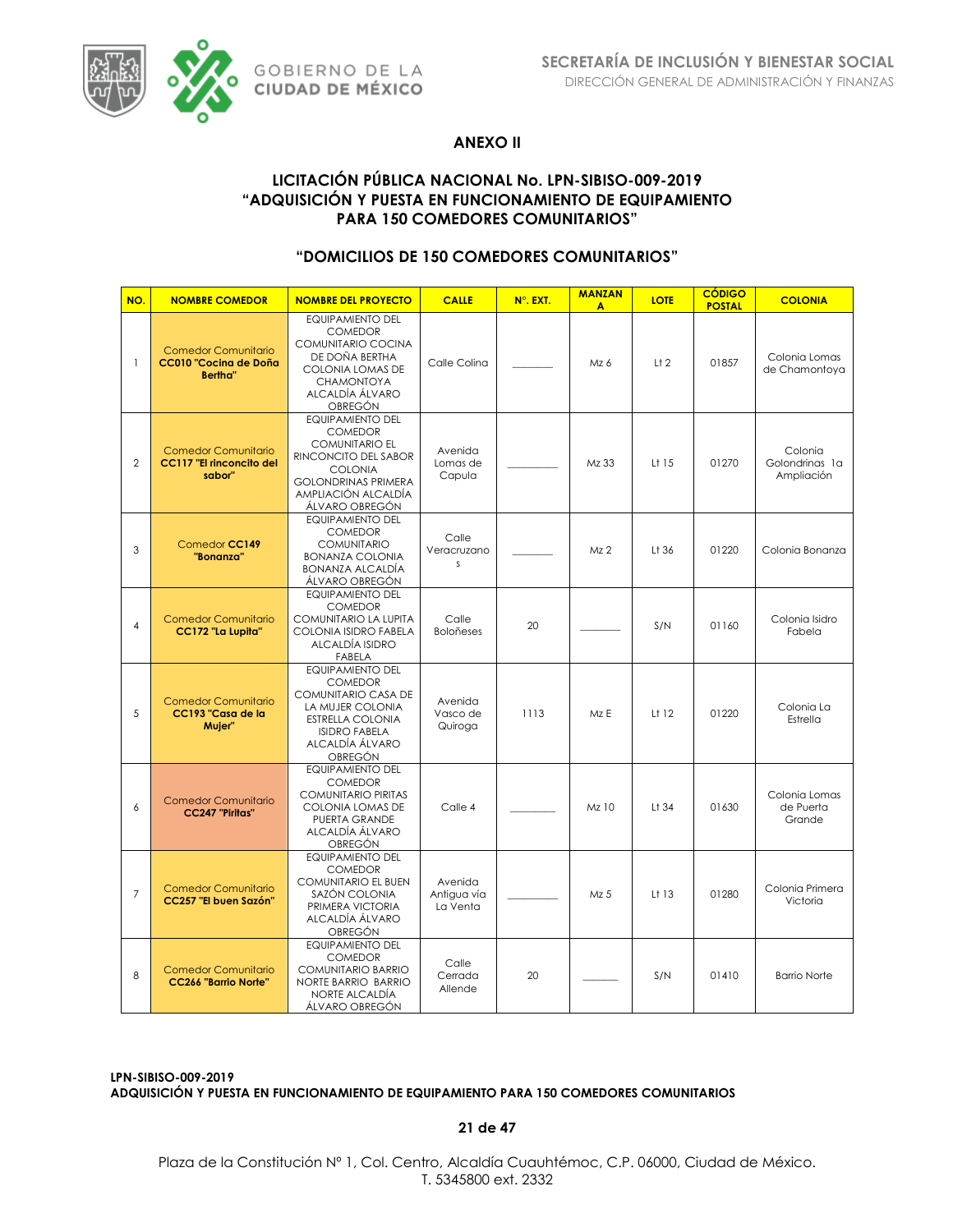## ANEXO II

## LICITACIÓN PÚBLICA NACIONAL No. LPN-SIBISO-009-2019 "ADQUISICIÓN Y PUESTA EN FUNCIONAMIENTO DE EQUIPAMIENTO PARA 150 COMEDORES COMUNITARIOS"

### "DOMICILIOS DE 150 COMEDORES COMUNITARIOS"

| NO. | NOMBRE COMEDOR | NOMBRE DEL PROYECTO | CALLE | N°. EXT. | MANZANA | LOTE | CÓDIGO POSTAL | COLONIA |
|---|---|---|---|---|---|---|---|---|
| 1 | Comedor Comunitario **CC010 "Cocina de Doña Bertha"** | EQUIPAMIENTO DEL COMEDOR COMUNITARIO COCINA DE DOÑA BERTHA COLONIA LOMAS DE CHAMONTOYA ALCALDÍA ÁLVARO OBREGÓN | Calle Colina | _______ | Mz 6 | Lt 2 | 01857 | Colonia Lomas de Chamontoya |
| 2 | Comedor Comunitario **CC117 "El rinconcito del sabor"** | EQUIPAMIENTO DEL COMEDOR COMUNITARIO EL RINCONCITO DEL SABOR COLONIA GOLONDRINAS PRIMERA AMPLIACIÓN ALCALDÍA ÁLVARO OBREGÓN | Avenida Lomas de Capula | _______ | Mz 33 | Lt 15 | 01270 | Colonia Golondrinas 1a Ampliación |
| 3 | Comedor **CC149 "Bonanza"** | EQUIPAMIENTO DEL COMEDOR COMUNITARIO BONANZA COLONIA BONANZA ALCALDÍA ÁLVARO OBREGÓN | Calle Veracruzanos | _______ | Mz 2 | Lt 36 | 01220 | Colonia Bonanza |
| 4 | Comedor Comunitario **CC172 "La Lupita"** | EQUIPAMIENTO DEL COMEDOR COMUNITARIO LA LUPITA COLONIA ISIDRO FABELA ALCALDÍA ISIDRO FABELA | Calle Boloñeses | 20 | _______ | S/N | 01160 | Colonia Isidro Fabela |
| 5 | Comedor Comunitario **CC193 "Casa de la Mujer"** | EQUIPAMIENTO DEL COMEDOR COMUNITARIO CASA DE LA MUJER COLONIA ESTRELLA COLONIA ISIDRO FABELA ALCALDÍA ÁLVARO OBREGÓN | Avenida Vasco de Quiroga | 1113 | Mz E | Lt 12 | 01220 | Colonia La Estrella |
| 6 | Comedor Comunitario **CC247 "Piritas"** | EQUIPAMIENTO DEL COMEDOR COMUNITARIO PIRITAS COLONIA LOMAS DE PUERTA GRANDE ALCALDÍA ÁLVARO OBREGÓN | Calle 4 | _______ | Mz 10 | Lt 34 | 01630 | Colonia Lomas de Puerta Grande |
| 7 | Comedor Comunitario **CC257 "El buen Sazón"** | EQUIPAMIENTO DEL COMEDOR COMUNITARIO EL BUEN SAZÓN COLONIA PRIMERA VICTORIA ALCALDÍA ÁLVARO OBREGÓN | Avenida Antigua vía La Venta | _______ | Mz 5 | Lt 13 | 01280 | Colonia Primera Victoria |
| 8 | Comedor Comunitario **CC266 "Barrio Norte"** | EQUIPAMIENTO DEL COMEDOR COMUNITARIO BARRIO NORTE BARRIO BARRIO NORTE ALCALDÍA ÁLVARO OBREGÓN | Calle Cerrada Allende | 20 | _______ | S/N | 01410 | Barrio Norte |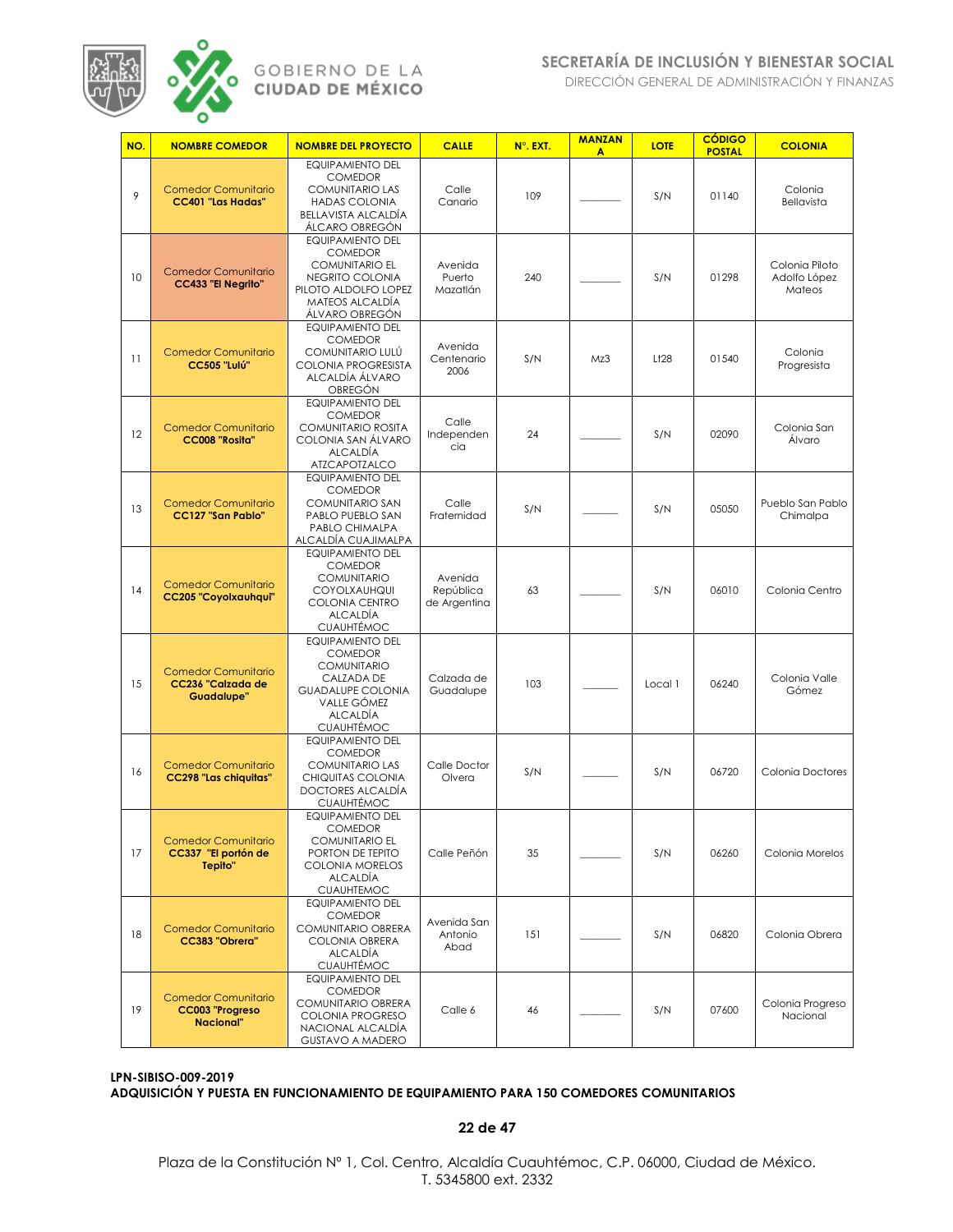| NO. | NOMBRE COMEDOR | NOMBRE DEL PROYECTO | CALLE | N°. EXT. | MANZANA | LOTE | CÓDIGO POSTAL | COLONIA |
|---|---|---|---|---|---|---|---|---|
| 9 | Comedor Comunitario **CC401 "Las Hadas"** | EQUIPAMIENTO DEL COMEDOR COMUNITARIO LAS HADAS COLONIA BELLAVISTA ALCALDÍA ÁLCARO OBREGÓN | Calle Canario | 109 | _______ | S/N | 01140 | Colonia Bellavista |
| 10 | Comedor Comunitario **CC433 "El Negrito"** | EQUIPAMIENTO DEL COMEDOR COMUNITARIO EL NEGRITO COLONIA PILOTO ALDOLFO LOPEZ MATEOS ALCALDÍA ÁLVARO OBREGÓN | Avenida Puerto Mazatlán | 240 | _______ | S/N | 01298 | Colonia Piloto Adolfo López Mateos |
| 11 | Comedor Comunitario **CC505 "Lulú"** | EQUIPAMIENTO DEL COMEDOR COMUNITARIO LULÚ COLONIA PROGRESISTA ALCALDÍA ÁLVARO OBREGÓN | Avenida Centenario 2006 | S/N | Mz3 | Lt28 | 01540 | Colonia Progresista |
| 12 | Comedor Comunitario **CC008 "Rosita"** | EQUIPAMIENTO DEL COMEDOR COMUNITARIO ROSITA COLONIA SAN ÁLVARO ALCALDÍA ATZCAPOTZALCO | Calle Independencia | 24 | _______ | S/N | 02090 | Colonia San Álvaro |
| 13 | Comedor Comunitario **CC127 "San Pablo"** | EQUIPAMIENTO DEL COMEDOR COMUNITARIO SAN PABLO PUEBLO SAN PABLO CHIMALPA ALCALDÍA CUAJIMALPA | Calle Fraternidad | S/N | _______ | S/N | 05050 | Pueblo San Pablo Chimalpa |
| 14 | Comedor Comunitario **CC205 "Coyolxauhqui"** | EQUIPAMIENTO DEL COMEDOR COMUNITARIO COYOLXAUHQUI COLONIA CENTRO ALCALDÍA CUAUHTÉMOC | Avenida República de Argentina | 63 | _______ | S/N | 06010 | Colonia Centro |
| 15 | Comedor Comunitario **CC236 "Calzada de Guadalupe"** | EQUIPAMIENTO DEL COMEDOR COMUNITARIO CALZADA DE GUADALUPE COLONIA VALLE GÓMEZ ALCALDÍA CUAUHTÉMOC | Calzada de Guadalupe | 103 | _______ | Local 1 | 06240 | Colonia Valle Gómez |
| 16 | Comedor Comunitario **CC298 "Las chiquitas"** | EQUIPAMIENTO DEL COMEDOR COMUNITARIO LAS CHIQUITAS COLONIA DOCTORES ALCALDÍA CUAUHTÉMOC | Calle Doctor Olvera | S/N | _______ | S/N | 06720 | Colonia Doctores |
| 17 | Comedor Comunitario **CC337 "El portón de Tepito"** | EQUIPAMIENTO DEL COMEDOR COMUNITARIO EL PORTON DE TEPITO COLONIA MORELOS ALCALDÍA CUAUHTEMOC | Calle Peñón | 35 | _______ | S/N | 06260 | Colonia Morelos |
| 18 | Comedor Comunitario **CC383 "Obrera"** | EQUIPAMIENTO DEL COMEDOR COMUNITARIO OBRERA COLONIA OBRERA ALCALDÍA CUAUHTÉMOC | Avenida San Antonio Abad | 151 | _______ | S/N | 06820 | Colonia Obrera |
| 19 | Comedor Comunitario **CC003 "Progreso Nacional"** | EQUIPAMIENTO DEL COMEDOR COMUNITARIO OBRERA COLONIA PROGRESO NACIONAL ALCALDÍA GUSTAVO A MADERO | Calle 6 | 46 | _______ | S/N | 07600 | Colonia Progreso Nacional |

**LPN-SIBISO-009-2019**
**ADQUISICIÓN Y PUESTA EN FUNCIONAMIENTO DE EQUIPAMIENTO PARA 150 COMEDORES COMUNITARIOS**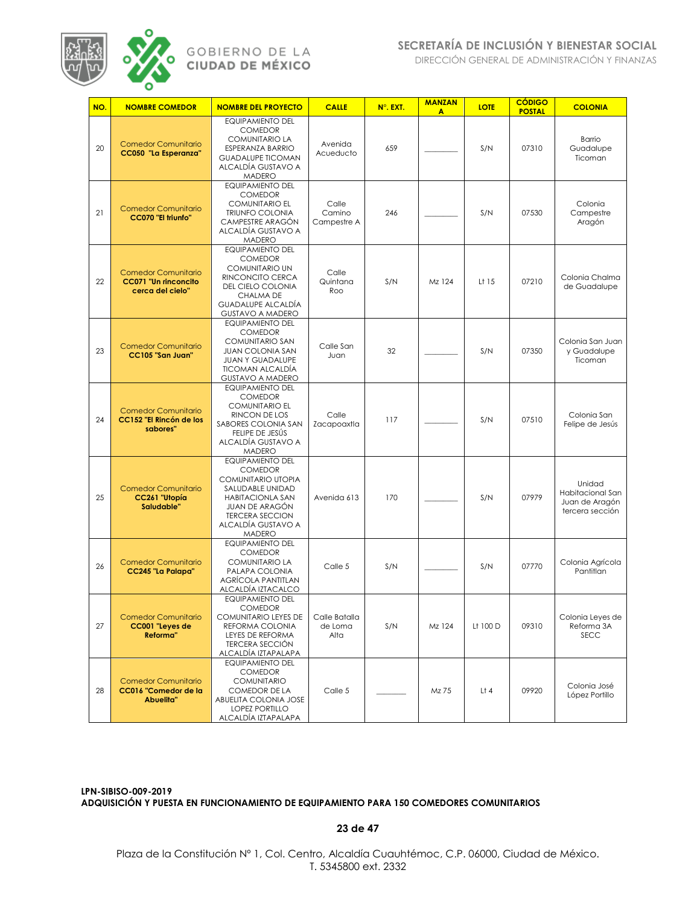| NO. | NOMBRE COMEDOR | NOMBRE DEL PROYECTO | CALLE | N°. EXT. | MANZANA | LOTE | CÓDIGO POSTAL | COLONIA |
|---|---|---|---|---|---|---|---|---|
| 20 | Comedor Comunitario **CC050 "La Esperanza"** | EQUIPAMIENTO DEL COMEDOR COMUNITARIO LA ESPERANZA BARRIO GUADALUPE TICOMAN ALCALDÍA GUSTAVO A MADERO | Avenida Acueducto | 659 | ________ | S/N | 07310 | Barrio Guadalupe Ticoman |
| 21 | Comedor Comunitario **CC070 "El triunfo"** | EQUIPAMIENTO DEL COMEDOR COMUNITARIO EL TRIUNFO COLONIA CAMPESTRE ARAGÓN ALCALDÍA GUSTAVO A MADERO | Calle Camino Campestre A | 246 | ________ | S/N | 07530 | Colonia Campestre Aragón |
| 22 | Comedor Comunitario **CC071 "Un rinconcito cerca del cielo"** | EQUIPAMIENTO DEL COMEDOR COMUNITARIO UN RINCONCITO CERCA DEL CIELO COLONIA CHALMA DE GUADALUPE ALCALDÍA GUSTAVO A MADERO | Calle Quintana Roo | S/N | Mz 124 | Lt 15 | 07210 | Colonia Chalma de Guadalupe |
| 23 | Comedor Comunitario **CC105 "San Juan"** | EQUIPAMIENTO DEL COMEDOR COMUNITARIO SAN JUAN COLONIA SAN JUAN Y GUADALUPE TICOMAN ALCALDÍA GUSTAVO A MADERO | Calle San Juan | 32 | ________ | S/N | 07350 | Colonia San Juan y Guadalupe Ticoman |
| 24 | Comedor Comunitario **CC152 "El Rincón de los sabores"** | EQUIPAMIENTO DEL COMEDOR COMUNITARIO EL RINCON DE LOS SABORES COLONIA SAN FELIPE DE JESÚS ALCALDÍA GUSTAVO A MADERO | Calle Zacapoaxtla | 117 | ________ | S/N | 07510 | Colonia San Felipe de Jesús |
| 25 | Comedor Comunitario **CC261 "Utopía Saludable"** | EQUIPAMIENTO DEL COMEDOR COMUNITARIO UTOPIA SALUDABLE UNIDAD HABITACIONLA SAN JUAN DE ARAGÓN TERCERA SECCION ALCALDÍA GUSTAVO A MADERO | Avenida 613 | 170 | ________ | S/N | 07979 | Unidad Habitacional San Juan de Aragón tercera sección |
| 26 | Comedor Comunitario **CC245 "La Palapa"** | EQUIPAMIENTO DEL COMEDOR COMUNITARIO LA PALAPA COLONIA AGRÍCOLA PANTITLAN ALCALDÍA IZTACALCO | Calle 5 | S/N | ________ | S/N | 07770 | Colonia Agrícola Pantitlan |
| 27 | Comedor Comunitario **CC001 "Leyes de Reforma"** | EQUIPAMIENTO DEL COMEDOR COMUNITARIO LEYES DE REFORMA COLONIA LEYES DE REFORMA TERCERA SECCIÓN ALCALDÍA IZTAPALAPA | Calle Batalla de Loma Alta | S/N | Mz 124 | Lt 100 D | 09310 | Colonia Leyes de Reforma 3A SECC |
| 28 | Comedor Comunitario **CC016 "Comedor de la Abuelita"** | EQUIPAMIENTO DEL COMEDOR COMUNITARIO COMEDOR DE LA ABUELITA COLONIA JOSE LOPEZ PORTILLO ALCALDÍA IZTAPALAPA | Calle 5 | ________ | Mz 75 | Lt 4 | 09920 | Colonia José López Portillo |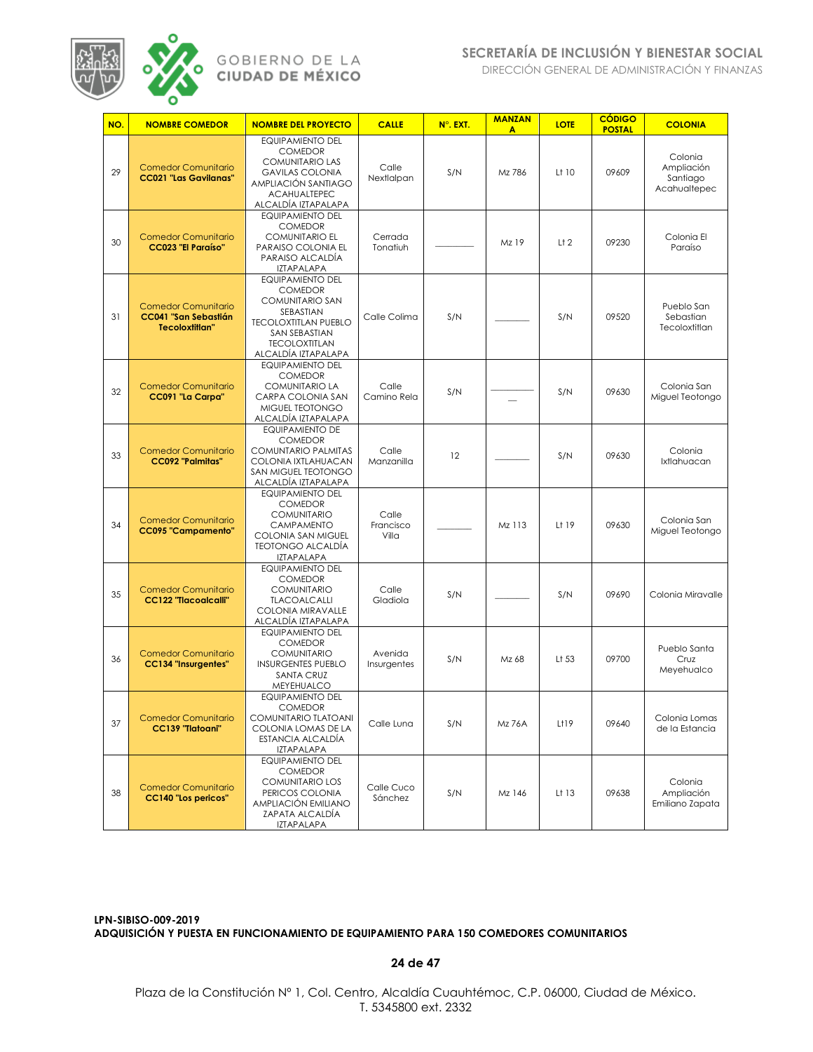| NO. | NOMBRE COMEDOR | NOMBRE DEL PROYECTO | CALLE | N°. EXT. | MANZANA | LOTE | CÓDIGO POSTAL | COLONIA |
|---|---|---|---|---|---|---|---|---|
| 29 | Comedor Comunitario **CC021 "Las Gavilanas"** | EQUIPAMIENTO DEL COMEDOR COMUNITARIO LAS GAVILAS COLONIA AMPLIACIÓN SANTIAGO ACAHUALTEPEC ALCALDÍA IZTAPALAPA | Calle Nextlalpan | S/N | Mz 786 | Lt 10 | 09609 | Colonia Ampliación Santiago Acahualtepec |
| 30 | Comedor Comunitario **CC023 "El Paraíso"** | EQUIPAMIENTO DEL COMEDOR COMUNITARIO EL PARAISO COLONIA EL PARAISO ALCALDÍA IZTAPALAPA | Cerrada Tonatiuh | ________ | Mz 19 | Lt 2 | 09230 | Colonia El Paraíso |
| 31 | Comedor Comunitario **CC041 "San Sebastián Tecoloxtitlan"** | EQUIPAMIENTO DEL COMEDOR COMUNITARIO SAN SEBASTIAN TECOLOXTITLAN PUEBLO SAN SEBASTIAN TECOLOXTITLAN ALCALDÍA IZTAPALAPA | Calle Colima | S/N | ________ | S/N | 09520 | Pueblo San Sebastian Tecoloxtitlan |
| 32 | Comedor Comunitario **CC091 "La Carpa"** | EQUIPAMIENTO DEL COMEDOR COMUNITARIO LA CARPA COLONIA SAN MIGUEL TEOTONGO ALCALDÍA IZTAPALAPA | Calle Camino Rela | S/N | ________ | S/N | 09630 | Colonia San Miguel Teotongo |
| 33 | Comedor Comunitario **CC092 "Palmitas"** | EQUIPAMIENTO DE COMEDOR COMUNTARIO PALMITAS COLONIA IXTLAHUACAN SAN MIGUEL TEOTONGO ALCALDÍA IZTAPALAPA | Calle Manzanilla | 12 | ________ | S/N | 09630 | Colonia Ixtlahuacan |
| 34 | Comedor Comunitario **CC095 "Campamento"** | EQUIPAMIENTO DEL COMEDOR COMUNITARIO CAMPAMENTO COLONIA SAN MIGUEL TEOTONGO ALCALDÍA IZTAPALAPA | Calle Francisco Villa | ________ | Mz 113 | Lt 19 | 09630 | Colonia San Miguel Teotongo |
| 35 | Comedor Comunitario **CC122 "Tlacoalcalli"** | EQUIPAMIENTO DEL COMEDOR COMUNITARIO TLACOALCALLI COLONIA MIRAVALLE ALCALDÍA IZTAPALAPA | Calle Gladiola | S/N | ________ | S/N | 09690 | Colonia Miravalle |
| 36 | Comedor Comunitario **CC134 "Insurgentes"** | EQUIPAMIENTO DEL COMEDOR COMUNITARIO INSURGENTES PUEBLO SANTA CRUZ MEYEHUALCO | Avenida Insurgentes | S/N | Mz 68 | Lt 53 | 09700 | Pueblo Santa Cruz Meyehualco |
| 37 | Comedor Comunitario **CC139 "Tlatoani"** | EQUIPAMIENTO DEL COMEDOR COMUNITARIO TLATOANI COLONIA LOMAS DE LA ESTANCIA ALCALDÍA IZTAPALAPA | Calle Luna | S/N | Mz 76A | Lt19 | 09640 | Colonia Lomas de la Estancia |
| 38 | Comedor Comunitario **CC140 "Los pericos"** | EQUIPAMIENTO DEL COMEDOR COMUNITARIO LOS PERICOS COLONIA AMPLIACIÓN EMILIANO ZAPATA ALCALDÍA IZTAPALAPA | Calle Cuco Sánchez | S/N | Mz 146 | Lt 13 | 09638 | Colonia Ampliación Emiliano Zapata |

**LPN-SIBISO-009-2019**
**ADQUISICIÓN Y PUESTA EN FUNCIONAMIENTO DE EQUIPAMIENTO PARA 150 COMEDORES COMUNITARIOS**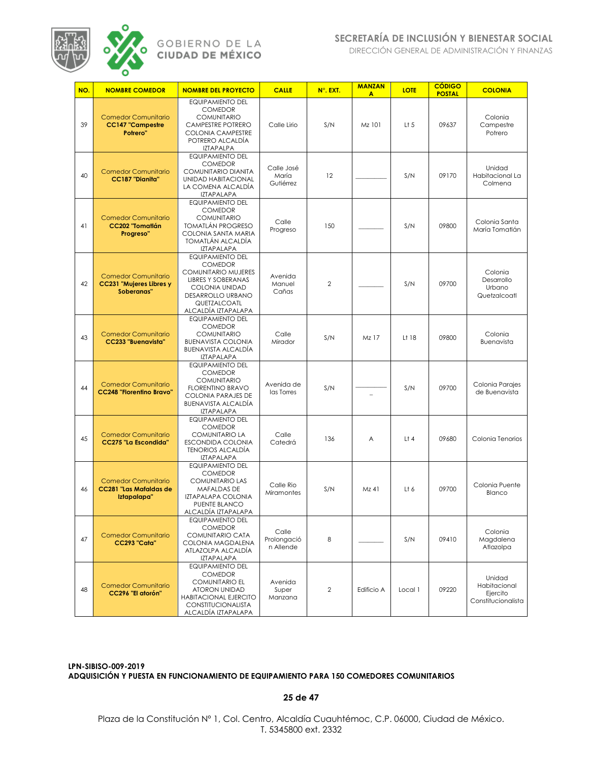| NO. | NOMBRE COMEDOR | NOMBRE DEL PROYECTO | CALLE | N°. EXT. | MANZANA | LOTE | CÓDIGO POSTAL | COLONIA |
|---|---|---|---|---|---|---|---|---|
| 39 | Comedor Comunitario **CC147 "Campestre Potrero"** | EQUIPAMIENTO DEL COMEDOR COMUNITARIO CAMPESTRE POTRERO COLONIA CAMPESTRE POTRERO ALCALDÍA IZTAPALPA | Calle Lirio | S/N | Mz 101 | Lt 5 | 09637 | Colonia Campestre Potrero |
| 40 | Comedor Comunitario **CC187 "Dianita"** | EQUIPAMIENTO DEL COMEDOR COMUNITARIO DIANITA UNIDAD HABITACIONAL LA COMENA ALCALDÍA IZTAPALAPA | Calle José María Gutiérrez | 12 | ________ | S/N | 09170 | Unidad Habitacional La Colmena |
| 41 | Comedor Comunitario **CC202 "Tomatlán Progreso"** | EQUIPAMIENTO DEL COMEDOR COMUNITARIO TOMATLÁN PROGRESO COLONIA SANTA MARIA TOMATLÁN ALCALDÍA IZTAPALAPA | Calle Progreso | 150 | ________ | S/N | 09800 | Colonia Santa María Tomatlán |
| 42 | Comedor Comunitario **CC231 "Mujeres Libres y Soberanas"** | EQUIPAMIENTO DEL COMEDOR COMUNITARIO MUJERES LIBRES Y SOBERANAS COLONIA UNIDAD DESARROLLO URBANO QUETZALCOATL ALCALDÍA IZTAPALAPA | Avenida Manuel Cañas | 2 | ________ | S/N | 09700 | Colonia Desarrollo Urbano Quetzalcoatl |
| 43 | Comedor Comunitario **CC233 "Buenavista"** | EQUIPAMIENTO DEL COMEDOR COMUNITARIO BUENAVISTA COLONIA BUENAVISTA ALCALDÍA IZTAPALAPA | Calle Mirador | S/N | Mz 17 | Lt 18 | 09800 | Colonia Buenavista |
| 44 | Comedor Comunitario **CC248 "Florentino Bravo"** | EQUIPAMIENTO DEL COMEDOR COMUNITARIO FLORENTINO BRAVO COLONIA PARAJES DE BUENAVISTA ALCALDÍA IZTAPALAPA | Avenida de las Torres | S/N | ________ _ | S/N | 09700 | Colonia Parajes de Buenavista |
| 45 | Comedor Comunitario **CC275 "La Escondida"** | EQUIPAMIENTO DEL COMEDOR COMUNITARIO LA ESCONDIDA COLONIA TENORIOS ALCALDÍA IZTAPALAPA | Calle Catedrá | 136 | A | Lt 4 | 09680 | Colonia Tenorios |
| 46 | Comedor Comunitario **CC281 "Las Mafaldas de Iztapalapa"** | EQUIPAMIENTO DEL COMEDOR COMUNITARIO LAS MAFALDAS DE IZTAPALAPA COLONIA PUENTE BLANCO ALCALDÍA IZTAPALAPA | Calle Rio Miramontes | S/N | Mz 41 | Lt 6 | 09700 | Colonia Puente Blanco |
| 47 | Comedor Comunitario **CC293 "Cata"** | EQUIPAMIENTO DEL COMEDOR COMUNITARIO CATA COLONIA MAGDALENA ATLAZOLPA ALCALDÍA IZTAPALAPA | Calle Prolongación Allende | 8 | ________ | S/N | 09410 | Colonia Magdalena Atlazolpa |
| 48 | Comedor Comunitario **CC296 "El atorón"** | EQUIPAMIENTO DEL COMEDOR COMUNITARIO EL ATORON UNIDAD HABITACIONAL EJERCITO CONSTITUCIONALISTA ALCALDÍA IZTAPALAPA | Avenida Super Manzana | 2 | Edificio A | Local 1 | 09220 | Unidad Habitacional Ejercito Constitucionalista |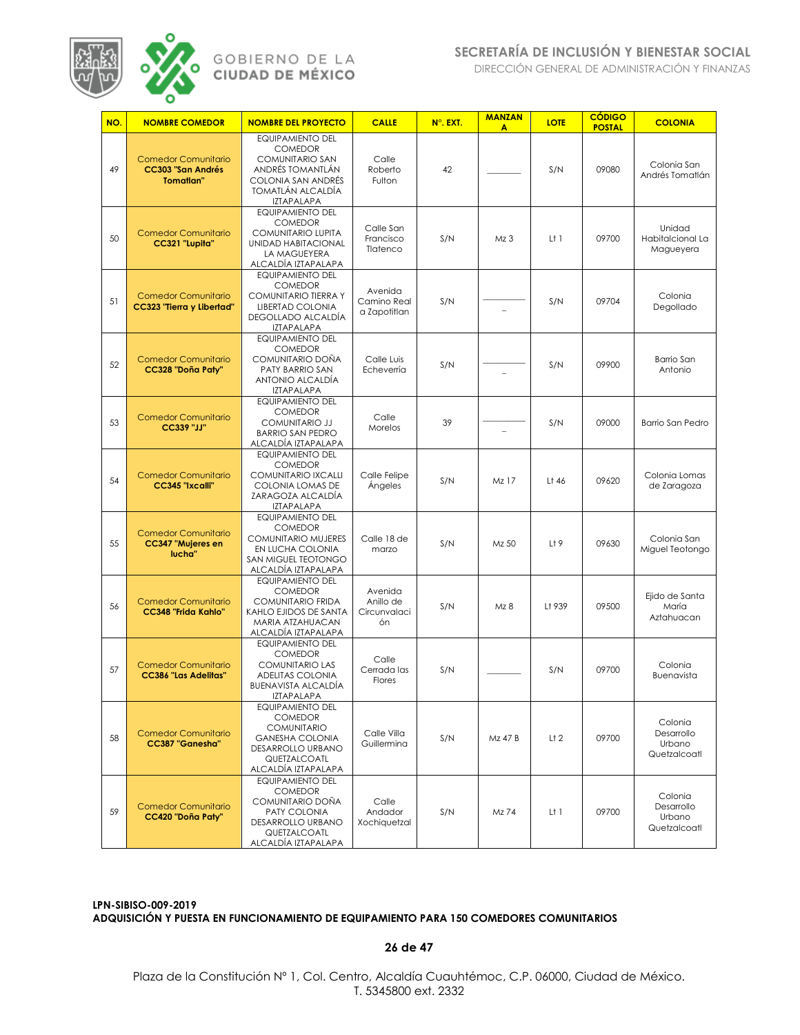| NO. | NOMBRE COMEDOR | NOMBRE DEL PROYECTO | CALLE | N°. EXT. | MANZANA | LOTE | CÓDIGO POSTAL | COLONIA |
|---|---|---|---|---|---|---|---|---|
| 49 | Comedor Comunitario **CC303 "San Andrés Tomatlan"** | EQUIPAMIENTO DEL COMEDOR COMUNITARIO SAN ANDRÉS TOMANTLÁN COLONIA SAN ANDRÉS TOMATLÁN ALCALDÍA IZTAPALAPA | Calle Roberto Fulton | 42 | ________ | S/N | 09080 | Colonia San Andrés Tomatlán |
| 50 | Comedor Comunitario **CC321 "Lupita"** | EQUIPAMIENTO DEL COMEDOR COMUNITARIO LUPITA UNIDAD HABITACIONAL LA MAGUEYERA ALCALDÍA IZTAPALAPA | Calle San Francisco Tlatenco | S/N | Mz 3 | Lt 1 | 09700 | Unidad Habitacional La Magueyera |
| 51 | Comedor Comunitario **CC323 "Tierra y Libertad"** | EQUIPAMIENTO DEL COMEDOR COMUNITARIO TIERRA Y LIBERTAD COLONIA DEGOLLADO ALCALDÍA IZTAPALAPA | Avenida Camino Real a Zapotitlan | S/N | ________ – | S/N | 09704 | Colonia Degollado |
| 52 | Comedor Comunitario **CC328 "Doña Paty"** | EQUIPAMIENTO DEL COMEDOR COMUNITARIO DOÑA PATY BARRIO SAN ANTONIO ALCALDÍA IZTAPALAPA | Calle Luis Echeverría | S/N | ________ – | S/N | 09900 | Barrio San Antonio |
| 53 | Comedor Comunitario **CC339 "JJ"** | EQUIPAMIENTO DEL COMEDOR COMUNITARIO JJ BARRIO SAN PEDRO ALCALDÍA IZTAPALAPA | Calle Morelos | 39 | ________ – | S/N | 09000 | Barrio San Pedro |
| 54 | Comedor Comunitario **CC345 "Ixcalli"** | EQUIPAMIENTO DEL COMEDOR COMUNITARIO IXCALLI COLONIA LOMAS DE ZARAGOZA ALCALDÍA IZTAPALAPA | Calle Felipe Ángeles | S/N | Mz 17 | Lt 46 | 09620 | Colonia Lomas de Zaragoza |
| 55 | Comedor Comunitario **CC347 "Mujeres en lucha"** | EQUIPAMIENTO DEL COMEDOR COMUNITARIO MUJERES EN LUCHA COLONIA SAN MIGUEL TEOTONGO ALCALDÍA IZTAPALAPA | Calle 18 de marzo | S/N | Mz 50 | Lt 9 | 09630 | Colonia San Miguel Teotongo |
| 56 | Comedor Comunitario **CC348 "Frida Kahlo"** | EQUIPAMIENTO DEL COMEDOR COMUNITARIO FRIDA KAHLO EJIDOS DE SANTA MARIA ATZAHUACAN ALCALDÍA IZTAPALAPA | Avenida Anillo de Circunvalación | S/N | Mz 8 | Lt 939 | 09500 | Ejido de Santa María Aztahuacan |
| 57 | Comedor Comunitario **CC386 "Las Adelitas"** | EQUIPAMIENTO DEL COMEDOR COMUNITARIO LAS ADELITAS COLONIA BUENAVISTA ALCALDÍA IZTAPALAPA | Calle Cerrada las Flores | S/N | ________ | S/N | 09700 | Colonia Buenavista |
| 58 | Comedor Comunitario **CC387 "Ganesha"** | EQUIPAMIENTO DEL COMEDOR COMUNITARIO GANESHA COLONIA DESARROLLO URBANO QUETZALCOATL ALCALDÍA IZTAPALAPA | Calle Villa Guillermina | S/N | Mz 47 B | Lt 2 | 09700 | Colonia Desarrollo Urbano Quetzalcoatl |
| 59 | Comedor Comunitario **CC420 "Doña Paty"** | EQUIPAMIENTO DEL COMEDOR COMUNITARIO DOÑA PATY COLONIA DESARROLLO URBANO QUETZALCOATL ALCALDÍA IZTAPALAPA | Calle Andador Xochiquetzal | S/N | Mz 74 | Lt 1 | 09700 | Colonia Desarrollo Urbano Quetzalcoatl |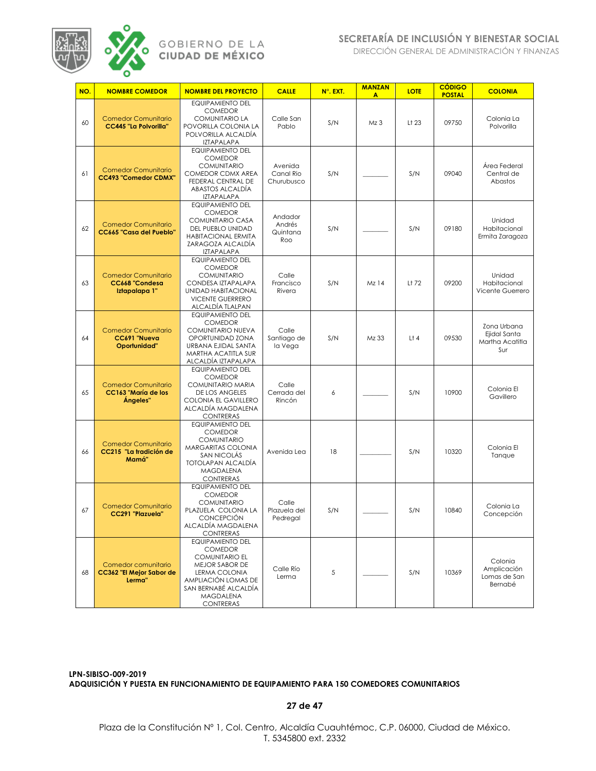| NO. | NOMBRE COMEDOR | NOMBRE DEL PROYECTO | CALLE | N°. EXT. | MANZANA | LOTE | CÓDIGO POSTAL | COLONIA |
|---|---|---|---|---|---|---|---|---|
| 60 | Comedor Comunitario **CC445 "La Polvorilla"** | EQUIPAMIENTO DEL COMEDOR COMUNITARIO LA POVORILLA COLONIA LA POLVORILLA ALCALDÍA IZTAPALAPA | Calle San Pablo | S/N | Mz 3 | Lt 23 | 09750 | Colonia La Polvorilla |
| 61 | Comedor Comunitario **CC493 "Comedor CDMX"** | EQUIPAMIENTO DEL COMEDOR COMUNITARIO COMEDOR CDMX AREA FEDERAL CENTRAL DE ABASTOS ALCALDÍA IZTAPALAPA | Avenida Canal Rio Churubusco | S/N | ________ | S/N | 09040 | Área Federal Central de Abastos |
| 62 | Comedor Comunitario **CC665 "Casa del Pueblo"** | EQUIPAMIENTO DEL COMEDOR COMUNITARIO CASA DEL PUEBLO UNIDAD HABITACIONAL ERMITA ZARAGOZA ALCALDÍA IZTAPALAPA | Andador Andrés Quintana Roo | S/N | ________ | S/N | 09180 | Unidad Habitacional Ermita Zaragoza |
| 63 | Comedor Comunitario **CC668 "Condesa Iztapalapa 1"** | EQUIPAMIENTO DEL COMEDOR COMUNITARIO CONDESA IZTAPALAPA UNIDAD HABITACIONAL VICENTE GUERRERO ALCALDÍA TLALPAN | Calle Francisco Rivera | S/N | Mz 14 | Lt 72 | 09200 | Unidad Habitacional Vicente Guerrero |
| 64 | Comedor Comunitario **CC691 "Nueva Oportunidad"** | EQUIPAMIENTO DEL COMEDOR COMUNITARIO NUEVA OPORTUNIDAD ZONA URBANA EJIDAL SANTA MARTHA ACATITLA SUR ALCALDÍA IZTAPALAPA | Calle Santiago de la Vega | S/N | Mz 33 | Lt 4 | 09530 | Zona Urbana Ejidal Santa Martha Acatitla Sur |
| 65 | Comedor Comunitario **CC163 "María de los Ángeles"** | EQUIPAMIENTO DEL COMEDOR COMUNITARIO MARIA DE LOS ANGELES COLONIA EL GAVILLERO ALCALDÍA MAGDALENA CONTRERAS | Calle Cerrada del Rincón | 6 | ________ | S/N | 10900 | Colonia El Gavillero |
| 66 | Comedor Comunitario **CC215 "La tradición de Mamá"** | EQUIPAMIENTO DEL COMEDOR COMUNITARIO MARGARITAS COLONIA SAN NICOLÁS TOTOLAPAN ALCALDÍA MAGDALENA CONTRERAS | Avenida Lea | 18 | ________ | S/N | 10320 | Colonia El Tanque |
| 67 | Comedor Comunitario **CC291 "Plazuela"** | EQUIPAMIENTO DEL COMEDOR COMUNITARIO PLAZUELA COLONIA LA CONCEPCIÓN ALCALDÍA MAGDALENA CONTRERAS | Calle Plazuela del Pedregal | S/N | ________ | S/N | 10840 | Colonia La Concepción |
| 68 | Comedor comunitario **CC362 "El Mejor Sabor de Lerma"** | EQUIPAMIENTO DEL COMEDOR COMUNITARIO EL MEJOR SABOR DE LERMA COLONIA AMPLIACIÓN LOMAS DE SAN BERNABÉ ALCALDÍA MAGDALENA CONTRERAS | Calle Río Lerma | 5 | ________ | S/N | 10369 | Colonia Amplicación Lomas de San Bernabé |

**LPN-SIBISO-009-2019**
**ADQUISICIÓN Y PUESTA EN FUNCIONAMIENTO DE EQUIPAMIENTO PARA 150 COMEDORES COMUNITARIOS**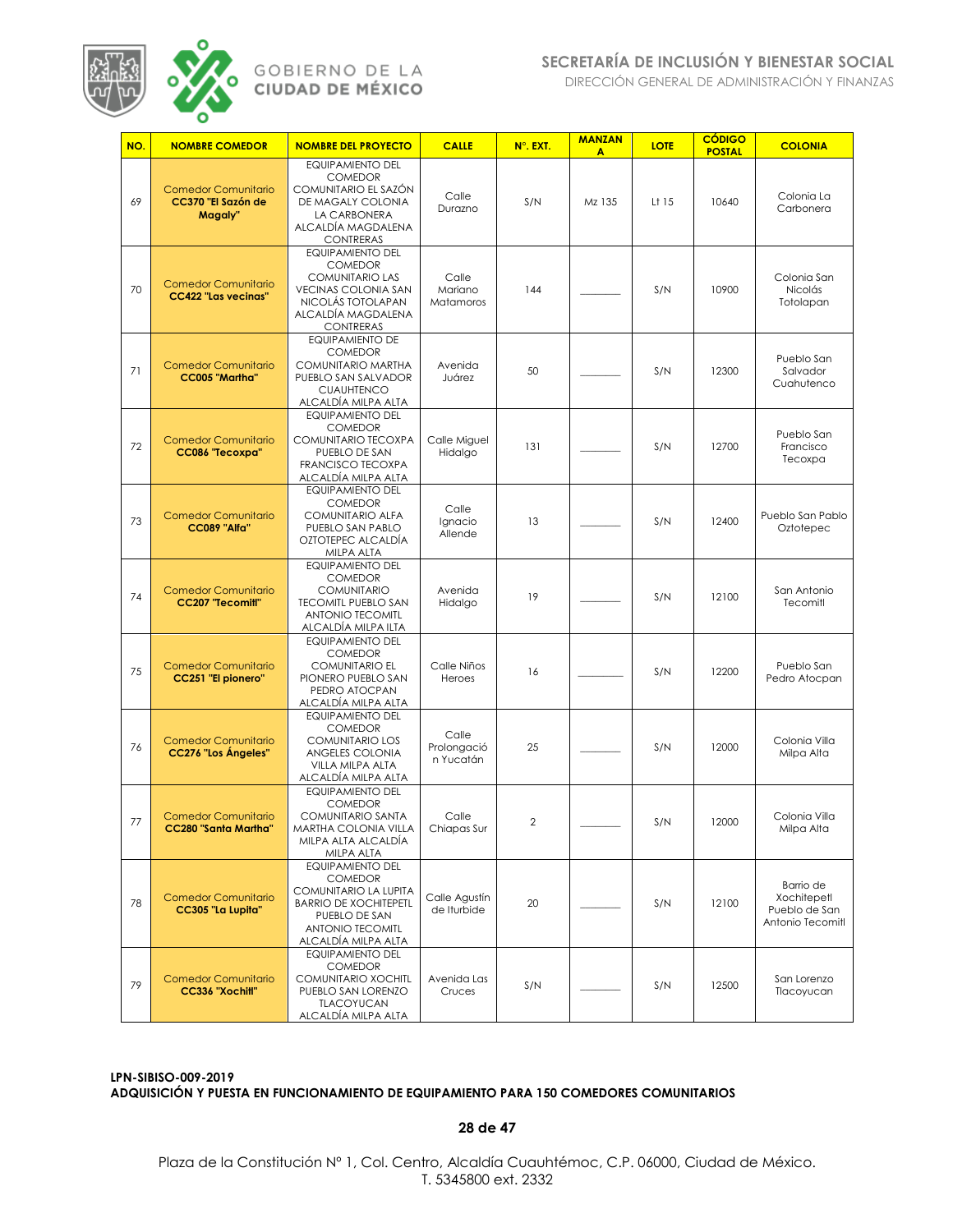| NO. | NOMBRE COMEDOR | NOMBRE DEL PROYECTO | CALLE | N°. EXT. | MANZANA | LOTE | CÓDIGO POSTAL | COLONIA |
|---|---|---|---|---|---|---|---|---|
| 69 | Comedor Comunitario **CC370 "El Sazón de Magaly"** | EQUIPAMIENTO DEL COMEDOR COMUNITARIO EL SAZÓN DE MAGALY COLONIA LA CARBONERA ALCALDÍA MAGDALENA CONTRERAS | Calle Durazno | S/N | Mz 135 | Lt 15 | 10640 | Colonia La Carbonera |
| 70 | Comedor Comunitario **CC422 "Las vecinas"** | EQUIPAMIENTO DEL COMEDOR COMUNITARIO LAS VECINAS COLONIA SAN NICOLÁS TOTOLAPAN ALCALDÍA MAGDALENA CONTRERAS | Calle Mariano Matamoros | 144 | _______ | S/N | 10900 | Colonia San Nicolás Totolapan |
| 71 | Comedor Comunitario **CC005 "Martha"** | EQUIPAMIENTO DE COMEDOR COMUNITARIO MARTHA PUEBLO SAN SALVADOR CUAHUTENCO ALCALDÍA MILPA ALTA | Avenida Juárez | 50 | _______ | S/N | 12300 | Pueblo San Salvador Cuahutenco |
| 72 | Comedor Comunitario **CC086 "Tecoxpa"** | EQUIPAMIENTO DEL COMEDOR COMUNITARIO TECOXPA PUEBLO DE SAN FRANCISCO TECOXPA ALCALDÍA MILPA ALTA | Calle Miguel Hidalgo | 131 | _______ | S/N | 12700 | Pueblo San Francisco Tecoxpa |
| 73 | Comedor Comunitario **CC089 "Alfa"** | EQUIPAMIENTO DEL COMEDOR COMUNITARIO ALFA PUEBLO SAN PABLO OZTOTEPEC ALCALDÍA MILPA ALTA | Calle Ignacio Allende | 13 | _______ | S/N | 12400 | Pueblo San Pablo Oztotepec |
| 74 | Comedor Comunitario **CC207 "Tecomitl"** | EQUIPAMIENTO DEL COMEDOR COMUNITARIO TECOMITL PUEBLO SAN ANTONIO TECOMITL ALCALDÍA MILPA ILTA | Avenida Hidalgo | 19 | _______ | S/N | 12100 | San Antonio Tecomitl |
| 75 | Comedor Comunitario **CC251 "El pionero"** | EQUIPAMIENTO DEL COMEDOR COMUNITARIO EL PIONERO PUEBLO SAN PEDRO ATOCPAN ALCALDÍA MILPA ALTA | Calle Niños Heroes | 16 | _______ | S/N | 12200 | Pueblo San Pedro Atocpan |
| 76 | Comedor Comunitario **CC276 "Los Ángeles"** | EQUIPAMIENTO DEL COMEDOR COMUNITARIO LOS ANGELES COLONIA VILLA MILPA ALTA ALCALDÍA MILPA ALTA | Calle Prolongación Yucatán | 25 | _______ | S/N | 12000 | Colonia Villa Milpa Alta |
| 77 | Comedor Comunitario **CC280 "Santa Martha"** | EQUIPAMIENTO DEL COMEDOR COMUNITARIO SANTA MARTHA COLONIA VILLA MILPA ALTA ALCALDÍA MILPA ALTA | Calle Chiapas Sur | 2 | _______ | S/N | 12000 | Colonia Villa Milpa Alta |
| 78 | Comedor Comunitario **CC305 "La Lupita"** | EQUIPAMIENTO DEL COMEDOR COMUNITARIO LA LUPITA BARRIO DE XOCHITEPETL PUEBLO DE SAN ANTONIO TECOMITL ALCALDÍA MILPA ALTA | Calle Agustín de Iturbide | 20 | _______ | S/N | 12100 | Barrio de Xochitepetl Pueblo de San Antonio Tecomitl |
| 79 | Comedor Comunitario **CC336 "Xochitl"** | EQUIPAMIENTO DEL COMEDOR COMUNITARIO XOCHITL PUEBLO SAN LORENZO TLACOYUCAN ALCALDÍA MILPA ALTA | Avenida Las Cruces | S/N | _______ | S/N | 12500 | San Lorenzo Tlacoyucan |

**LPN-SIBISO-009-2019**
**ADQUISICIÓN Y PUESTA EN FUNCIONAMIENTO DE EQUIPAMIENTO PARA 150 COMEDORES COMUNITARIOS**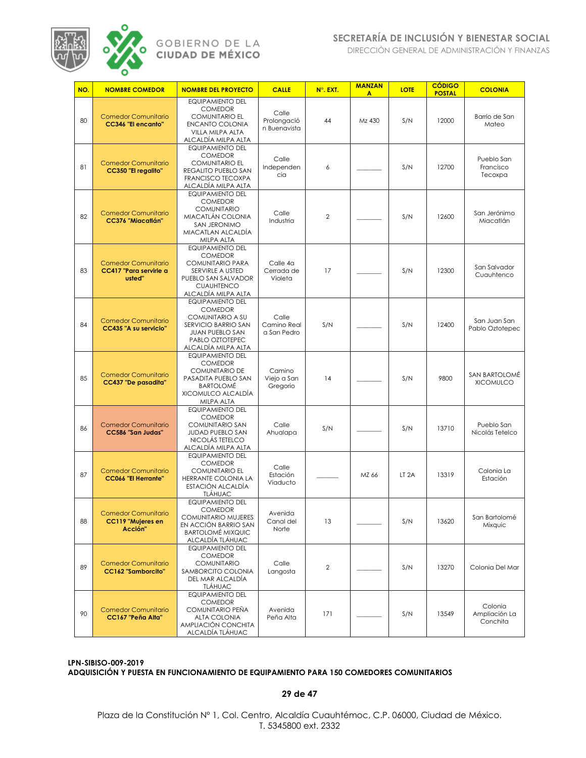| NO. | NOMBRE COMEDOR | NOMBRE DEL PROYECTO | CALLE | N°. EXT. | MANZANA | LOTE | CÓDIGO POSTAL | COLONIA |
|---|---|---|---|---|---|---|---|---|
| 80 | Comedor Comunitario **CC346 "El encanto"** | EQUIPAMIENTO DEL COMEDOR COMUNITARIO EL ENCANTO COLONIA VILLA MILPA ALTA ALCALDÍA MILPA ALTA | Calle Prolongación Buenavista | 44 | Mz 430 | S/N | 12000 | Barrio de San Mateo |
| 81 | Comedor Comunitario **CC350 "El regalito"** | EQUIPAMIENTO DEL COMEDOR COMUNITARIO EL REGALITO PUEBLO SAN FRANCISCO TECOXPA ALCALDÍA MILPA ALTA | Calle Independencia | 6 | _______ | S/N | 12700 | Pueblo San Francisco Tecoxpa |
| 82 | Comedor Comunitario **CC376 "Miacatlán"** | EQUIPAMIENTO DEL COMEDOR COMUNITARIO MIACATLÁN COLONIA SAN JERONIMO MIACATLAN ALCALDÍA MILPA ALTA | Calle Industria | 2 | _______ | S/N | 12600 | San Jerónimo Miacatlán |
| 83 | Comedor Comunitario **CC417 "Para servirle a usted"** | EQUIPAMIENTO DEL COMEDOR COMUNITARIO PARA SERVIRLE A USTED PUEBLO SAN SALVADOR CUAUHTENCO ALCALDÍA MILPA ALTA | Calle 4a Cerrada de Violeta | 17 | _______ | S/N | 12300 | San Salvador Cuauhtenco |
| 84 | Comedor Comunitario **CC435 "A su servicio"** | EQUIPAMIENTO DEL COMEDOR COMUNITARIO A SU SERVICIO BARRIO SAN JUAN PUEBLO SAN PABLO OZTOTEPEC ALCALDÍA MILPA ALTA | Calle Camino Real a San Pedro | S/N | _______ | S/N | 12400 | San Juan San Pablo Oztotepec |
| 85 | Comedor Comunitario **CC437 "De pasadita"** | EQUIPAMIENTO DEL COMEDOR COMUNITARIO DE PASADITA PUEBLO SAN BARTOLOMÉ XICOMULCO ALCALDÍA MILPA ALTA | Camino Viejo a San Gregorio | 14 | _______ | S/N | 9800 | SAN BARTOLOMÉ XICOMULCO |
| 86 | Comedor Comunitario **CC586 "San Judas"** | EQUIPAMIENTO DEL COMEDOR COMUNITARIO SAN JUDAD PUEBLO SAN NICOLÁS TETELCO ALCALDÍA MILPA ALTA | Calle Ahualapa | S/N | _______ | S/N | 13710 | Pueblo San Nicolás Tetelco |
| 87 | Comedor Comunitario **CC066 "El Herrante"** | EQUIPAMIENTO DEL COMEDOR COMUNITARIO EL HERRANTE COLONIA LA ESTACIÓN ALCALDÍA TLÁHUAC | Calle Estación Viaducto | _______ | MZ 66 | LT 2A | 13319 | Colonia La Estación |
| 88 | Comedor Comunitario **CC119 "Mujeres en Acción"** | EQUIPAMIENTO DEL COMEDOR COMUNITARIO MUJERES EN ACCIÓN BARRIO SAN BARTOLOMÉ MIXQUIC ALCALDÍA TLÁHUAC | Avenida Canal del Norte | 13 | _______ | S/N | 13620 | San Bartolomé Mixquic |
| 89 | Comedor Comunitario **CC162 "Samborcito"** | EQUIPAMIENTO DEL COMEDOR COMUNITARIO SAMBORCITO COLONIA DEL MAR ALCALDÍA TLÁHUAC | Calle Langosta | 2 | _______ | S/N | 13270 | Colonia Del Mar |
| 90 | Comedor Comunitario **CC167 "Peña Alta"** | EQUIPAMIENTO DEL COMEDOR COMUNITARIO PEÑA ALTA COLONIA AMPLIACIÓN CONCHITA ALCALDÍA TLÁHUAC | Avenida Peña Alta | 171 | _______ | S/N | 13549 | Colonia Ampliación La Conchita |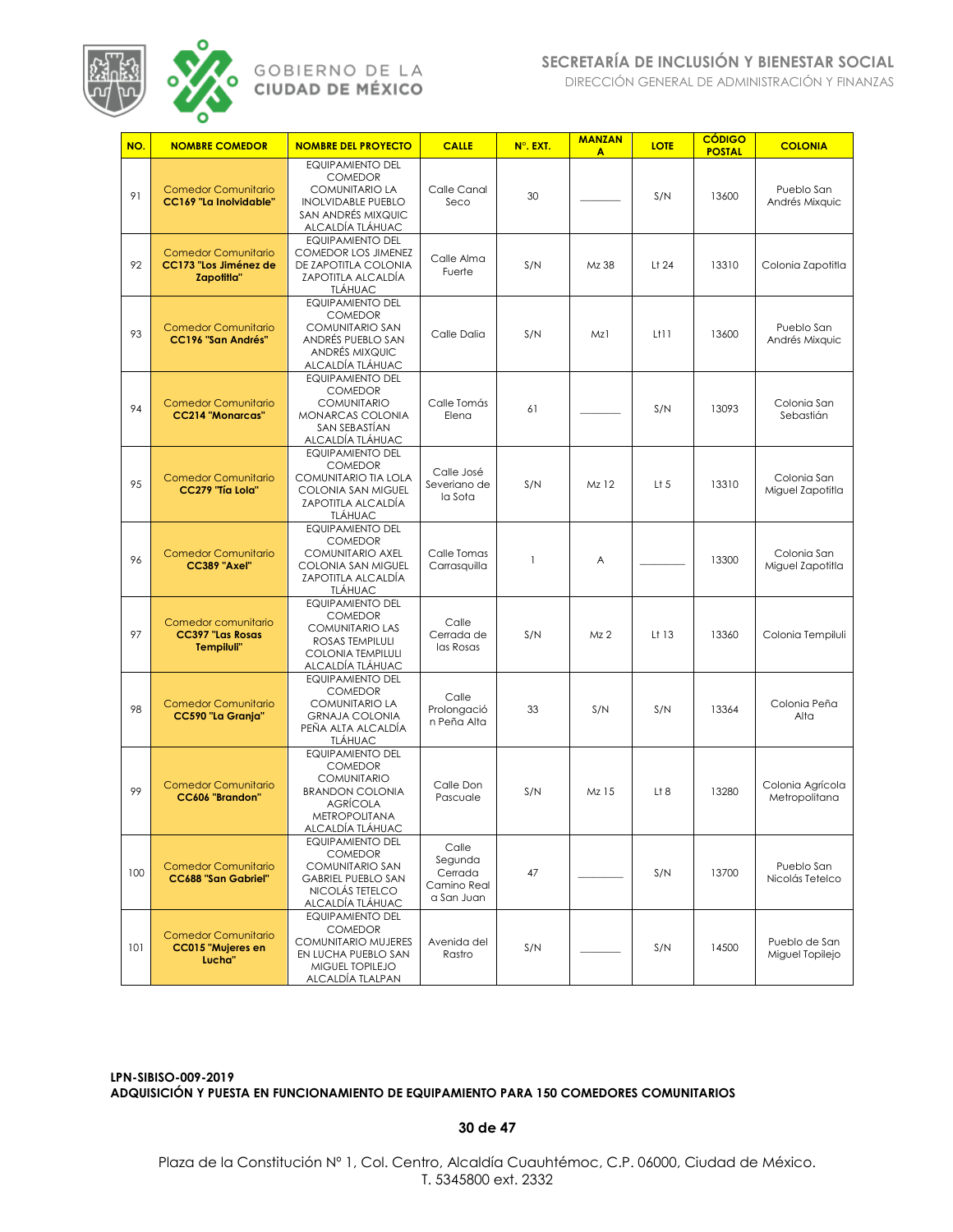| NO. | NOMBRE COMEDOR | NOMBRE DEL PROYECTO | CALLE | N°. EXT. | MANZANA | LOTE | CÓDIGO POSTAL | COLONIA |
|---|---|---|---|---|---|---|---|---|
| 91 | Comedor Comunitario **CC169 "La Inolvidable"** | EQUIPAMIENTO DEL COMEDOR COMUNITARIO LA INOLVIDABLE PUEBLO SAN ANDRÉS MIXQUIC ALCALDÍA TLÁHUAC | Calle Canal Seco | 30 | \_\_\_\_\_\_\_\_ | S/N | 13600 | Pueblo San Andrés Mixquic |
| 92 | Comedor Comunitario **CC173 "Los Jiménez de Zapotitla"** | EQUIPAMIENTO DEL COMEDOR LOS JIMENEZ DE ZAPOTITLA COLONIA ZAPOTITLA ALCALDÍA TLÁHUAC | Calle Alma Fuerte | S/N | Mz 38 | Lt 24 | 13310 | Colonia Zapotitla |
| 93 | Comedor Comunitario **CC196 "San Andrés"** | EQUIPAMIENTO DEL COMEDOR COMUNITARIO SAN ANDRÉS PUEBLO SAN ANDRÉS MIXQUIC ALCALDÍA TLÁHUAC | Calle Dalia | S/N | Mz1 | Lt11 | 13600 | Pueblo San Andrés Mixquic |
| 94 | Comedor Comunitario **CC214 "Monarcas"** | EQUIPAMIENTO DEL COMEDOR COMUNITARIO MONARCAS COLONIA SAN SEBASTÍAN ALCALDÍA TLÁHUAC | Calle Tomás Elena | 61 | \_\_\_\_\_\_\_\_ | S/N | 13093 | Colonia San Sebastián |
| 95 | Comedor Comunitario **CC279 "Tía Lola"** | EQUIPAMIENTO DEL COMEDOR COMUNITARIO TIA LOLA COLONIA SAN MIGUEL ZAPOTITLA ALCALDÍA TLÁHUAC | Calle José Severiano de la Sota | S/N | Mz 12 | Lt 5 | 13310 | Colonia San Miguel Zapotitla |
| 96 | Comedor Comunitario **CC389 "Axel"** | EQUIPAMIENTO DEL COMEDOR COMUNITARIO AXEL COLONIA SAN MIGUEL ZAPOTITLA ALCALDÍA TLÁHUAC | Calle Tomas Carrasquilla | 1 | A | \_\_\_\_\_\_\_\_ | 13300 | Colonia San Miguel Zapotitla |
| 97 | Comedor comunitario **CC397 "Las Rosas Tempiluli"** | EQUIPAMIENTO DEL COMEDOR COMUNITARIO LAS ROSAS TEMPILULI COLONIA TEMPILULI ALCALDÍA TLÁHUAC | Calle Cerrada de las Rosas | S/N | Mz 2 | Lt 13 | 13360 | Colonia Tempiluli |
| 98 | Comedor Comunitario **CC590 "La Granja"** | EQUIPAMIENTO DEL COMEDOR COMUNITARIO LA GRNAJA COLONIA PEÑA ALTA ALCALDÍA TLÁHUAC | Calle Prolongación Peña Alta | 33 | S/N | S/N | 13364 | Colonia Peña Alta |
| 99 | Comedor Comunitario **CC606 "Brandon"** | EQUIPAMIENTO DEL COMEDOR COMUNITARIO BRANDON COLONIA AGRÍCOLA METROPOLITANA ALCALDÍA TLÁHUAC | Calle Don Pascuale | S/N | Mz 15 | Lt 8 | 13280 | Colonia Agrícola Metropolitana |
| 100 | Comedor Comunitario **CC688 "San Gabriel"** | EQUIPAMIENTO DEL COMEDOR COMUNITARIO SAN GABRIEL PUEBLO SAN NICOLÁS TETELCO ALCALDÍA TLÁHUAC | Calle Segunda Cerrada Camino Real a San Juan | 47 | \_\_\_\_\_\_\_\_ | S/N | 13700 | Pueblo San Nicolás Tetelco |
| 101 | Comedor Comunitario **CC015 "Mujeres en Lucha"** | EQUIPAMIENTO DEL COMEDOR COMUNITARIO MUJERES EN LUCHA PUEBLO SAN MIGUEL TOPILEJO ALCALDÍA TLALPAN | Avenida del Rastro | S/N | \_\_\_\_\_\_\_\_ | S/N | 14500 | Pueblo de San Miguel Topilejo |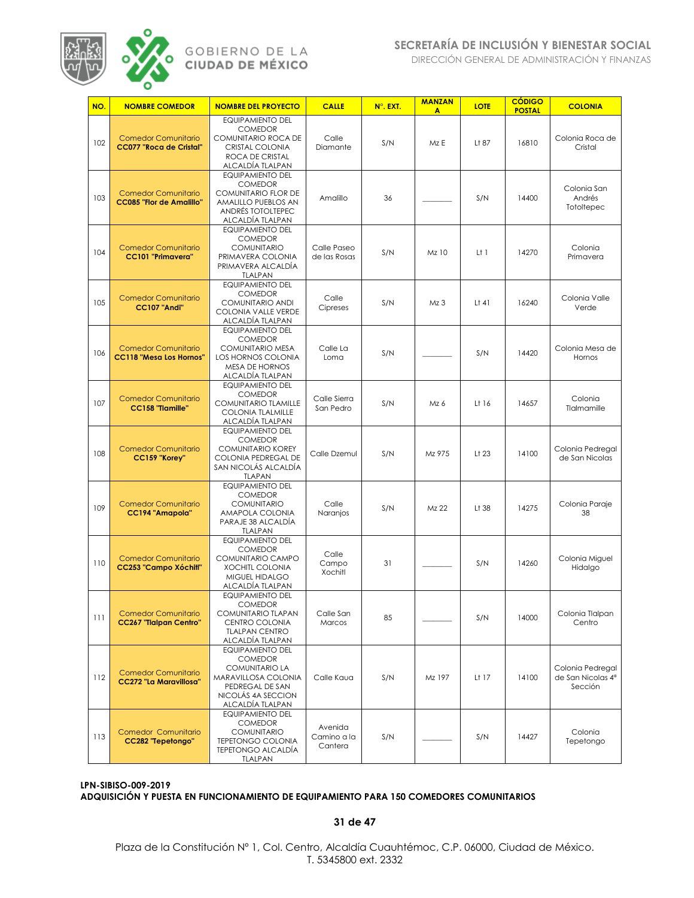| NO. | NOMBRE COMEDOR | NOMBRE DEL PROYECTO | CALLE | N°. EXT. | MANZANA | LOTE | CÓDIGO POSTAL | COLONIA |
|---|---|---|---|---|---|---|---|---|
| 102 | Comedor Comunitario **CC077 "Roca de Cristal"** | EQUIPAMIENTO DEL COMEDOR COMUNITARIO ROCA DE CRISTAL COLONIA ROCA DE CRISTAL ALCALDÍA TLALPAN | Calle Diamante | S/N | Mz E | Lt 87 | 16810 | Colonia Roca de Cristal |
| 103 | Comedor Comunitario **CC085 "Flor de Amalillo"** | EQUIPAMIENTO DEL COMEDOR COMUNITARIO FLOR DE AMALILLO PUEBLOS AN ANDRÉS TOTOLTEPEC ALCALDÍA TLALPAN | Amalillo | 36 | _______ | S/N | 14400 | Colonia San Andrés Totoltepec |
| 104 | Comedor Comunitario **CC101 "Primavera"** | EQUIPAMIENTO DEL COMEDOR COMUNITARIO PRIMAVERA COLONIA PRIMAVERA ALCALDÍA TLALPAN | Calle Paseo de las Rosas | S/N | Mz 10 | Lt 1 | 14270 | Colonia Primavera |
| 105 | Comedor Comunitario **CC107 "Andi"** | EQUIPAMIENTO DEL COMEDOR COMUNITARIO ANDI COLONIA VALLE VERDE ALCALDÍA TLALPAN | Calle Cipreses | S/N | Mz 3 | Lt 41 | 16240 | Colonia Valle Verde |
| 106 | Comedor Comunitario **CC118 "Mesa Los Hornos"** | EQUIPAMIENTO DEL COMEDOR COMUNITARIO MESA LOS HORNOS COLONIA MESA DE HORNOS ALCALDÍA TLALPAN | Calle La Loma | S/N | _______ | S/N | 14420 | Colonia Mesa de Hornos |
| 107 | Comedor Comunitario **CC158 "Tlamille"** | EQUIPAMIENTO DEL COMEDOR COMUNITARIO TLAMILLE COLONIA TLALMILLE ALCALDÍA TLALPAN | Calle Sierra San Pedro | S/N | Mz 6 | Lt 16 | 14657 | Colonia Tlalmamille |
| 108 | Comedor Comunitario **CC159 "Korey"** | EQUIPAMIENTO DEL COMEDOR COMUNITARIO KOREY COLONIA PEDREGAL DE SAN NICOLÁS ALCALDÍA TLAPAN | Calle Dzemul | S/N | Mz 975 | Lt 23 | 14100 | Colonia Pedregal de San Nicolas |
| 109 | Comedor Comunitario **CC194 "Amapola"** | EQUIPAMIENTO DEL COMEDOR COMUNITARIO AMAPOLA COLONIA PARAJE 38 ALCALDÍA TLALPAN | Calle Naranjos | S/N | Mz 22 | Lt 38 | 14275 | Colonia Paraje 38 |
| 110 | Comedor Comunitario **CC253 "Campo Xóchitl"** | EQUIPAMIENTO DEL COMEDOR COMUNITARIO CAMPO XOCHITL COLONIA MIGUEL HIDALGO ALCALDÍA TLALPAN | Calle Campo Xochitl | 31 | _______ | S/N | 14260 | Colonia Miguel Hidalgo |
| 111 | Comedor Comunitario **CC267 "Tlalpan Centro"** | EQUIPAMIENTO DEL COMEDOR COMUNITARIO TLAPAN CENTRO COLONIA TLALPAN CENTRO ALCALDÍA TLALPAN | Calle San Marcos | 85 | _______ | S/N | 14000 | Colonia Tlalpan Centro |
| 112 | Comedor Comunitario **CC272 "La Maravillosa"** | EQUIPAMIENTO DEL COMEDOR COMUNITARIO LA MARAVILLOSA COLONIA PEDREGAL DE SAN NICOLÁS 4A SECCION ALCALDÍA TLALPAN | Calle Kaua | S/N | Mz 197 | Lt 17 | 14100 | Colonia Pedregal de San Nicolas 4ª Sección |
| 113 | Comedor Comunitario **CC282 "Tepetongo"** | EQUIPAMIENTO DEL COMEDOR COMUNITARIO TEPETONGO COLONIA TEPETONGO ALCALDÍA TLALPAN | Avenida Camino a la Cantera | S/N | _______ | S/N | 14427 | Colonia Tepetongo |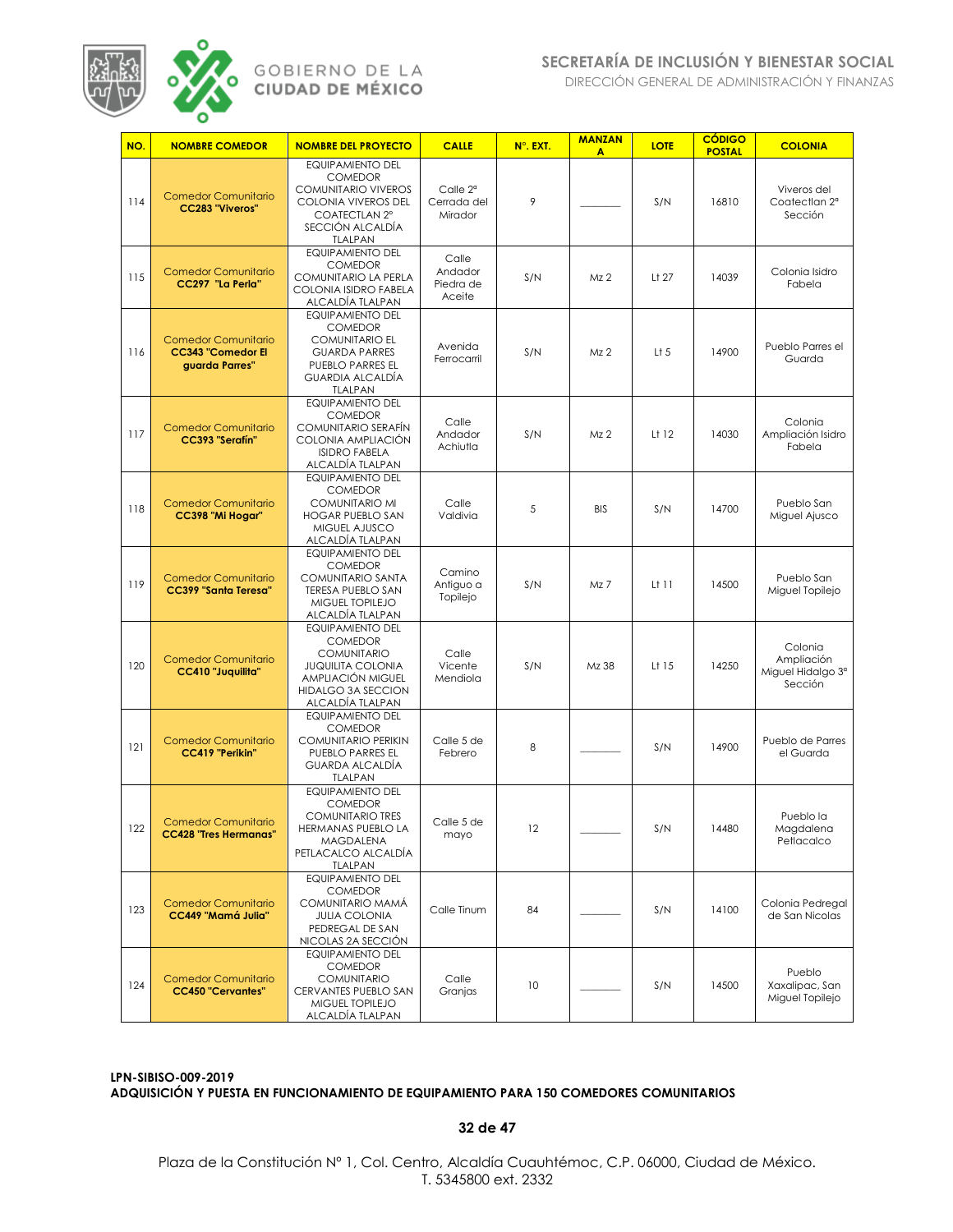| NO. | NOMBRE COMEDOR | NOMBRE DEL PROYECTO | CALLE | N°. EXT. | MANZANA | LOTE | CÓDIGO POSTAL | COLONIA |
|---|---|---|---|---|---|---|---|---|
| 114 | Comedor Comunitario **CC283 "Viveros"** | EQUIPAMIENTO DEL COMEDOR COMUNITARIO VIVEROS COLONIA VIVEROS DEL COATECTLAN 2° SECCIÓN ALCALDÍA TLALPAN | Calle 2ª Cerrada del Mirador | 9 | _______ | S/N | 16810 | Viveros del Coatectlan 2ª Sección |
| 115 | Comedor Comunitario **CC297 "La Perla"** | EQUIPAMIENTO DEL COMEDOR COMUNITARIO LA PERLA COLONIA ISIDRO FABELA ALCALDÍA TLALPAN | Calle Andador Piedra de Aceite | S/N | Mz 2 | Lt 27 | 14039 | Colonia Isidro Fabela |
| 116 | Comedor Comunitario **CC343 "Comedor El guarda Parres"** | EQUIPAMIENTO DEL COMEDOR COMUNITARIO EL GUARDA PARRES PUEBLO PARRES EL GUARDIA ALCALDÍA TLALPAN | Avenida Ferrocarril | S/N | Mz 2 | Lt 5 | 14900 | Pueblo Parres el Guarda |
| 117 | Comedor Comunitario **CC393 "Serafín"** | EQUIPAMIENTO DEL COMEDOR COMUNITARIO SERAFÍN COLONIA AMPLIACIÓN ISIDRO FABELA ALCALDÍA TLALPAN | Calle Andador Achiutla | S/N | Mz 2 | Lt 12 | 14030 | Colonia Ampliación Isidro Fabela |
| 118 | Comedor Comunitario **CC398 "Mi Hogar"** | EQUIPAMIENTO DEL COMEDOR COMUNITARIO MI HOGAR PUEBLO SAN MIGUEL AJUSCO ALCALDÍA TLALPAN | Calle Valdivia | 5 | BIS | S/N | 14700 | Pueblo San Miguel Ajusco |
| 119 | Comedor Comunitario **CC399 "Santa Teresa"** | EQUIPAMIENTO DEL COMEDOR COMUNITARIO SANTA TERESA PUEBLO SAN MIGUEL TOPILEJO ALCALDÍA TLALPAN | Camino Antiguo a Topilejo | S/N | Mz 7 | Lt 11 | 14500 | Pueblo San Miguel Topilejo |
| 120 | Comedor Comunitario **CC410 "Juquilita"** | EQUIPAMIENTO DEL COMEDOR COMUNITARIO JUQUILITA COLONIA AMPLIACIÓN MIGUEL HIDALGO 3A SECCION ALCALDÍA TLALPAN | Calle Vicente Mendiola | S/N | Mz 38 | Lt 15 | 14250 | Colonia Ampliación Miguel Hidalgo 3ª Sección |
| 121 | Comedor Comunitario **CC419 "Perikin"** | EQUIPAMIENTO DEL COMEDOR COMUNITARIO PERIKIN PUEBLO PARRES EL GUARDA ALCALDÍA TLALPAN | Calle 5 de Febrero | 8 | _______ | S/N | 14900 | Pueblo de Parres el Guarda |
| 122 | Comedor Comunitario **CC428 "Tres Hermanas"** | EQUIPAMIENTO DEL COMEDOR COMUNITARIO TRES HERMANAS PUEBLO LA MAGDALENA PETLACALCO ALCALDÍA TLALPAN | Calle 5 de mayo | 12 | _______ | S/N | 14480 | Pueblo la Magdalena Petlacalco |
| 123 | Comedor Comunitario **CC449 "Mamá Julia"** | EQUIPAMIENTO DEL COMEDOR COMUNITARIO MAMÁ JULIA COLONIA PEDREGAL DE SAN NICOLAS 2A SECCIÓN | Calle Tinum | 84 | _______ | S/N | 14100 | Colonia Pedregal de San Nicolas |
| 124 | Comedor Comunitario **CC450 "Cervantes"** | EQUIPAMIENTO DEL COMEDOR COMUNITARIO CERVANTES PUEBLO SAN MIGUEL TOPILEJO ALCALDÍA TLALPAN | Calle Granjas | 10 | _______ | S/N | 14500 | Pueblo Xaxalipac, San Miguel Topilejo |

**LPN-SIBISO-009-2019**
**ADQUISICIÓN Y PUESTA EN FUNCIONAMIENTO DE EQUIPAMIENTO PARA 150 COMEDORES COMUNITARIOS**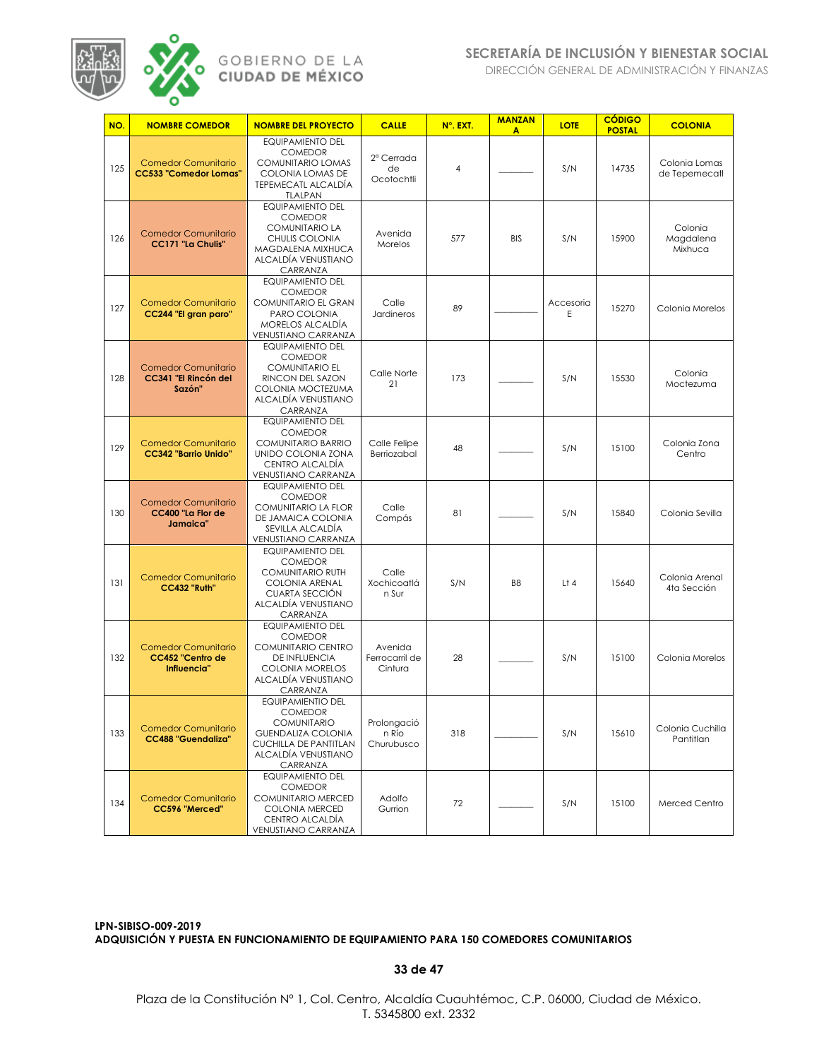| NO. | NOMBRE COMEDOR | NOMBRE DEL PROYECTO | CALLE | N°. EXT. | MANZANA | LOTE | CÓDIGO POSTAL | COLONIA |
|---|---|---|---|---|---|---|---|---|
| 125 | Comedor Comunitario **CC533 "Comedor Lomas"** | EQUIPAMIENTO DEL COMEDOR COMUNITARIO LOMAS COLONIA LOMAS DE TEPEMECATL ALCALDÍA TLALPAN | 2ª Cerrada de Ocotochtli | 4 | _______ | S/N | 14735 | Colonia Lomas de Tepemecatl |
| 126 | Comedor Comunitario **CC171 "La Chulis"** | EQUIPAMIENTO DEL COMEDOR COMUNITARIO LA CHULIS COLONIA MAGDALENA MIXHUCA ALCALDÍA VENUSTIANO CARRANZA | Avenida Morelos | 577 | BIS | S/N | 15900 | Colonia Magdalena Mixhuca |
| 127 | Comedor Comunitario **CC244 "El gran paro"** | EQUIPAMIENTO DEL COMEDOR COMUNITARIO EL GRAN PARO COLONIA MORELOS ALCALDÍA VENUSTIANO CARRANZA | Calle Jardineros | 89 | _______ | Accesoria E | 15270 | Colonia Morelos |
| 128 | Comedor Comunitario **CC341 "El Rincón del Sazón"** | EQUIPAMIENTO DEL COMEDOR COMUNITARIO EL RINCON DEL SAZON COLONIA MOCTEZUMA ALCALDÍA VENUSTIANO CARRANZA | Calle Norte 21 | 173 | _______ | S/N | 15530 | Colonia Moctezuma |
| 129 | Comedor Comunitario **CC342 "Barrio Unido"** | EQUIPAMIENTO DEL COMEDOR COMUNITARIO BARRIO UNIDO COLONIA ZONA CENTRO ALCALDÍA VENUSTIANO CARRANZA | Calle Felipe Berriozabal | 48 | _______ | S/N | 15100 | Colonia Zona Centro |
| 130 | Comedor Comunitario **CC400 "La Flor de Jamaica"** | EQUIPAMIENTO DEL COMEDOR COMUNITARIO LA FLOR DE JAMAICA COLONIA SEVILLA ALCALDÍA VENUSTIANO CARRANZA | Calle Compás | 81 | _______ | S/N | 15840 | Colonia Sevilla |
| 131 | Comedor Comunitario **CC432 "Ruth"** | EQUIPAMIENTO DEL COMEDOR COMUNITARIO RUTH COLONIA ARENAL CUARTA SECCIÓN ALCALDÍA VENUSTIANO CARRANZA | Calle Xochicoatlán Sur | S/N | B8 | Lt 4 | 15640 | Colonia Arenal 4ta Sección |
| 132 | Comedor Comunitario **CC452 "Centro de Influencia"** | EQUIPAMIENTO DEL COMEDOR COMUNITARIO CENTRO DE INFLUENCIA COLONIA MORELOS ALCALDÍA VENUSTIANO CARRANZA | Avenida Ferrocarril de Cintura | 28 | _______ | S/N | 15100 | Colonia Morelos |
| 133 | Comedor Comunitario **CC488 "Guendaliza"** | EQUIPAMIENTIO DEL COMEDOR COMUNITARIO GUENDALIZA COLONIA CUCHILLA DE PANTITLAN ALCALDÍA VENUSTIANO CARRANZA | Prolongación Río Churubusco | 318 | _______ | S/N | 15610 | Colonia Cuchilla Pantitlan |
| 134 | Comedor Comunitario **CC596 "Merced"** | EQUIPAMIENTO DEL COMEDOR COMUNITARIO MERCED COLONIA MERCED CENTRO ALCALDÍA VENUSTIANO CARRANZA | Adolfo Gurrion | 72 | _______ | S/N | 15100 | Merced Centro |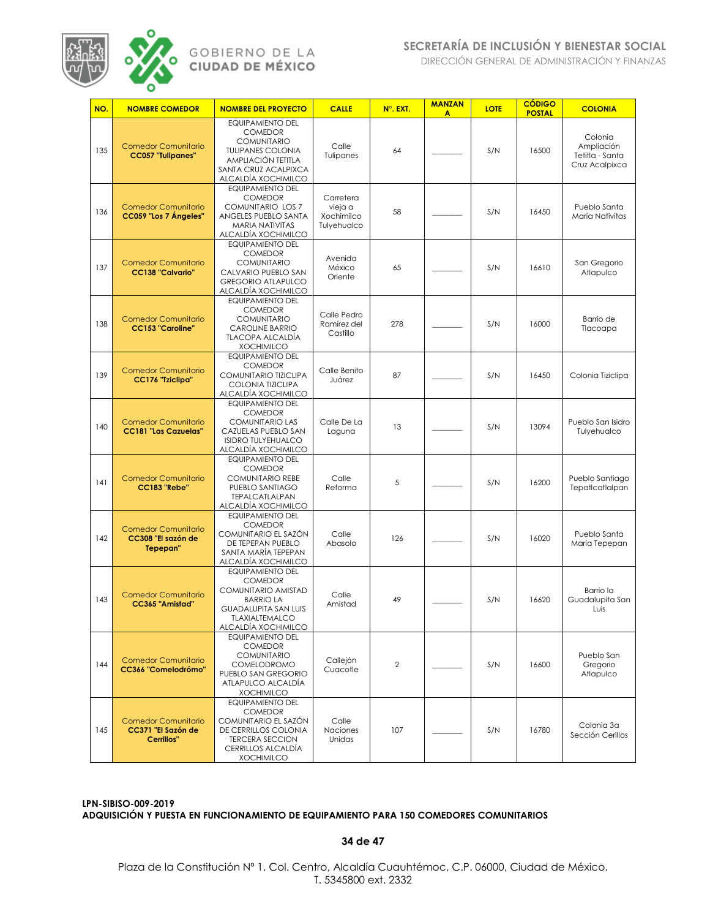| NO. | NOMBRE COMEDOR | NOMBRE DEL PROYECTO | CALLE | N°. EXT. | MANZANA | LOTE | CÓDIGO POSTAL | COLONIA |
|---|---|---|---|---|---|---|---|---|
| 135 | Comedor Comunitario **CC057 "Tulipanes"** | EQUIPAMIENTO DEL COMEDOR COMUNITARIO TULIPANES COLONIA AMPLIACIÓN TETITLA SANTA CRUZ ACALPIXCA ALCALDÍA XOCHIMILCO | Calle Tulipanes | 64 | _______ | S/N | 16500 | Colonia Ampliación Tetitla - Santa Cruz Acalpixca |
| 136 | Comedor Comunitario **CC059 "Los 7 Ángeles"** | EQUIPAMIENTO DEL COMEDOR COMUNITARIO LOS 7 ANGELES PUEBLO SANTA MARIA NATIVITAS ALCALDÍA XOCHIMILCO | Carretera vieja a Xochimilco Tulyehualco | 58 | _______ | S/N | 16450 | Pueblo Santa María Nativitas |
| 137 | Comedor Comunitario **CC138 "Calvario"** | EQUIPAMIENTO DEL COMEDOR COMUNITARIO CALVARIO PUEBLO SAN GREGORIO ATLAPULCO ALCALDÍA XOCHIMILCO | Avenida México Oriente | 65 | _______ | S/N | 16610 | San Gregorio Atlapulco |
| 138 | Comedor Comunitario **CC153 "Caroline"** | EQUIPAMIENTO DEL COMEDOR COMUNITARIO CAROLINE BARRIO TLACOPA ALCALDÍA XOCHIMILCO | Calle Pedro Ramírez del Castillo | 278 | _______ | S/N | 16000 | Barrio de Tlacoapa |
| 139 | Comedor Comunitario **CC176 "Tziclipa"** | EQUIPAMIENTO DEL COMEDOR COMUNITARIO TIZICLIPA COLONIA TIZICLIPA ALCALDÍA XOCHIMILCO | Calle Benito Juárez | 87 | _______ | S/N | 16450 | Colonia Tiziclipa |
| 140 | Comedor Comunitario **CC181 "Las Cazuelas"** | EQUIPAMIENTO DEL COMEDOR COMUNITARIO LAS CAZUELAS PUEBLO SAN ISIDRO TULYEHUALCO ALCALDÍA XOCHIMILCO | Calle De La Laguna | 13 | _______ | S/N | 13094 | Pueblo San Isidro Tulyehualco |
| 141 | Comedor Comunitario **CC183 "Rebe"** | EQUIPAMIENTO DEL COMEDOR COMUNITARIO REBE PUEBLO SANTIAGO TEPALCATLALPAN ALCALDÍA XOCHIMILCO | Calle Reforma | 5 | _______ | S/N | 16200 | Pueblo Santiago Tepatlcatlalpan |
| 142 | Comedor Comunitario **CC308 "El sazón de Tepepan"** | EQUIPAMIENTO DEL COMEDOR COMUNITARIO EL SAZÓN DE TEPEPAN PUEBLO SANTA MARÍA TEPEPAN ALCALDÍA XOCHIMILCO | Calle Abasolo | 126 | _______ | S/N | 16020 | Pueblo Santa María Tepepan |
| 143 | Comedor Comunitario **CC365 "Amistad"** | EQUIPAMIENTO DEL COMEDOR COMUNITARIO AMISTAD BARRIO LA GUADALUPITA SAN LUIS TLAXIALTEMALCO ALCALDÍA XOCHIMILCO | Calle Amistad | 49 | _______ | S/N | 16620 | Barrio la Guadalupita San Luis |
| 144 | Comedor Comunitario **CC366 "Comelodrómo"** | EQUIPAMIENTO DEL COMEDOR COMUNITARIO COMELODROMO PUEBLO SAN GREGORIO ATLAPULCO ALCALDÍA XOCHIMILCO | Callejón Cuacotle | 2 | _______ | S/N | 16600 | Pueblo San Gregorio Atlapulco |
| 145 | Comedor Comunitario **CC371 "El Sazón de Cerrillos"** | EQUIPAMIENTO DEL COMEDOR COMUNITARIO EL SAZÓN DE CERRILLOS COLONIA TERCERA SECCION CERRILLOS ALCALDÍA XOCHIMILCO | Calle Naciones Unidas | 107 | _______ | S/N | 16780 | Colonia 3a Sección Cerillos |

**LPN-SIBISO-009-2019**
**ADQUISICIÓN Y PUESTA EN FUNCIONAMIENTO DE EQUIPAMIENTO PARA 150 COMEDORES COMUNITARIOS**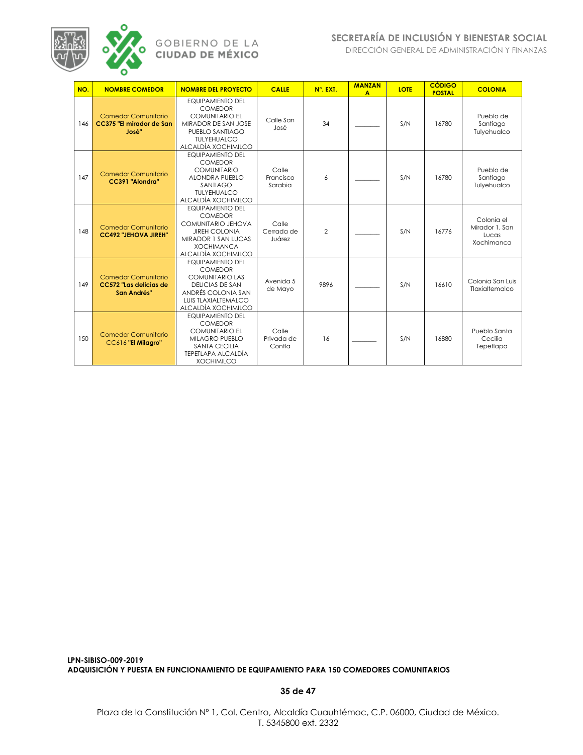| NO. | NOMBRE COMEDOR | NOMBRE DEL PROYECTO | CALLE | N°. EXT. | MANZANA | LOTE | CÓDIGO POSTAL | COLONIA |
|---|---|---|---|---|---|---|---|---|
| 146 | Comedor Comunitario **CC375 "El mirador de San José"** | EQUIPAMIENTO DEL COMEDOR COMUNITARIO EL MIRADOR DE SAN JOSE PUEBLO SANTIAGO TULYEHUALCO ALCALDÍA XOCHIMILCO | Calle San José | 34 | _______ | S/N | 16780 | Pueblo de Santiago Tulyehualco |
| 147 | Comedor Comunitario **CC391 "Alondra"** | EQUIPAMIENTO DEL COMEDOR COMUNITARIO ALONDRA PUEBLO SANTIAGO TULYEHUALCO ALCALDÍA XOCHIMILCO | Calle Francisco Sarabia | 6 | _______ | S/N | 16780 | Pueblo de Santiago Tulyehualco |
| 148 | Comedor Comunitario **CC492 "JEHOVA JIREH"** | EQUIPAMIENTO DEL COMEDOR COMUNITARIO JEHOVA JIREH COLONIA MIRADOR 1 SAN LUCAS XOCHIMANCA ALCALDÍA XOCHIMILCO | Calle Cerrada de Juárez | 2 | _______ | S/N | 16776 | Colonia el Mirador 1, San Lucas Xochimanca |
| 149 | Comedor Comunitario **CC572 "Las delicias de San Andrés"** | EQUIPAMIENTO DEL COMEDOR COMUNITARIO LAS DELICIAS DE SAN ANDRÉS COLONIA SAN LUIS TLAXIALTEMALCO ALCALDÍA XOCHIMILCO | Avenida 5 de Mayo | 9896 | _______ | S/N | 16610 | Colonia San Luis Tlaxialtemalco |
| 150 | Comedor Comunitario CC616 **"El Milagro"** | EQUIPAMIENTO DEL COMEDOR COMUNITARIO EL MILAGRO PUEBLO SANTA CECILIA TEPETLAPA ALCALDÍA XOCHIMILCO | Calle Privada de Contla | 16 | _______ | S/N | 16880 | Pueblo Santa Cecilia Tepetlapa |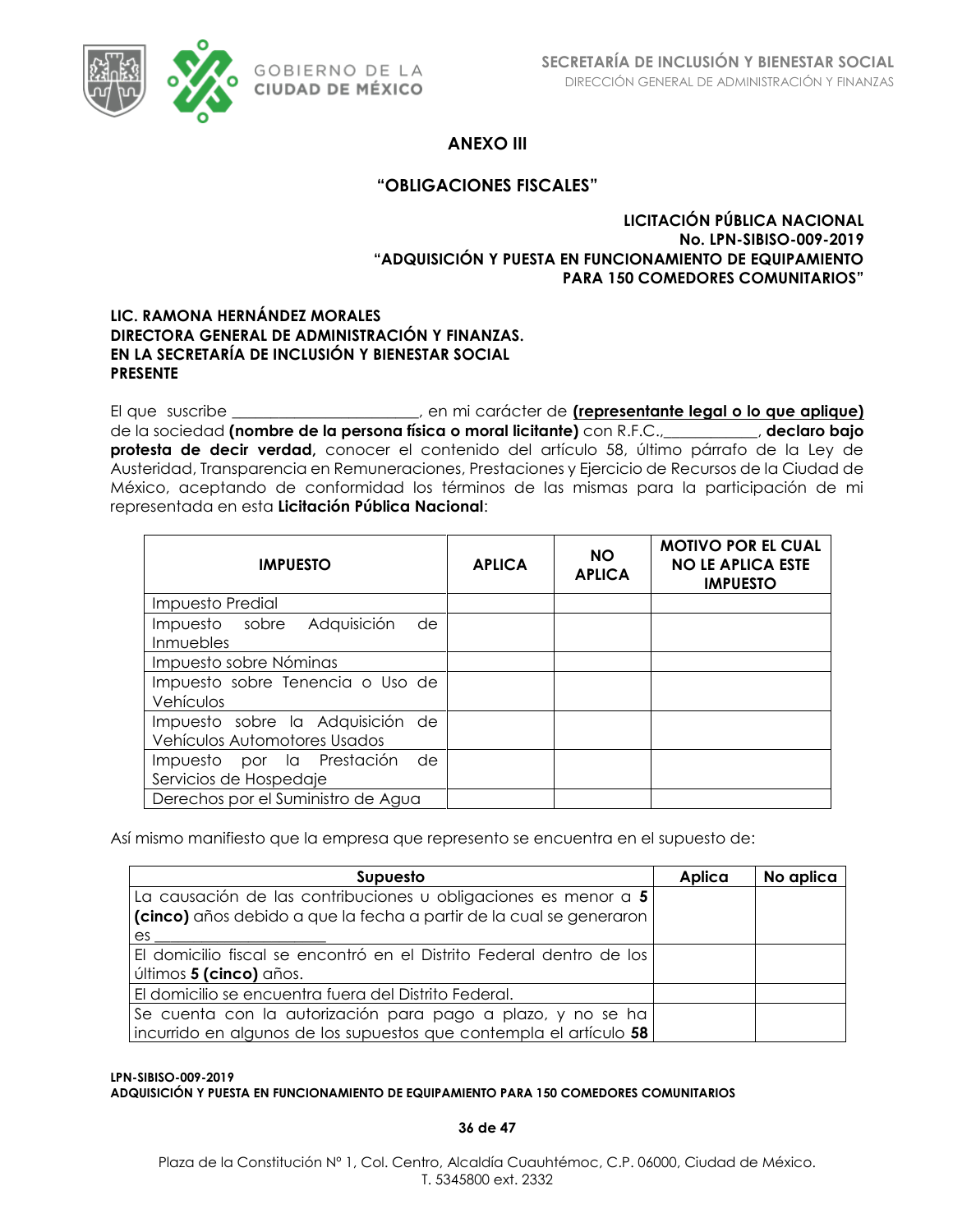# ANEXO III

## "OBLIGACIONES FISCALES"

**LICITACIÓN PÚBLICA NACIONAL**
**No. LPN-SIBISO-009-2019**
**"ADQUISICIÓN Y PUESTA EN FUNCIONAMIENTO DE EQUIPAMIENTO PARA 150 COMEDORES COMUNITARIOS"**

**LIC. RAMONA HERNÁNDEZ MORALES**
**DIRECTORA GENERAL DE ADMINISTRACIÓN Y FINANZAS.**
**EN LA SECRETARÍA DE INCLUSIÓN Y BIENESTAR SOCIAL**
**PRESENTE**

El que suscribe _______________________, en mi carácter de **(representante legal o lo que aplique)** de la sociedad **(nombre de la persona física o moral licitante)** con R.F.C.,____________, **declaro bajo protesta de decir verdad,** conocer el contenido del artículo 58, último párrafo de la Ley de Austeridad, Transparencia en Remuneraciones, Prestaciones y Ejercicio de Recursos de la Ciudad de México, aceptando de conformidad los términos de las mismas para la participación de mi representada en esta **Licitación Pública Nacional**:

| IMPUESTO | APLICA | NO APLICA | MOTIVO POR EL CUAL NO LE APLICA ESTE IMPUESTO |
|---|---|---|---|
| Impuesto Predial | | | |
| Impuesto sobre Adquisición de Inmuebles | | | |
| Impuesto sobre Nóminas | | | |
| Impuesto sobre Tenencia o Uso de Vehículos | | | |
| Impuesto sobre la Adquisición de Vehículos Automotores Usados | | | |
| Impuesto por la Prestación de Servicios de Hospedaje | | | |
| Derechos por el Suministro de Agua | | | |

Así mismo manifiesto que la empresa que represento se encuentra en el supuesto de:

| Supuesto | Aplica | No aplica |
|---|---|---|
| La causación de las contribuciones u obligaciones es menor a **5 (cinco)** años debido a que la fecha a partir de la cual se generaron es ____________________ | | |
| El domicilio fiscal se encontró en el Distrito Federal dentro de los últimos **5 (cinco)** años. | | |
| El domicilio se encuentra fuera del Distrito Federal. | | |
| Se cuenta con la autorización para pago a plazo, y no se ha incurrido en algunos de los supuestos que contempla el artículo **58** | | |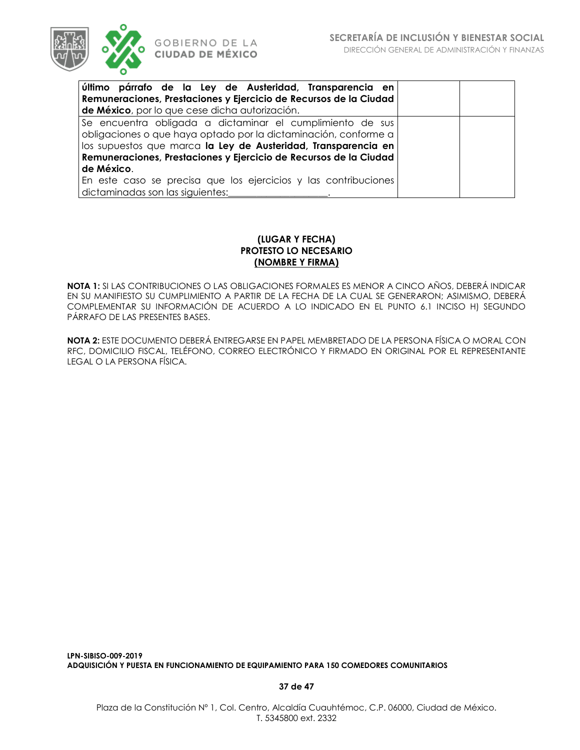| | | |
|---|---|---|
| **último párrafo de la Ley de Austeridad, Transparencia en Remuneraciones, Prestaciones y Ejercicio de Recursos de la Ciudad de México**, por lo que cese dicha autorización. | | |
| Se encuentra obligada a dictaminar el cumplimiento de sus obligaciones o que haya optado por la dictaminación, conforme a los supuestos que marca **la Ley de Austeridad, Transparencia en Remuneraciones, Prestaciones y Ejercicio de Recursos de la Ciudad de México**. En este caso se precisa que los ejercicios y las contribuciones dictaminadas son las siguientes:____________________. | | |

**(LUGAR Y FECHA)**
**PROTESTO LO NECESARIO**
**(NOMBRE Y FIRMA)**

**NOTA 1:** SI LAS CONTRIBUCIONES O LAS OBLIGACIONES FORMALES ES MENOR A CINCO AÑOS, DEBERÁ INDICAR EN SU MANIFIESTO SU CUMPLIMIENTO A PARTIR DE LA FECHA DE LA CUAL SE GENERARON; ASIMISMO, DEBERÁ COMPLEMENTAR SU INFORMACIÓN DE ACUERDO A LO INDICADO EN EL PUNTO 6.1 INCISO H) SEGUNDO PÁRRAFO DE LAS PRESENTES BASES.

**NOTA 2:** ESTE DOCUMENTO DEBERÁ ENTREGARSE EN PAPEL MEMBRETADO DE LA PERSONA FÍSICA O MORAL CON RFC, DOMICILIO FISCAL, TELÉFONO, CORREO ELECTRÓNICO Y FIRMADO EN ORIGINAL POR EL REPRESENTANTE LEGAL O LA PERSONA FÍSICA.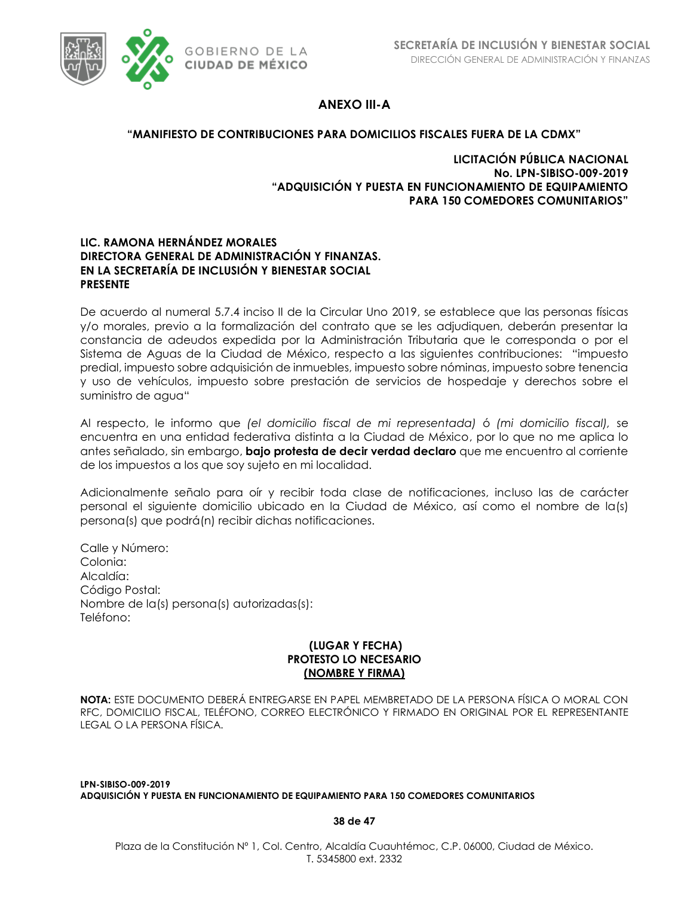# ANEXO III-A

**"MANIFIESTO DE CONTRIBUCIONES PARA DOMICILIOS FISCALES FUERA DE LA CDMX"**

**LICITACIÓN PÚBLICA NACIONAL**
**No. LPN-SIBISO-009-2019**
**"ADQUISICIÓN Y PUESTA EN FUNCIONAMIENTO DE EQUIPAMIENTO PARA 150 COMEDORES COMUNITARIOS"**

**LIC. RAMONA HERNÁNDEZ MORALES**
**DIRECTORA GENERAL DE ADMINISTRACIÓN Y FINANZAS.**
**EN LA SECRETARÍA DE INCLUSIÓN Y BIENESTAR SOCIAL**
**PRESENTE**

De acuerdo al numeral 5.7.4 inciso II de la Circular Uno 2019, se establece que las personas físicas y/o morales, previo a la formalización del contrato que se les adjudiquen, deberán presentar la constancia de adeudos expedida por la Administración Tributaria que le corresponda o por el Sistema de Aguas de la Ciudad de México, respecto a las siguientes contribuciones: "impuesto predial, impuesto sobre adquisición de inmuebles, impuesto sobre nóminas, impuesto sobre tenencia y uso de vehículos, impuesto sobre prestación de servicios de hospedaje y derechos sobre el suministro de agua"

Al respecto, le informo que *(el domicilio fiscal de mi representada)* ó *(mi domicilio fiscal)*, se encuentra en una entidad federativa distinta a la Ciudad de México, por lo que no me aplica lo antes señalado, sin embargo, **bajo protesta de decir verdad declaro** que me encuentro al corriente de los impuestos a los que soy sujeto en mi localidad.

Adicionalmente señalo para oír y recibir toda clase de notificaciones, incluso las de carácter personal el siguiente domicilio ubicado en la Ciudad de México, así como el nombre de la(s) persona(s) que podrá(n) recibir dichas notificaciones.

Calle y Número:
Colonia:
Alcaldía:
Código Postal:
Nombre de la(s) persona(s) autorizadas(s):
Teléfono:

**(LUGAR Y FECHA)**
**PROTESTO LO NECESARIO**
**(NOMBRE Y FIRMA)**

**NOTA:** ESTE DOCUMENTO DEBERÁ ENTREGARSE EN PAPEL MEMBRETADO DE LA PERSONA FÍSICA O MORAL CON RFC, DOMICILIO FISCAL, TELÉFONO, CORREO ELECTRÓNICO Y FIRMADO EN ORIGINAL POR EL REPRESENTANTE LEGAL O LA PERSONA FÍSICA.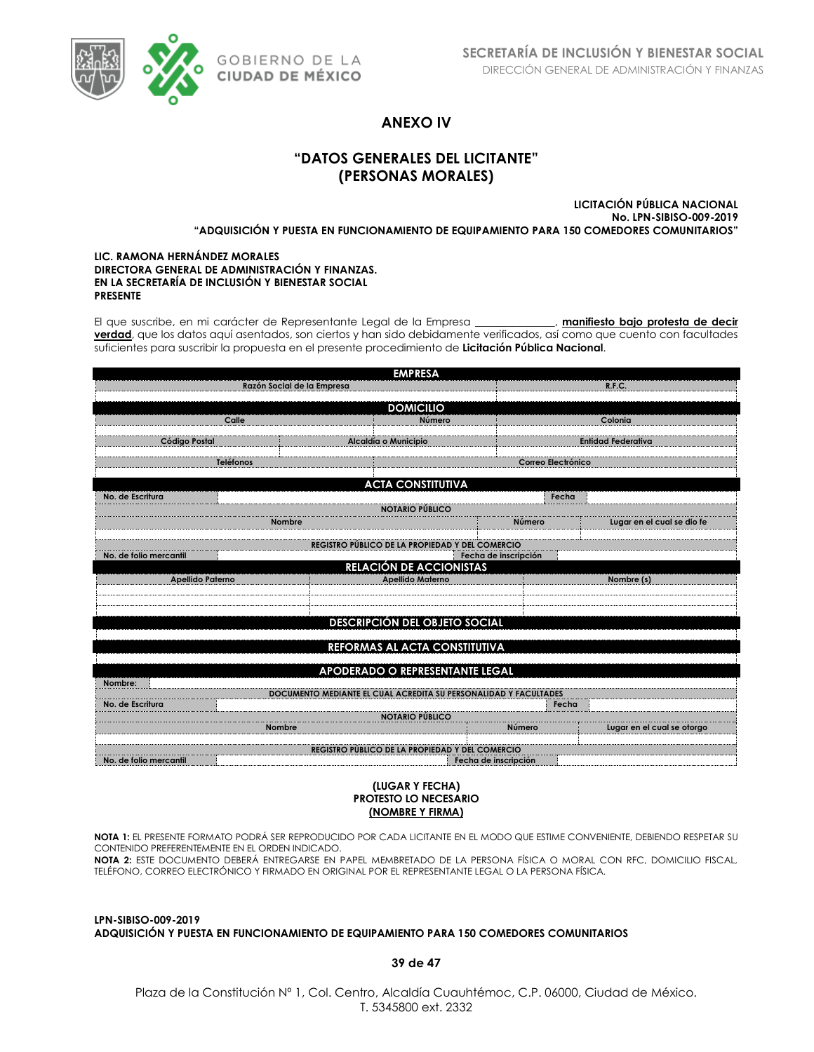# ANEXO IV

## "DATOS GENERALES DEL LICITANTE"
## (PERSONAS MORALES)

**LICITACIÓN PÚBLICA NACIONAL**
**No. LPN-SIBISO-009-2019**
**"ADQUISICIÓN Y PUESTA EN FUNCIONAMIENTO DE EQUIPAMIENTO PARA 150 COMEDORES COMUNITARIOS"**

**LIC. RAMONA HERNÁNDEZ MORALES**
**DIRECTORA GENERAL DE ADMINISTRACIÓN Y FINANZAS.**
**EN LA SECRETARÍA DE INCLUSIÓN Y BIENESTAR SOCIAL**
**PRESENTE**

El que suscribe, en mi carácter de Representante Legal de la Empresa _______________, **manifiesto bajo protesta de decir verdad**, que los datos aquí asentados, son ciertos y han sido debidamente verificados, así como que cuento con facultades suficientes para suscribir la propuesta en el presente procedimiento de **Licitación Pública Nacional**.

| **EMPRESA** | | | |
|---|---|---|---|
| Razón Social de la Empresa | | R.F.C. | |
| | | | |
| **DOMICILIO** | | | |
| Calle | Número | Colonia | |
| | | | |
| Código Postal | Alcaldía o Municipio | Entidad Federativa | |
| | | | |
| Teléfonos | Correo Electrónico | | |
| | | | |
| **ACTA CONSTITUTIVA** | | | |
| No. de Escritura | | Fecha | |
| **NOTARIO PÚBLICO** | | | |
| Nombre | Número | Lugar en el cual se dio fe | |
| | | | |
| **REGISTRO PÚBLICO DE LA PROPIEDAD Y DEL COMERCIO** | | | |
| No. de folio mercantil | | Fecha de inscripción | |
| **RELACIÓN DE ACCIONISTAS** | | | |
| Apellido Paterno | Apellido Materno | Nombre (s) | |
| | | | |
| | | | |
| | | | |
| **DESCRIPCIÓN DEL OBJETO SOCIAL** | | | |
| | | | |
| **REFORMAS AL ACTA CONSTITUTIVA** | | | |
| | | | |
| **APODERADO O REPRESENTANTE LEGAL** | | | |
| Nombre: | | | |
| **DOCUMENTO MEDIANTE EL CUAL ACREDITA SU PERSONALIDAD Y FACULTADES** | | | |
| No. de Escritura | | Fecha | |
| **NOTARIO PÚBLICO** | | | |
| Nombre | Número | Lugar en el cual se otorgo | |
| | | | |
| **REGISTRO PÚBLICO DE LA PROPIEDAD Y DEL COMERCIO** | | | |
| No. de folio mercantil | | Fecha de inscripción | |

**(LUGAR Y FECHA)**
**PROTESTO LO NECESARIO**
**(NOMBRE Y FIRMA)**

**NOTA 1:** EL PRESENTE FORMATO PODRÁ SER REPRODUCIDO POR CADA LICITANTE EN EL MODO QUE ESTIME CONVENIENTE, DEBIENDO RESPETAR SU CONTENIDO PREFERENTEMENTE EN EL ORDEN INDICADO.
**NOTA 2:** ESTE DOCUMENTO DEBERÁ ENTREGARSE EN PAPEL MEMBRETADO DE LA PERSONA FÍSICA O MORAL CON RFC, DOMICILIO FISCAL, TELÉFONO, CORREO ELECTRÓNICO Y FIRMADO EN ORIGINAL POR EL REPRESENTANTE LEGAL O LA PERSONA FÍSICA.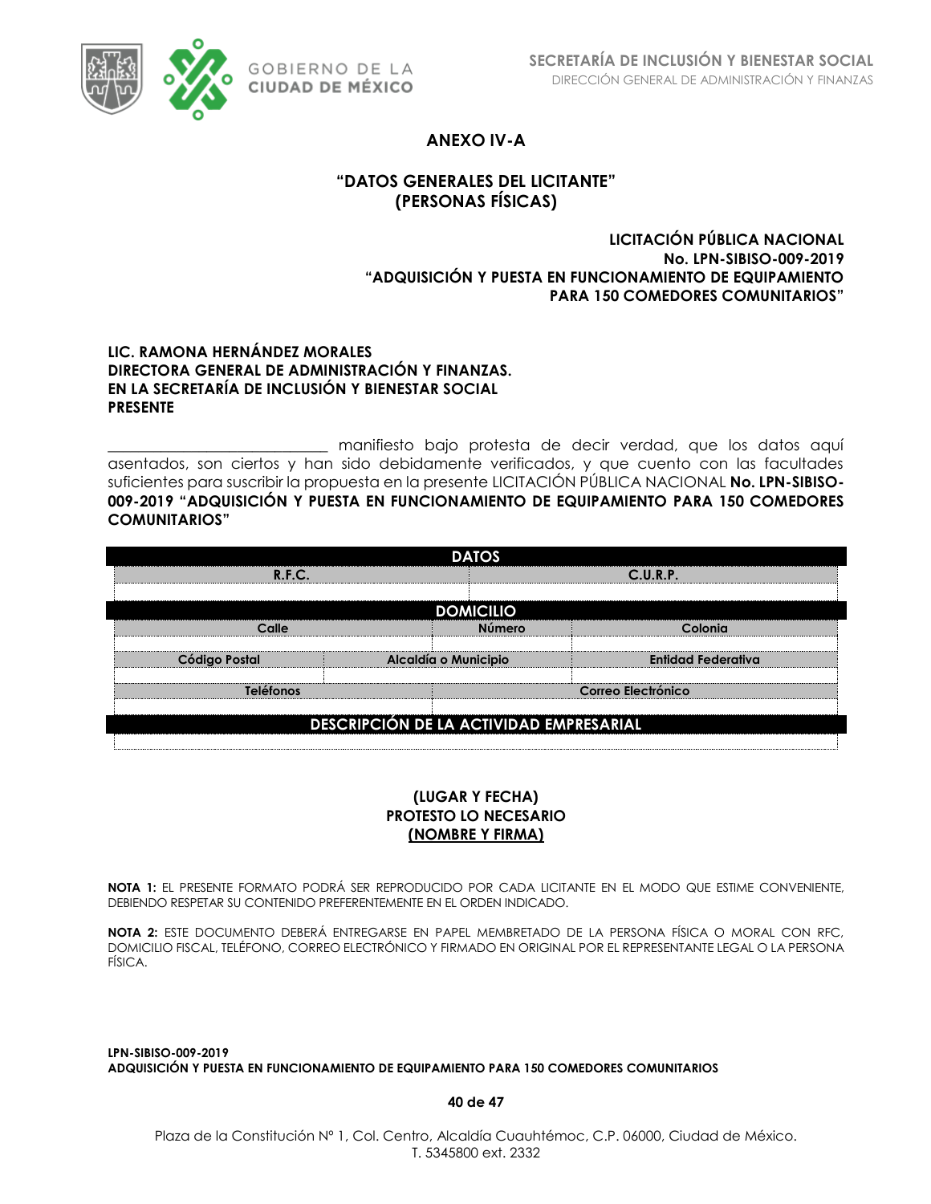# ANEXO IV-A

## "DATOS GENERALES DEL LICITANTE" (PERSONAS FÍSICAS)

**LICITACIÓN PÚBLICA NACIONAL**
**No. LPN-SIBISO-009-2019**
**"ADQUISICIÓN Y PUESTA EN FUNCIONAMIENTO DE EQUIPAMIENTO PARA 150 COMEDORES COMUNITARIOS"**

**LIC. RAMONA HERNÁNDEZ MORALES**
**DIRECTORA GENERAL DE ADMINISTRACIÓN Y FINANZAS.**
**EN LA SECRETARÍA DE INCLUSIÓN Y BIENESTAR SOCIAL**
**PRESENTE**

____________________________ manifiesto bajo protesta de decir verdad, que los datos aquí asentados, son ciertos y han sido debidamente verificados, y que cuento con las facultades suficientes para suscribir la propuesta en la presente LICITACIÓN PÚBLICA NACIONAL **No. LPN-SIBISO-009-2019 "ADQUISICIÓN Y PUESTA EN FUNCIONAMIENTO DE EQUIPAMIENTO PARA 150 COMEDORES COMUNITARIOS"**

| DATOS | |
|---|---|
| R.F.C. | C.U.R.P. |
| | |

| DOMICILIO | | |
|---|---|---|
| Calle | Número | Colonia |
| | | |
| Código Postal | Alcaldía o Municipio | Entidad Federativa |
| | | |
| Teléfonos | Correo Electrónico | |
| | | |

| DESCRIPCIÓN DE LA ACTIVIDAD EMPRESARIAL |
|---|
| |

**(LUGAR Y FECHA)**
**PROTESTO LO NECESARIO**
**(NOMBRE Y FIRMA)**

**NOTA 1:** EL PRESENTE FORMATO PODRÁ SER REPRODUCIDO POR CADA LICITANTE EN EL MODO QUE ESTIME CONVENIENTE, DEBIENDO RESPETAR SU CONTENIDO PREFERENTEMENTE EN EL ORDEN INDICADO.

**NOTA 2:** ESTE DOCUMENTO DEBERÁ ENTREGARSE EN PAPEL MEMBRETADO DE LA PERSONA FÍSICA O MORAL CON RFC, DOMICILIO FISCAL, TELÉFONO, CORREO ELECTRÓNICO Y FIRMADO EN ORIGINAL POR EL REPRESENTANTE LEGAL O LA PERSONA FÍSICA.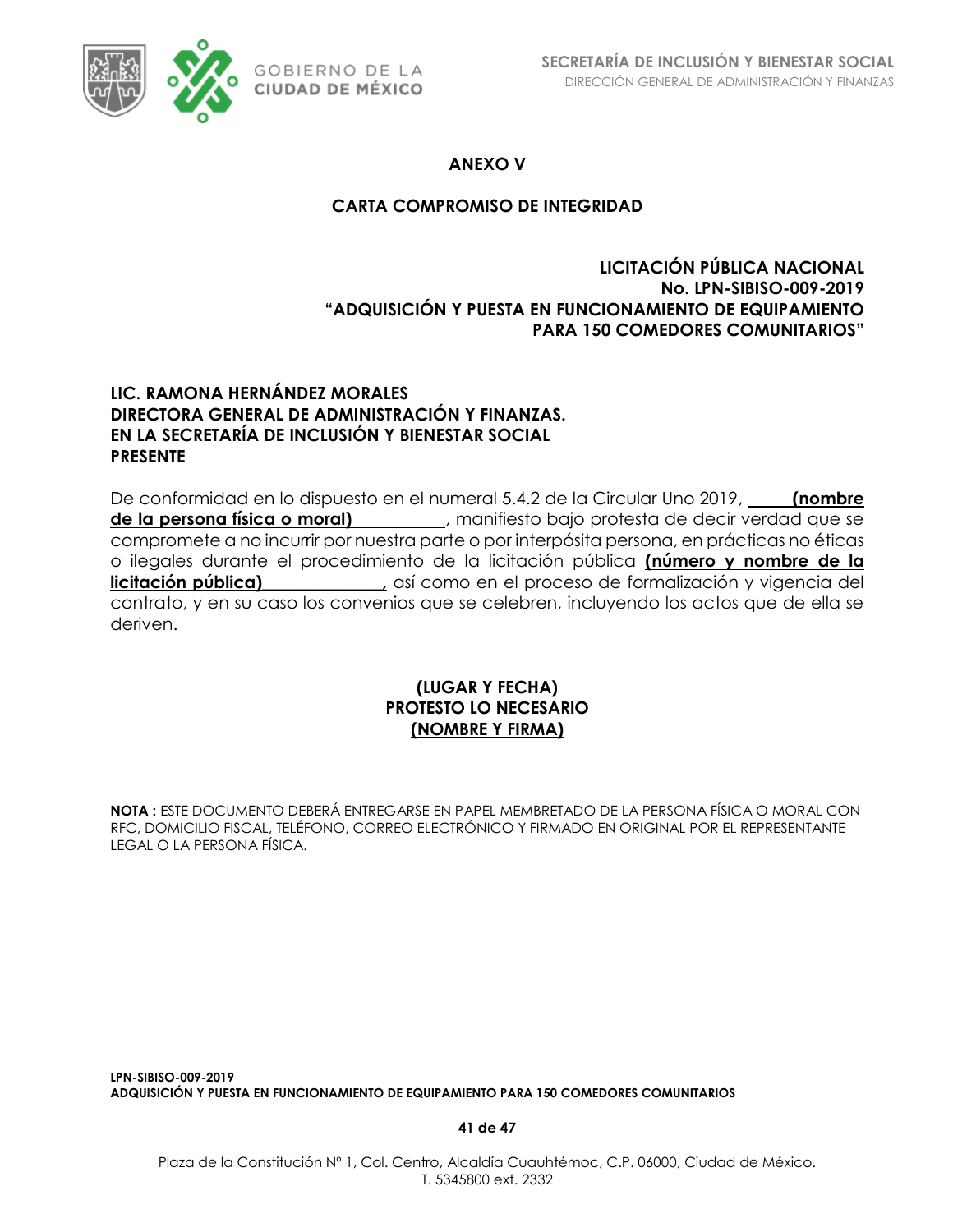## ANEXO V

## CARTA COMPROMISO DE INTEGRIDAD

**LICITACIÓN PÚBLICA NACIONAL**
**No. LPN-SIBISO-009-2019**
**"ADQUISICIÓN Y PUESTA EN FUNCIONAMIENTO DE EQUIPAMIENTO PARA 150 COMEDORES COMUNITARIOS"**

**LIC. RAMONA HERNÁNDEZ MORALES**
**DIRECTORA GENERAL DE ADMINISTRACIÓN Y FINANZAS.**
**EN LA SECRETARÍA DE INCLUSIÓN Y BIENESTAR SOCIAL**
**PRESENTE**

De conformidad en lo dispuesto en el numeral 5.4.2 de la Circular Uno 2019, ______**(nombre de la persona física o moral)**__________, manifiesto bajo protesta de decir verdad que se compromete a no incurrir por nuestra parte o por interpósita persona, en prácticas no éticas o ilegales durante el procedimiento de la licitación pública **(número y nombre de la licitación pública)**_____________, así como en el proceso de formalización y vigencia del contrato, y en su caso los convenios que se celebren, incluyendo los actos que de ella se deriven.

**(LUGAR Y FECHA)**
**PROTESTO LO NECESARIO**
**(NOMBRE Y FIRMA)**

**NOTA :** ESTE DOCUMENTO DEBERÁ ENTREGARSE EN PAPEL MEMBRETADO DE LA PERSONA FÍSICA O MORAL CON RFC, DOMICILIO FISCAL, TELÉFONO, CORREO ELECTRÓNICO Y FIRMADO EN ORIGINAL POR EL REPRESENTANTE LEGAL O LA PERSONA FÍSICA.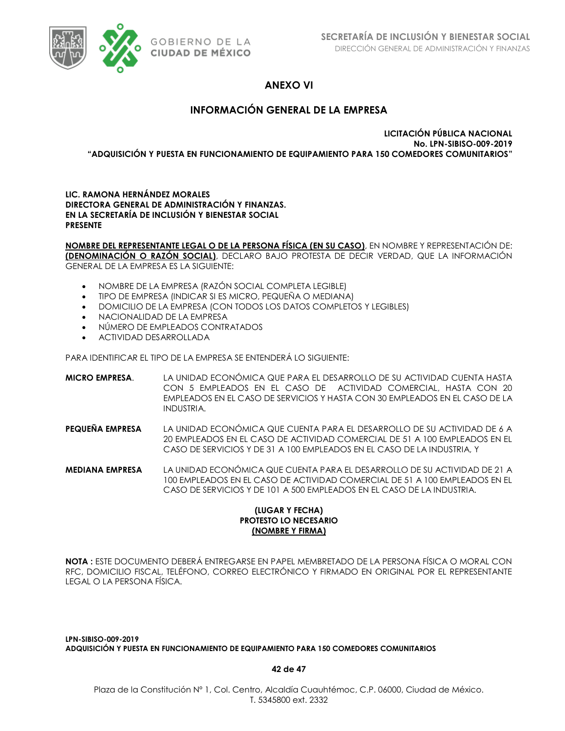# ANEXO VI

## INFORMACIÓN GENERAL DE LA EMPRESA

**LICITACIÓN PÚBLICA NACIONAL**
**No. LPN-SIBISO-009-2019**
**"ADQUISICIÓN Y PUESTA EN FUNCIONAMIENTO DE EQUIPAMIENTO PARA 150 COMEDORES COMUNITARIOS"**

**LIC. RAMONA HERNÁNDEZ MORALES**
**DIRECTORA GENERAL DE ADMINISTRACIÓN Y FINANZAS.**
**EN LA SECRETARÍA DE INCLUSIÓN Y BIENESTAR SOCIAL**
**PRESENTE**

**NOMBRE DEL REPRESENTANTE LEGAL O DE LA PERSONA FÍSICA (EN SU CASO)**, EN NOMBRE Y REPRESENTACIÓN DE: **(DENOMINACIÓN O RAZÓN SOCIAL)**, DECLARO BAJO PROTESTA DE DECIR VERDAD, QUE LA INFORMACIÓN GENERAL DE LA EMPRESA ES LA SIGUIENTE:

- NOMBRE DE LA EMPRESA (RAZÓN SOCIAL COMPLETA LEGIBLE)
- TIPO DE EMPRESA (INDICAR SI ES MICRO, PEQUEÑA O MEDIANA)
- DOMICILIO DE LA EMPRESA (CON TODOS LOS DATOS COMPLETOS Y LEGIBLES)
- NACIONALIDAD DE LA EMPRESA
- NÚMERO DE EMPLEADOS CONTRATADOS
- ACTIVIDAD DESARROLLADA

PARA IDENTIFICAR EL TIPO DE LA EMPRESA SE ENTENDERÁ LO SIGUIENTE:

**MICRO EMPRESA**. LA UNIDAD ECONÓMICA QUE PARA EL DESARROLLO DE SU ACTIVIDAD CUENTA HASTA CON 5 EMPLEADOS EN EL CASO DE ACTIVIDAD COMERCIAL, HASTA CON 20 EMPLEADOS EN EL CASO DE SERVICIOS Y HASTA CON 30 EMPLEADOS EN EL CASO DE LA INDUSTRIA.

**PEQUEÑA EMPRESA** LA UNIDAD ECONÓMICA QUE CUENTA PARA EL DESARROLLO DE SU ACTIVIDAD DE 6 A 20 EMPLEADOS EN EL CASO DE ACTIVIDAD COMERCIAL DE 51 A 100 EMPLEADOS EN EL CASO DE SERVICIOS Y DE 31 A 100 EMPLEADOS EN EL CASO DE LA INDUSTRIA, Y

**MEDIANA EMPRESA** LA UNIDAD ECONÓMICA QUE CUENTA PARA EL DESARROLLO DE SU ACTIVIDAD DE 21 A 100 EMPLEADOS EN EL CASO DE ACTIVIDAD COMERCIAL DE 51 A 100 EMPLEADOS EN EL CASO DE SERVICIOS Y DE 101 A 500 EMPLEADOS EN EL CASO DE LA INDUSTRIA.

**(LUGAR Y FECHA)**
**PROTESTO LO NECESARIO**
**(NOMBRE Y FIRMA)**

**NOTA :** ESTE DOCUMENTO DEBERÁ ENTREGARSE EN PAPEL MEMBRETADO DE LA PERSONA FÍSICA O MORAL CON RFC, DOMICILIO FISCAL, TELÉFONO, CORREO ELECTRÓNICO Y FIRMADO EN ORIGINAL POR EL REPRESENTANTE LEGAL O LA PERSONA FÍSICA.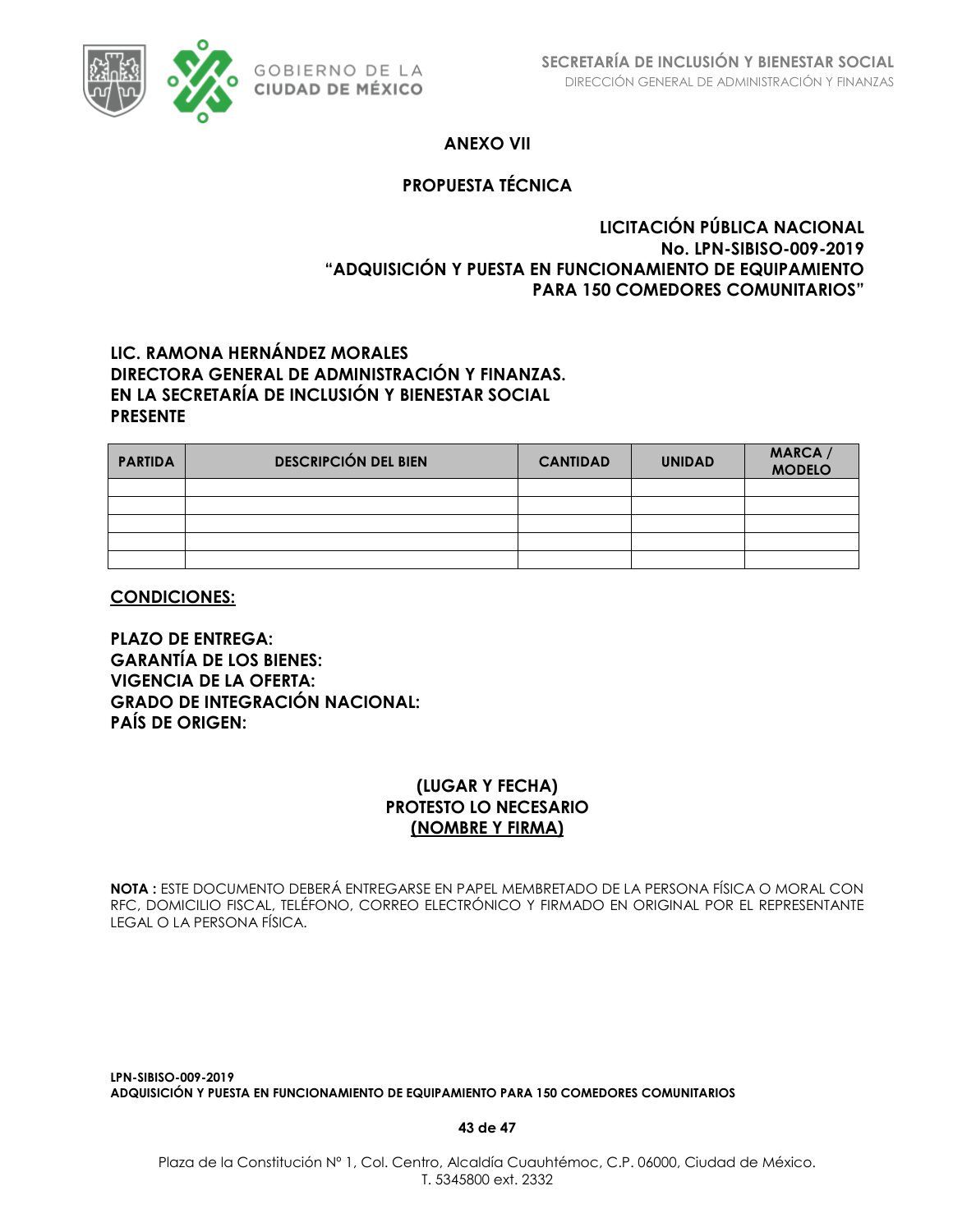# ANEXO VII

## PROPUESTA TÉCNICA

**LICITACIÓN PÚBLICA NACIONAL**
**No. LPN-SIBISO-009-2019**
**"ADQUISICIÓN Y PUESTA EN FUNCIONAMIENTO DE EQUIPAMIENTO PARA 150 COMEDORES COMUNITARIOS"**

**LIC. RAMONA HERNÁNDEZ MORALES**
**DIRECTORA GENERAL DE ADMINISTRACIÓN Y FINANZAS.**
**EN LA SECRETARÍA DE INCLUSIÓN Y BIENESTAR SOCIAL**
**PRESENTE**

| PARTIDA | DESCRIPCIÓN DEL BIEN | CANTIDAD | UNIDAD | MARCA / MODELO |
|---|---|---|---|---|
| | | | | |
| | | | | |
| | | | | |
| | | | | |
| | | | | |

**<u>CONDICIONES:</u>**

**PLAZO DE ENTREGA:**
**GARANTÍA DE LOS BIENES:**
**VIGENCIA DE LA OFERTA:**
**GRADO DE INTEGRACIÓN NACIONAL:**
**PAÍS DE ORIGEN:**

**(LUGAR Y FECHA)**
**PROTESTO LO NECESARIO**
**<u>(NOMBRE Y FIRMA)</u>**

**NOTA :** ESTE DOCUMENTO DEBERÁ ENTREGARSE EN PAPEL MEMBRETADO DE LA PERSONA FÍSICA O MORAL CON RFC, DOMICILIO FISCAL, TELÉFONO, CORREO ELECTRÓNICO Y FIRMADO EN ORIGINAL POR EL REPRESENTANTE LEGAL O LA PERSONA FÍSICA.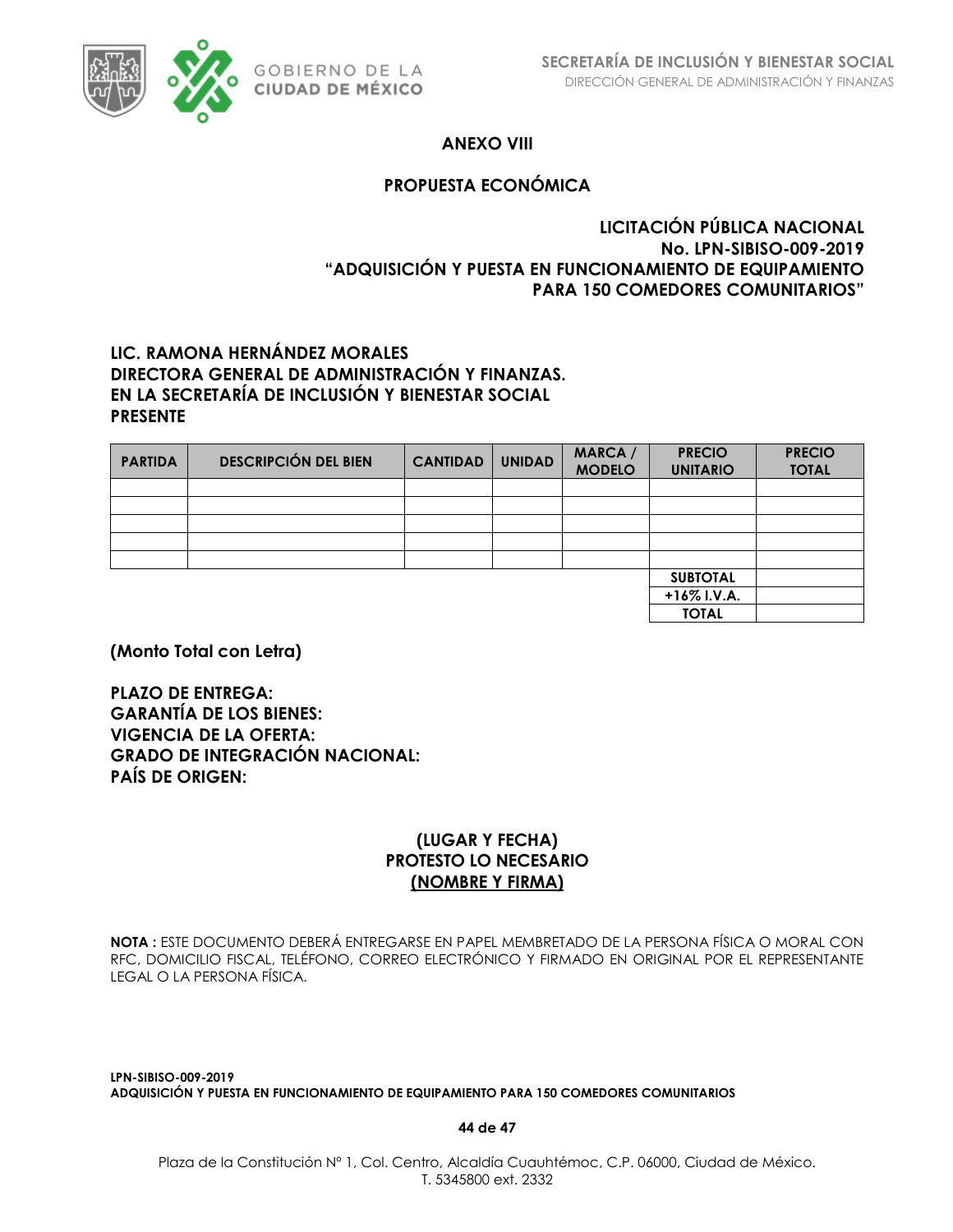## ANEXO VIII

## PROPUESTA ECONÓMICA

**LICITACIÓN PÚBLICA NACIONAL**
**No. LPN-SIBISO-009-2019**
**"ADQUISICIÓN Y PUESTA EN FUNCIONAMIENTO DE EQUIPAMIENTO PARA 150 COMEDORES COMUNITARIOS"**

**LIC. RAMONA HERNÁNDEZ MORALES**
**DIRECTORA GENERAL DE ADMINISTRACIÓN Y FINANZAS.**
**EN LA SECRETARÍA DE INCLUSIÓN Y BIENESTAR SOCIAL**
**PRESENTE**

| PARTIDA | DESCRIPCIÓN DEL BIEN | CANTIDAD | UNIDAD | MARCA / MODELO | PRECIO UNITARIO | PRECIO TOTAL |
|---|---|---|---|---|---|---|
| | | | | | | |
| | | | | | | |
| | | | | | | |
| | | | | | | |
| | | | | | | |
| | | | | | SUBTOTAL | |
| | | | | | +16% I.V.A. | |
| | | | | | TOTAL | |

**(Monto Total con Letra)**

**PLAZO DE ENTREGA:**
**GARANTÍA DE LOS BIENES:**
**VIGENCIA DE LA OFERTA:**
**GRADO DE INTEGRACIÓN NACIONAL:**
**PAÍS DE ORIGEN:**

**(LUGAR Y FECHA)**
**PROTESTO LO NECESARIO**
**(NOMBRE Y FIRMA)**

**NOTA :** ESTE DOCUMENTO DEBERÁ ENTREGARSE EN PAPEL MEMBRETADO DE LA PERSONA FÍSICA O MORAL CON RFC, DOMICILIO FISCAL, TELÉFONO, CORREO ELECTRÓNICO Y FIRMADO EN ORIGINAL POR EL REPRESENTANTE LEGAL O LA PERSONA FÍSICA.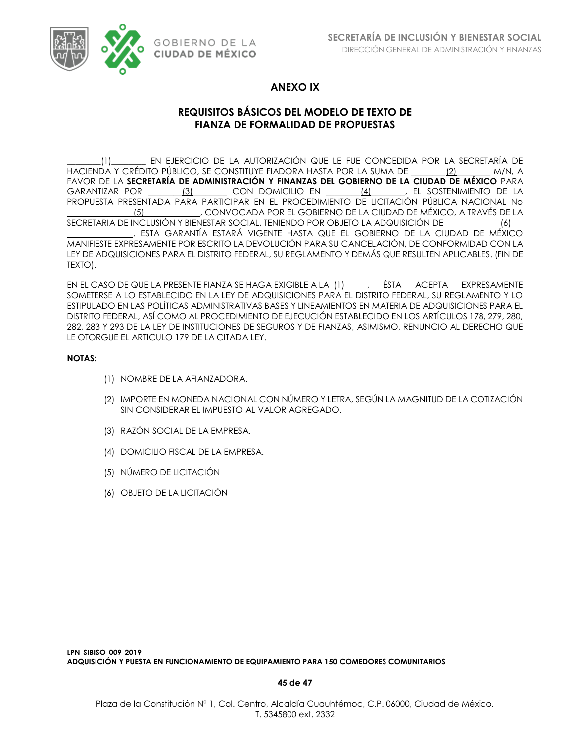# ANEXO IX

## REQUISITOS BÁSICOS DEL MODELO DE TEXTO DE FIANZA DE FORMALIDAD DE PROPUESTAS

________(1)________ EN EJERCICIO DE LA AUTORIZACIÓN QUE LE FUE CONCEDIDA POR LA SECRETARÍA DE HACIENDA Y CRÉDITO PÚBLICO, SE CONSTITUYE FIADORA HASTA POR LA SUMA DE ________(2)________ M/N, A FAVOR DE LA **SECRETARÍA DE ADMINISTRACIÓN Y FINANZAS DEL GOBIERNO DE LA CIUDAD DE MÉXICO** PARA GARANTIZAR POR ________(3)________ CON DOMICILIO EN ________(4)________, EL SOSTENIMIENTO DE LA PROPUESTA PRESENTADA PARA PARTICIPAR EN EL PROCEDIMIENTO DE LICITACIÓN PÚBLICA NACIONAL No ______________(5)______________, CONVOCADA POR EL GOBIERNO DE LA CIUDAD DE MÉXICO, A TRAVÉS DE LA SECRETARIA DE INCLUSIÓN Y BIENESTAR SOCIAL, TENIENDO POR OBJETO LA ADQUISICIÓN DE ____________(6) ______________. ESTA GARANTÍA ESTARÁ VIGENTE HASTA QUE EL GOBIERNO DE LA CIUDAD DE MÉXICO MANIFIESTE EXPRESAMENTE POR ESCRITO LA DEVOLUCIÓN PARA SU CANCELACIÓN, DE CONFORMIDAD CON LA LEY DE ADQUISICIONES PARA EL DISTRITO FEDERAL, SU REGLAMENTO Y DEMÁS QUE RESULTEN APLICABLES. (FIN DE TEXTO).

EN EL CASO DE QUE LA PRESENTE FIANZA SE HAGA EXIGIBLE A LA (1)_____, ÉSTA ACEPTA EXPRESAMENTE SOMETERSE A LO ESTABLECIDO EN LA LEY DE ADQUISICIONES PARA EL DISTRITO FEDERAL, SU REGLAMENTO Y LO ESTIPULADO EN LAS POLÍTICAS ADMINISTRATIVAS BASES Y LINEAMIENTOS EN MATERIA DE ADQUISICIONES PARA EL DISTRITO FEDERAL, ASÍ COMO AL PROCEDIMIENTO DE EJECUCIÓN ESTABLECIDO EN LOS ARTÍCULOS 178, 279, 280, 282, 283 Y 293 DE LA LEY DE INSTITUCIONES DE SEGUROS Y DE FIANZAS, ASIMISMO, RENUNCIO AL DERECHO QUE LE OTORGUE EL ARTICULO 179 DE LA CITADA LEY.

**NOTAS:**

(1) NOMBRE DE LA AFIANZADORA.

(2) IMPORTE EN MONEDA NACIONAL CON NÚMERO Y LETRA, SEGÚN LA MAGNITUD DE LA COTIZACIÓN SIN CONSIDERAR EL IMPUESTO AL VALOR AGREGADO.

(3) RAZÓN SOCIAL DE LA EMPRESA.

(4) DOMICILIO FISCAL DE LA EMPRESA.

(5) NÚMERO DE LICITACIÓN

(6) OBJETO DE LA LICITACIÓN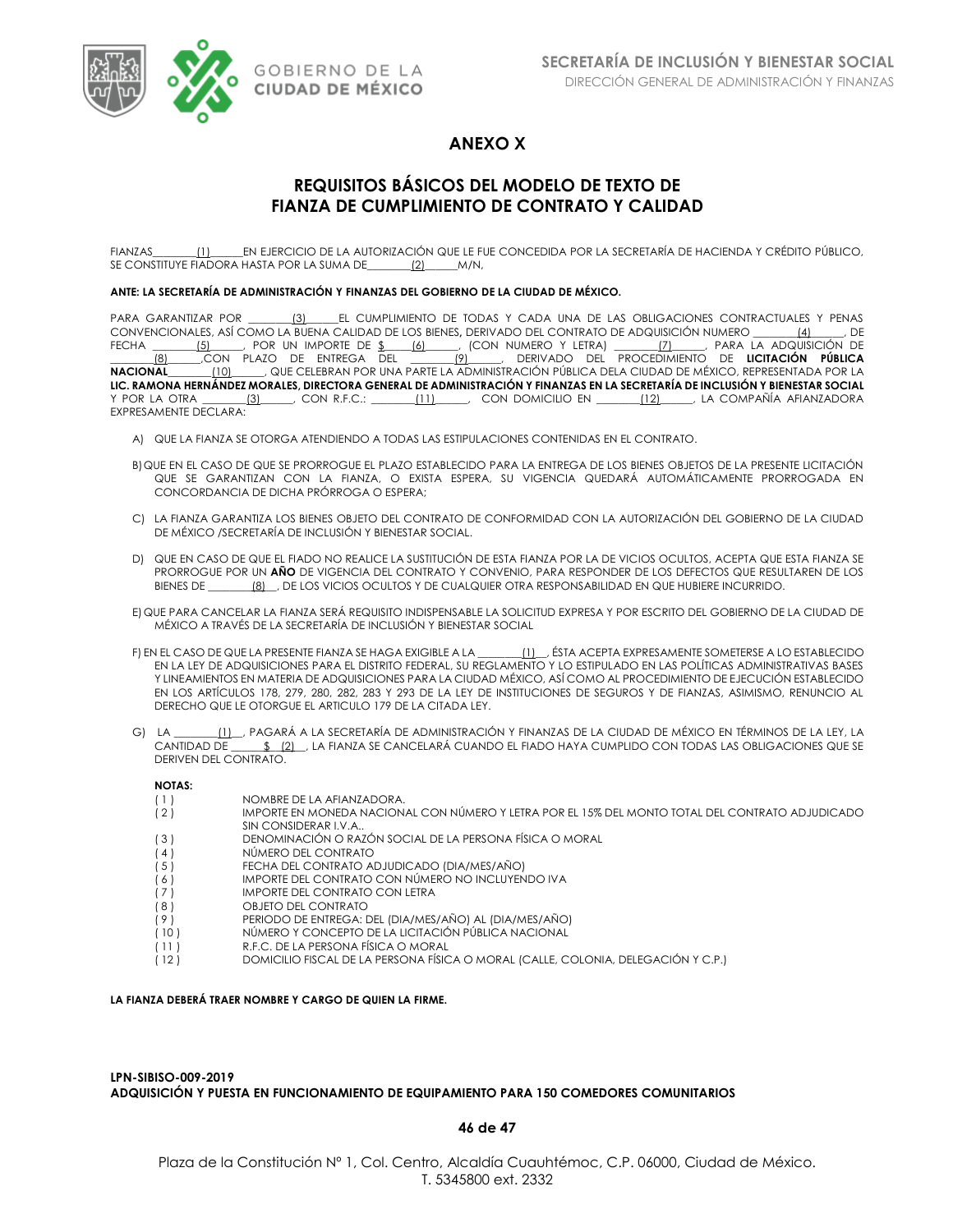# ANEXO X

## REQUISITOS BÁSICOS DEL MODELO DE TEXTO DE FIANZA DE CUMPLIMIENTO DE CONTRATO Y CALIDAD

FIANZAS________(1)______EN EJERCICIO DE LA AUTORIZACIÓN QUE LE FUE CONCEDIDA POR LA SECRETARÍA DE HACIENDA Y CRÉDITO PÚBLICO, SE CONSTITUYE FIADORA HASTA POR LA SUMA DE________(2)______M/N,

**ANTE: LA SECRETARÍA DE ADMINISTRACIÓN Y FINANZAS DEL GOBIERNO DE LA CIUDAD DE MÉXICO.**

PARA GARANTIZAR POR ________(3)______EL CUMPLIMIENTO DE TODAS Y CADA UNA DE LAS OBLIGACIONES CONTRACTUALES Y PENAS CONVENCIONALES, ASÍ COMO LA BUENA CALIDAD DE LOS BIENES, DERIVADO DEL CONTRATO DE ADQUISICIÓN NUMERO ________(4)______, DE FECHA ________(5)______, POR UN IMPORTE DE $____(6)______, (CON NUMERO Y LETRA) ________(7)______, PARA LA ADQUISICIÓN DE ________(8)______,CON PLAZO DE ENTREGA DEL ________(9)______, DERIVADO DEL PROCEDIMIENTO DE **LICITACIÓN PÚBLICA NACIONAL**________(10)______, QUE CELEBRAN POR UNA PARTE LA ADMINISTRACIÓN PÚBLICA DELA CIUDAD DE MÉXICO, REPRESENTADA POR LA **LIC. RAMONA HERNÁNDEZ MORALES, DIRECTORA GENERAL DE ADMINISTRACIÓN Y FINANZAS EN LA SECRETARÍA DE INCLUSIÓN Y BIENESTAR SOCIAL** Y POR LA OTRA ________(3)______, CON R.F.C.: ________(11)______, CON DOMICILIO EN ________(12)______, LA COMPAÑÍA AFIANZADORA EXPRESAMENTE DECLARA:

A) QUE LA FIANZA SE OTORGA ATENDIENDO A TODAS LAS ESTIPULACIONES CONTENIDAS EN EL CONTRATO.

B) QUE EN EL CASO DE QUE SE PRORROGUE EL PLAZO ESTABLECIDO PARA LA ENTREGA DE LOS BIENES OBJETOS DE LA PRESENTE LICITACIÓN QUE SE GARANTIZAN CON LA FIANZA, O EXISTA ESPERA, SU VIGENCIA QUEDARÁ AUTOMÁTICAMENTE PRORROGADA EN CONCORDANCIA DE DICHA PRÓRROGA O ESPERA;

C) LA FIANZA GARANTIZA LOS BIENES OBJETO DEL CONTRATO DE CONFORMIDAD CON LA AUTORIZACIÓN DEL GOBIERNO DE LA CIUDAD DE MÉXICO /SECRETARÍA DE INCLUSIÓN Y BIENESTAR SOCIAL.

D) QUE EN CASO DE QUE EL FIADO NO REALICE LA SUSTITUCIÓN DE ESTA FIANZA POR LA DE VICIOS OCULTOS, ACEPTA QUE ESTA FIANZA SE PRORROGUE POR UN **AÑO** DE VIGENCIA DEL CONTRATO Y CONVENIO, PARA RESPONDER DE LOS DEFECTOS QUE RESULTAREN DE LOS BIENES DE ________(8)__, DE LOS VICIOS OCULTOS Y DE CUALQUIER OTRA RESPONSABILIDAD EN QUE HUBIERE INCURRIDO.

E) QUE PARA CANCELAR LA FIANZA SERÁ REQUISITO INDISPENSABLE LA SOLICITUD EXPRESA Y POR ESCRITO DEL GOBIERNO DE LA CIUDAD DE MÉXICO A TRAVÉS DE LA SECRETARÍA DE INCLUSIÓN Y BIENESTAR SOCIAL

F) EN EL CASO DE QUE LA PRESENTE FIANZA SE HAGA EXIGIBLE A LA ________(1)__, ÉSTA ACEPTA EXPRESAMENTE SOMETERSE A LO ESTABLECIDO EN LA LEY DE ADQUISICIONES PARA EL DISTRITO FEDERAL, SU REGLAMENTO Y LO ESTIPULADO EN LAS POLÍTICAS ADMINISTRATIVAS BASES Y LINEAMIENTOS EN MATERIA DE ADQUISICIONES PARA LA CIUDAD MÉXICO, ASÍ COMO AL PROCEDIMIENTO DE EJECUCIÓN ESTABLECIDO EN LOS ARTÍCULOS 178, 279, 280, 282, 283 Y 293 DE LA LEY DE INSTITUCIONES DE SEGUROS Y DE FIANZAS, ASIMISMO, RENUNCIO AL DERECHO QUE LE OTORGUE EL ARTICULO 179 DE LA CITADA LEY.

G) LA ________(1)__, PAGARÁ A LA SECRETARÍA DE ADMINISTRACIÓN Y FINANZAS DE LA CIUDAD DE MÉXICO EN TÉRMINOS DE LA LEY, LA CANTIDAD DE ______$ (2)__, LA FIANZA SE CANCELARÁ CUANDO EL FIADO HAYA CUMPLIDO CON TODAS LAS OBLIGACIONES QUE SE DERIVEN DEL CONTRATO.

**NOTAS:**

| | |
|---|---|
| ( 1 ) | NOMBRE DE LA AFIANZADORA. |
| ( 2 ) | IMPORTE EN MONEDA NACIONAL CON NÚMERO Y LETRA POR EL 15% DEL MONTO TOTAL DEL CONTRATO ADJUDICADO SIN CONSIDERAR I.V.A.. |
| ( 3 ) | DENOMINACIÓN O RAZÓN SOCIAL DE LA PERSONA FÍSICA O MORAL |
| ( 4 ) | NÚMERO DEL CONTRATO |
| ( 5 ) | FECHA DEL CONTRATO ADJUDICADO (DIA/MES/AÑO) |
| ( 6 ) | IMPORTE DEL CONTRATO CON NÚMERO NO INCLUYENDO IVA |
| ( 7 ) | IMPORTE DEL CONTRATO CON LETRA |
| ( 8 ) | OBJETO DEL CONTRATO |
| ( 9 ) | PERIODO DE ENTREGA: DEL (DIA/MES/AÑO) AL (DIA/MES/AÑO) |
| ( 10 ) | NÚMERO Y CONCEPTO DE LA LICITACIÓN PÚBLICA NACIONAL |
| ( 11 ) | R.F.C. DE LA PERSONA FÍSICA O MORAL |
| ( 12 ) | DOMICILIO FISCAL DE LA PERSONA FÍSICA O MORAL (CALLE, COLONIA, DELEGACIÓN Y C.P.) |

**LA FIANZA DEBERÁ TRAER NOMBRE Y CARGO DE QUIEN LA FIRME.**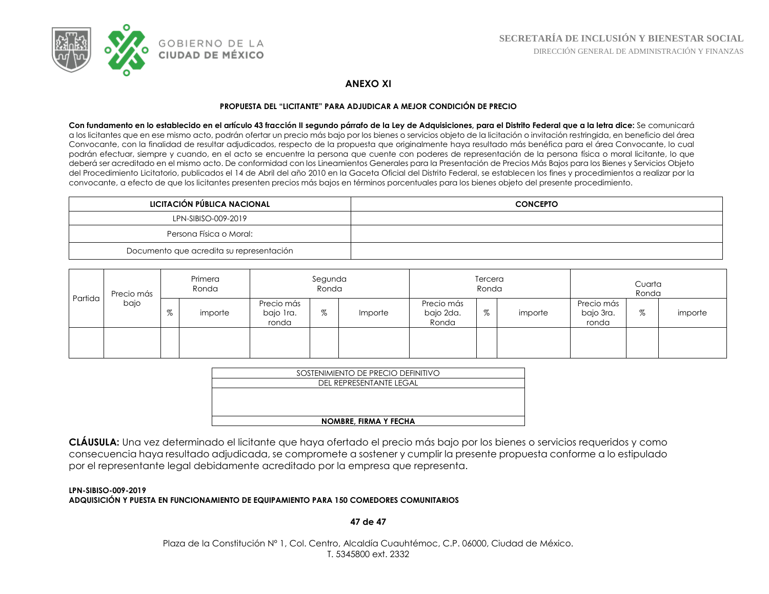## ANEXO XI

**PROPUESTA DEL "LICITANTE" PARA ADJUDICAR A MEJOR CONDICIÓN DE PRECIO**

**Con fundamento en lo establecido en el artículo 43 fracción II segundo párrafo de la Ley de Adquisiciones, para el Distrito Federal que a la letra dice:** Se comunicará a los licitantes que en ese mismo acto, podrán ofertar un precio más bajo por los bienes o servicios objeto de la licitación o invitación restringida, en beneficio del área Convocante, con la finalidad de resultar adjudicados, respecto de la propuesta que originalmente haya resultado más benéfica para el área Convocante, lo cual podrán efectuar, siempre y cuando, en el acto se encuentre la persona que cuente con poderes de representación de la persona física o moral licitante, lo que deberá ser acreditado en el mismo acto. De conformidad con los Lineamientos Generales para la Presentación de Precios Más Bajos para los Bienes y Servicios Objeto del Procedimiento Licitatorio, publicados el 14 de Abril del año 2010 en la Gaceta Oficial del Distrito Federal, se establecen los fines y procedimientos a realizar por la convocante, a efecto de que los licitantes presenten precios más bajos en términos porcentuales para los bienes objeto del presente procedimiento.

| LICITACIÓN PÚBLICA NACIONAL | CONCEPTO |
|---|---|
| LPN-SIBISO-009-2019 | |
| Persona Física o Moral: | |
| Documento que acredita su representación | |

| Partida | Precio más bajo | Primera Ronda | | Segunda Ronda | | | Tercera Ronda | | | Cuarta Ronda | | |
|---|---|---|---|---|---|---|---|---|---|---|---|---|
| | | % | importe | Precio más bajo 1ra. ronda | % | Importe | Precio más bajo 2da. Ronda | % | importe | Precio más bajo 3ra. ronda | % | importe |
| | | | | | | | | | | | | |

| SOSTENIMIENTO DE PRECIO DEFINITIVO |
|---|
| DEL REPRESENTANTE LEGAL |
| |
| **NOMBRE, FIRMA Y FECHA** |

**CLÁUSULA:** Una vez determinado el licitante que haya ofertado el precio más bajo por los bienes o servicios requeridos y como consecuencia haya resultado adjudicada, se compromete a sostener y cumplir la presente propuesta conforme a lo estipulado por el representante legal debidamente acreditado por la empresa que representa.